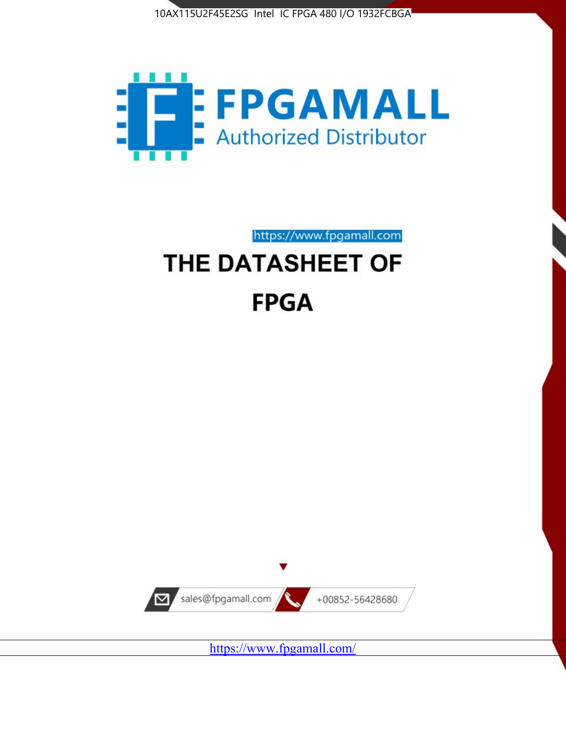10AX115U2F45E2SG Intel IC FPGA 480 I/O 1932FCBGA

FPGAMALL

Authorized Distributor

https://www.fpgamall.com

# THE DATASHEET OF FPGA

sales@fpgamall.com

+00852-56428680

https://www.fpgamall.com/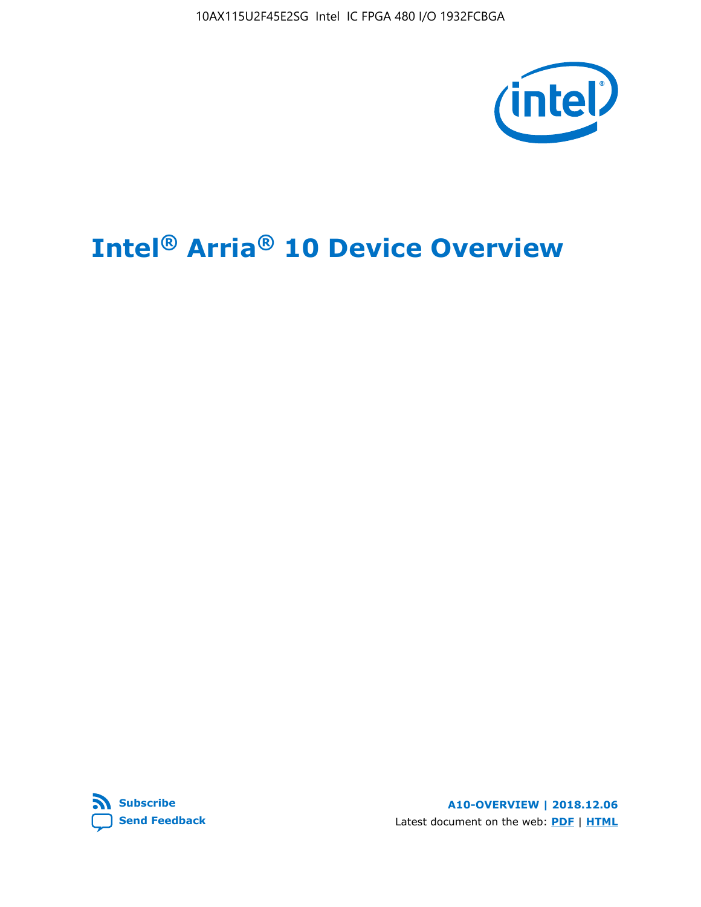# Intel® Arria® 10 Device Overview

**Subscribe**

**Send Feedback**

**A10-OVERVIEW | 2018.12.06**

Latest document on the web: **PDF** | **HTML**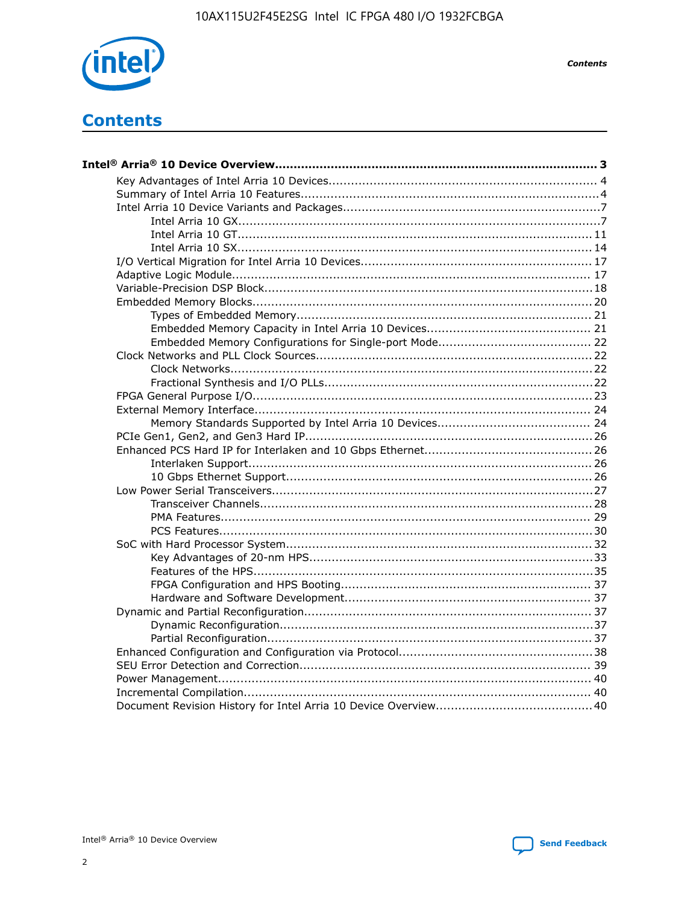# Contents

**Intel® Arria® 10 Device Overview...................................................................................... 3**

- Key Advantages of Intel Arria 10 Devices........................................................................ 4
- Summary of Intel Arria 10 Features................................................................................4
- Intel Arria 10 Device Variants and Packages....................................................................7
  - Intel Arria 10 GX.................................................................................................7
  - Intel Arria 10 GT............................................................................................... 11
  - Intel Arria 10 SX............................................................................................... 14
- I/O Vertical Migration for Intel Arria 10 Devices.............................................................. 17
- Adaptive Logic Module................................................................................................ 17
- Variable-Precision DSP Block.......................................................................................18
- Embedded Memory Blocks...........................................................................................20
  - Types of Embedded Memory............................................................................... 21
  - Embedded Memory Capacity in Intel Arria 10 Devices............................................ 21
  - Embedded Memory Configurations for Single-port Mode......................................... 22
- Clock Networks and PLL Clock Sources.........................................................................22
  - Clock Networks.................................................................................................22
  - Fractional Synthesis and I/O PLLs.......................................................................22
- FPGA General Purpose I/O..........................................................................................23
- External Memory Interface.......................................................................................... 24
  - Memory Standards Supported by Intel Arria 10 Devices......................................... 24
- PCIe Gen1, Gen2, and Gen3 Hard IP.............................................................................26
- Enhanced PCS Hard IP for Interlaken and 10 Gbps Ethernet.............................................26
  - Interlaken Support............................................................................................ 26
  - 10 Gbps Ethernet Support.................................................................................. 26
- Low Power Serial Transceivers.....................................................................................27
  - Transceiver Channels.........................................................................................28
  - PMA Features................................................................................................... 29
  - PCS Features....................................................................................................30
- SoC with Hard Processor System.................................................................................. 32
  - Key Advantages of 20-nm HPS............................................................................33
  - Features of the HPS...........................................................................................35
  - FPGA Configuration and HPS Booting................................................................... 37
  - Hardware and Software Development.................................................................. 37
- Dynamic and Partial Reconfiguration............................................................................37
  - Dynamic Reconfiguration...................................................................................37
  - Partial Reconfiguration......................................................................................37
- Enhanced Configuration and Configuration via Protocol...................................................38
- SEU Error Detection and Correction.............................................................................. 39
- Power Management.................................................................................................... 40
- Incremental Compilation............................................................................................. 40
- Document Revision History for Intel Arria 10 Device Overview..........................................40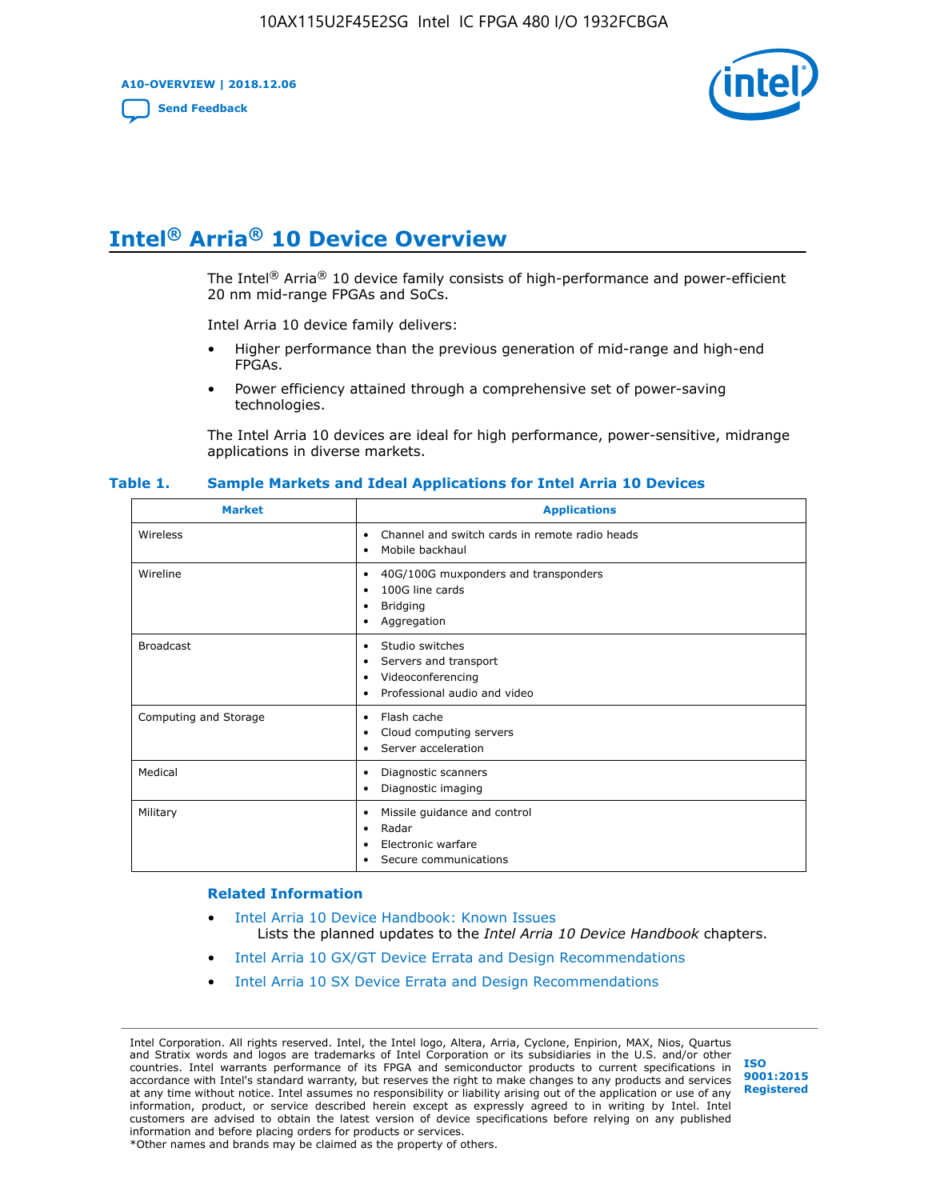# Intel® Arria® 10 Device Overview

The Intel® Arria® 10 device family consists of high-performance and power-efficient 20 nm mid-range FPGAs and SoCs.

Intel Arria 10 device family delivers:

- Higher performance than the previous generation of mid-range and high-end FPGAs.
- Power efficiency attained through a comprehensive set of power-saving technologies.

The Intel Arria 10 devices are ideal for high performance, power-sensitive, midrange applications in diverse markets.

**Table 1. Sample Markets and Ideal Applications for Intel Arria 10 Devices**

| Market | Applications |
|---|---|
| Wireless | • Channel and switch cards in remote radio heads<br>• Mobile backhaul |
| Wireline | • 40G/100G muxponders and transponders<br>• 100G line cards<br>• Bridging<br>• Aggregation |
| Broadcast | • Studio switches<br>• Servers and transport<br>• Videoconferencing<br>• Professional audio and video |
| Computing and Storage | • Flash cache<br>• Cloud computing servers<br>• Server acceleration |
| Medical | • Diagnostic scanners<br>• Diagnostic imaging |
| Military | • Missile guidance and control<br>• Radar<br>• Electronic warfare<br>• Secure communications |

### Related Information

- Intel Arria 10 Device Handbook: Known Issues
  Lists the planned updates to the *Intel Arria 10 Device Handbook* chapters.
- Intel Arria 10 GX/GT Device Errata and Design Recommendations
- Intel Arria 10 SX Device Errata and Design Recommendations

Intel Corporation. All rights reserved. Intel, the Intel logo, Altera, Arria, Cyclone, Enpirion, MAX, Nios, Quartus and Stratix words and logos are trademarks of Intel Corporation or its subsidiaries in the U.S. and/or other countries. Intel warrants performance of its FPGA and semiconductor products to current specifications in accordance with Intel's standard warranty, but reserves the right to make changes to any products and services at any time without notice. Intel assumes no responsibility or liability arising out of the application or use of any information, product, or service described herein except as expressly agreed to in writing by Intel. Intel customers are advised to obtain the latest version of device specifications before relying on any published information and before placing orders for products or services.
*Other names and brands may be claimed as the property of others.

ISO 9001:2015 Registered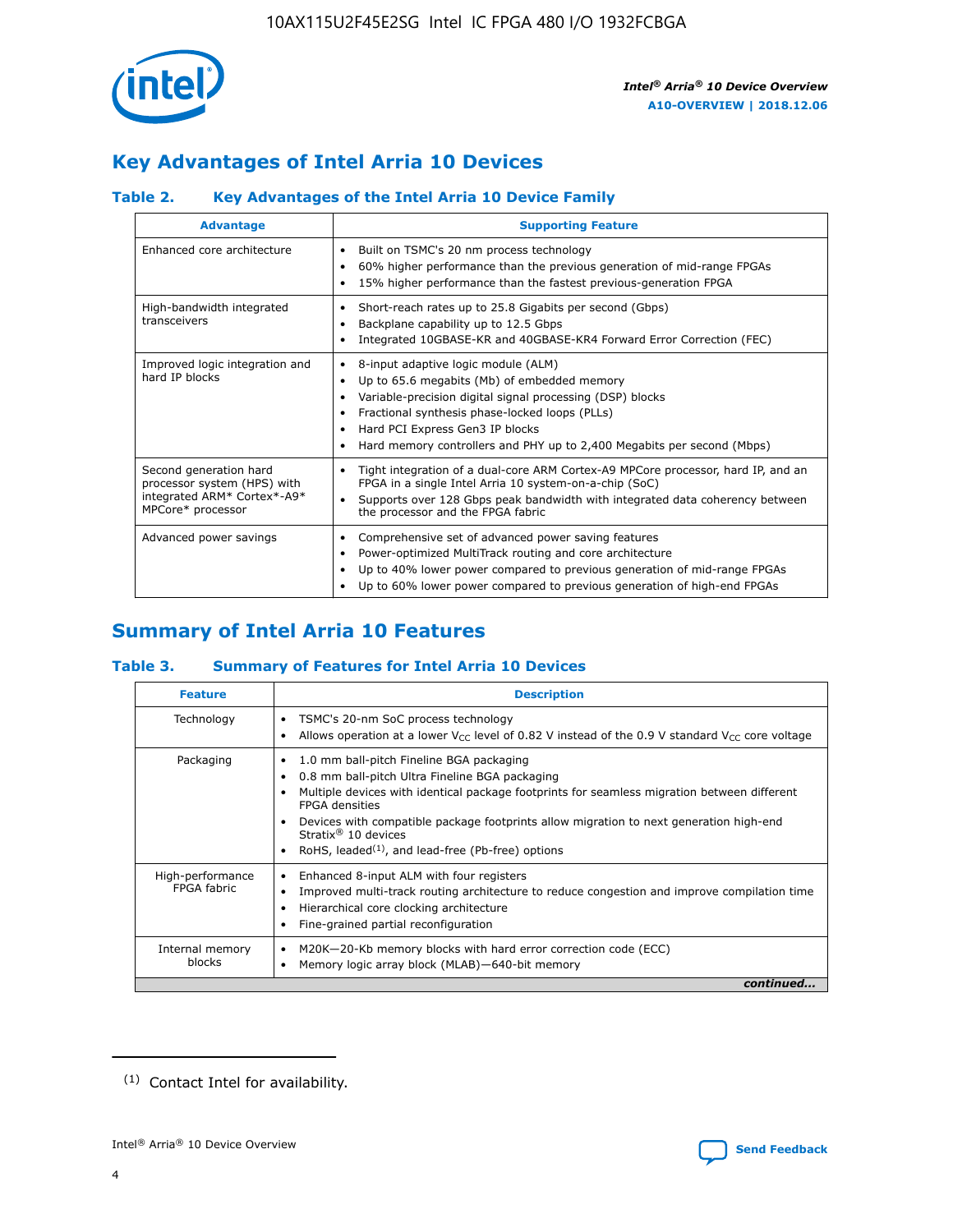# Key Advantages of Intel Arria 10 Devices

## Table 2. Key Advantages of the Intel Arria 10 Device Family

| Advantage | Supporting Feature |
|---|---|
| Enhanced core architecture | • Built on TSMC's 20 nm process technology<br>• 60% higher performance than the previous generation of mid-range FPGAs<br>• 15% higher performance than the fastest previous-generation FPGA |
| High-bandwidth integrated transceivers | • Short-reach rates up to 25.8 Gigabits per second (Gbps)<br>• Backplane capability up to 12.5 Gbps<br>• Integrated 10GBASE-KR and 40GBASE-KR4 Forward Error Correction (FEC) |
| Improved logic integration and hard IP blocks | • 8-input adaptive logic module (ALM)<br>• Up to 65.6 megabits (Mb) of embedded memory<br>• Variable-precision digital signal processing (DSP) blocks<br>• Fractional synthesis phase-locked loops (PLLs)<br>• Hard PCI Express Gen3 IP blocks<br>• Hard memory controllers and PHY up to 2,400 Megabits per second (Mbps) |
| Second generation hard processor system (HPS) with integrated ARM* Cortex*-A9* MPCore* processor | • Tight integration of a dual-core ARM Cortex-A9 MPCore processor, hard IP, and an FPGA in a single Intel Arria 10 system-on-a-chip (SoC)<br>• Supports over 128 Gbps peak bandwidth with integrated data coherency between the processor and the FPGA fabric |
| Advanced power savings | • Comprehensive set of advanced power saving features<br>• Power-optimized MultiTrack routing and core architecture<br>• Up to 40% lower power compared to previous generation of mid-range FPGAs<br>• Up to 60% lower power compared to previous generation of high-end FPGAs |

# Summary of Intel Arria 10 Features

## Table 3. Summary of Features for Intel Arria 10 Devices

| Feature | Description |
|---|---|
| Technology | • TSMC's 20-nm SoC process technology<br>• Allows operation at a lower $V_{CC}$ level of 0.82 V instead of the 0.9 V standard $V_{CC}$ core voltage |
| Packaging | • 1.0 mm ball-pitch Fineline BGA packaging<br>• 0.8 mm ball-pitch Ultra Fineline BGA packaging<br>• Multiple devices with identical package footprints for seamless migration between different FPGA densities<br>• Devices with compatible package footprints allow migration to next generation high-end Stratix® 10 devices<br>• RoHS, leaded[1], and lead-free (Pb-free) options |
| High-performance FPGA fabric | • Enhanced 8-input ALM with four registers<br>• Improved multi-track routing architecture to reduce congestion and improve compilation time<br>• Hierarchical core clocking architecture<br>• Fine-grained partial reconfiguration |
| Internal memory blocks | • M20K—20-Kb memory blocks with hard error correction code (ECC)<br>• Memory logic array block (MLAB)—640-bit memory |

*continued...*

(1) Contact Intel for availability.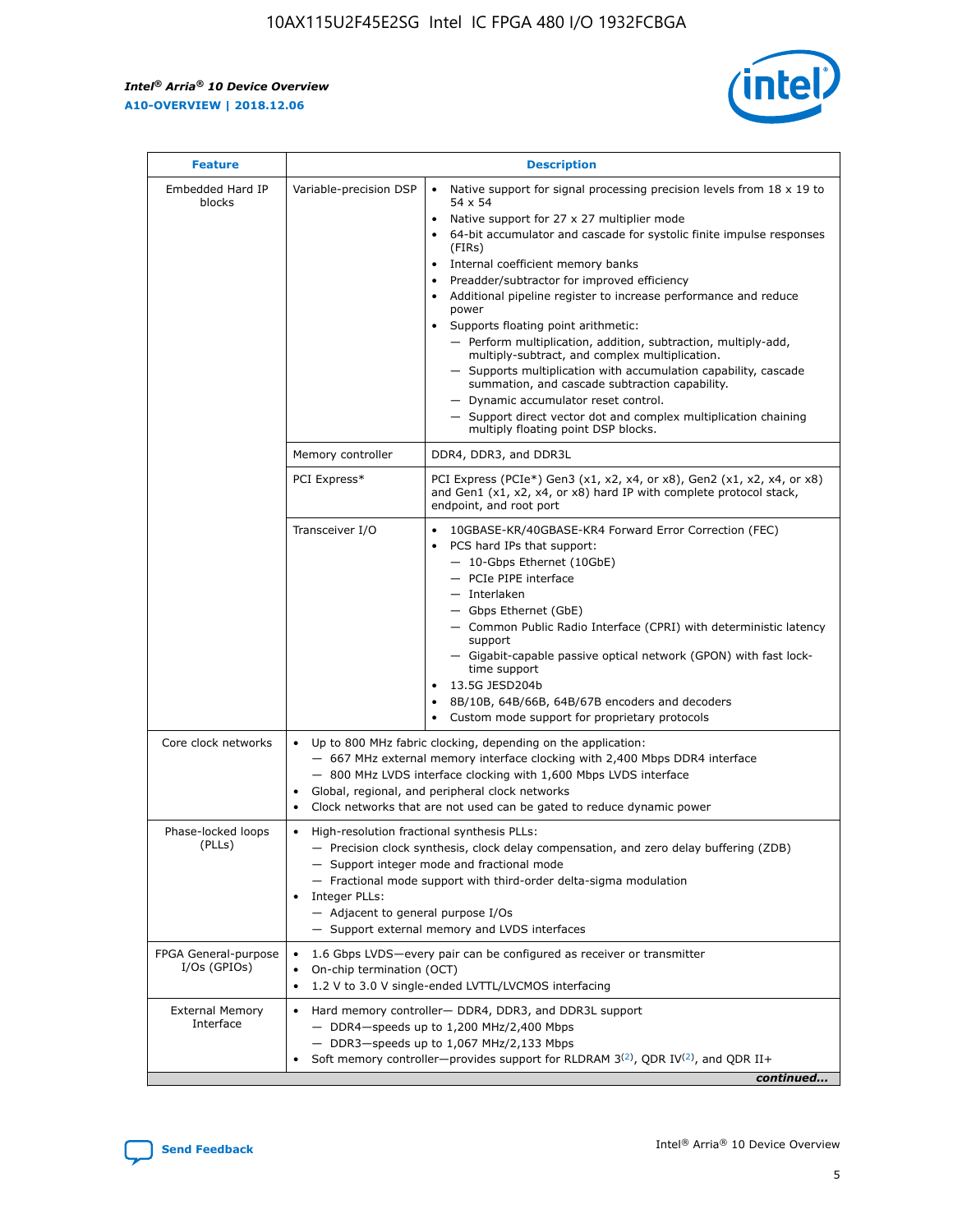| Feature | Description | |
|---|---|---|
| Embedded Hard IP blocks | Variable-precision DSP | • Native support for signal processing precision levels from 18 x 19 to 54 x 54<br>• Native support for 27 x 27 multiplier mode<br>• 64-bit accumulator and cascade for systolic finite impulse responses (FIRs)<br>• Internal coefficient memory banks<br>• Preadder/subtractor for improved efficiency<br>• Additional pipeline register to increase performance and reduce power<br>• Supports floating point arithmetic:<br>— Perform multiplication, addition, subtraction, multiply-add, multiply-subtract, and complex multiplication.<br>— Supports multiplication with accumulation capability, cascade summation, and cascade subtraction capability.<br>— Dynamic accumulator reset control.<br>— Support direct vector dot and complex multiplication chaining multiply floating point DSP blocks. |
| | Memory controller | DDR4, DDR3, and DDR3L |
| | PCI Express* | PCI Express (PCIe*) Gen3 (x1, x2, x4, or x8), Gen2 (x1, x2, x4, or x8) and Gen1 (x1, x2, x4, or x8) hard IP with complete protocol stack, endpoint, and root port |
| | Transceiver I/O | • 10GBASE-KR/40GBASE-KR4 Forward Error Correction (FEC)<br>• PCS hard IPs that support:<br>— 10-Gbps Ethernet (10GbE)<br>— PCIe PIPE interface<br>— Interlaken<br>— Gbps Ethernet (GbE)<br>— Common Public Radio Interface (CPRI) with deterministic latency support<br>— Gigabit-capable passive optical network (GPON) with fast lock-time support<br>• 13.5G JESD204b<br>• 8B/10B, 64B/66B, 64B/67B encoders and decoders<br>• Custom mode support for proprietary protocols |
| Core clock networks | • Up to 800 MHz fabric clocking, depending on the application:<br>— 667 MHz external memory interface clocking with 2,400 Mbps DDR4 interface<br>— 800 MHz LVDS interface clocking with 1,600 Mbps LVDS interface<br>• Global, regional, and peripheral clock networks<br>• Clock networks that are not used can be gated to reduce dynamic power | |
| Phase-locked loops (PLLs) | • High-resolution fractional synthesis PLLs:<br>— Precision clock synthesis, clock delay compensation, and zero delay buffering (ZDB)<br>— Support integer mode and fractional mode<br>— Fractional mode support with third-order delta-sigma modulation<br>• Integer PLLs:<br>— Adjacent to general purpose I/Os<br>— Support external memory and LVDS interfaces | |
| FPGA General-purpose I/Os (GPIOs) | • 1.6 Gbps LVDS—every pair can be configured as receiver or transmitter<br>• On-chip termination (OCT)<br>• 1.2 V to 3.0 V single-ended LVTTL/LVCMOS interfacing | |
| External Memory Interface | • Hard memory controller— DDR4, DDR3, and DDR3L support<br>— DDR4—speeds up to 1,200 MHz/2,400 Mbps<br>— DDR3—speeds up to 1,067 MHz/2,133 Mbps<br>• Soft memory controller—provides support for RLDRAM 3[(2)], QDR IV[(2)], and QDR II+ | |

*continued...*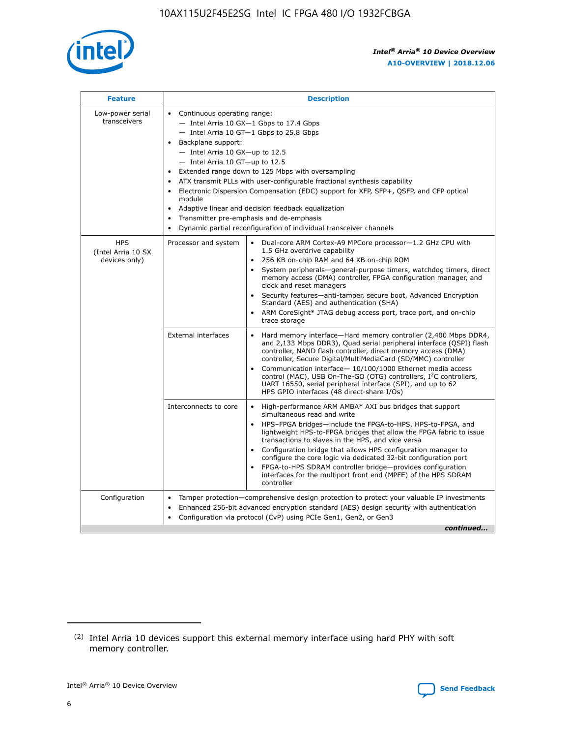| Feature | Description | |
|---|---|---|
| Low-power serial transceivers | • Continuous operating range:<br>— Intel Arria 10 GX—1 Gbps to 17.4 Gbps<br>— Intel Arria 10 GT—1 Gbps to 25.8 Gbps<br>• Backplane support:<br>— Intel Arria 10 GX—up to 12.5<br>— Intel Arria 10 GT—up to 12.5<br>• Extended range down to 125 Mbps with oversampling<br>• ATX transmit PLLs with user-configurable fractional synthesis capability<br>• Electronic Dispersion Compensation (EDC) support for XFP, SFP+, QSFP, and CFP optical module<br>• Adaptive linear and decision feedback equalization<br>• Transmitter pre-emphasis and de-emphasis<br>• Dynamic partial reconfiguration of individual transceiver channels | |
| HPS (Intel Arria 10 SX devices only) | Processor and system | • Dual-core ARM Cortex-A9 MPCore processor—1.2 GHz CPU with 1.5 GHz overdrive capability<br>• 256 KB on-chip RAM and 64 KB on-chip ROM<br>• System peripherals—general-purpose timers, watchdog timers, direct memory access (DMA) controller, FPGA configuration manager, and clock and reset managers<br>• Security features—anti-tamper, secure boot, Advanced Encryption Standard (AES) and authentication (SHA)<br>• ARM CoreSight* JTAG debug access port, trace port, and on-chip trace storage |
| | External interfaces | • Hard memory interface—Hard memory controller (2,400 Mbps DDR4, and 2,133 Mbps DDR3), Quad serial peripheral interface (QSPI) flash controller, NAND flash controller, direct memory access (DMA) controller, Secure Digital/MultiMediaCard (SD/MMC) controller<br>• Communication interface— 10/100/1000 Ethernet media access control (MAC), USB On-The-GO (OTG) controllers, I²C controllers, UART 16550, serial peripheral interface (SPI), and up to 62 HPS GPIO interfaces (48 direct-share I/Os) |
| | Interconnects to core | • High-performance ARM AMBA* AXI bus bridges that support simultaneous read and write<br>• HPS–FPGA bridges—include the FPGA-to-HPS, HPS-to-FPGA, and lightweight HPS-to-FPGA bridges that allow the FPGA fabric to issue transactions to slaves in the HPS, and vice versa<br>• Configuration bridge that allows HPS configuration manager to configure the core logic via dedicated 32-bit configuration port<br>• FPGA-to-HPS SDRAM controller bridge—provides configuration interfaces for the multiport front end (MPFE) of the HPS SDRAM controller |
| Configuration | • Tamper protection—comprehensive design protection to protect your valuable IP investments<br>• Enhanced 256-bit advanced encryption standard (AES) design security with authentication<br>• Configuration via protocol (CvP) using PCIe Gen1, Gen2, or Gen3 | |

*continued...*

(2) Intel Arria 10 devices support this external memory interface using hard PHY with soft memory controller.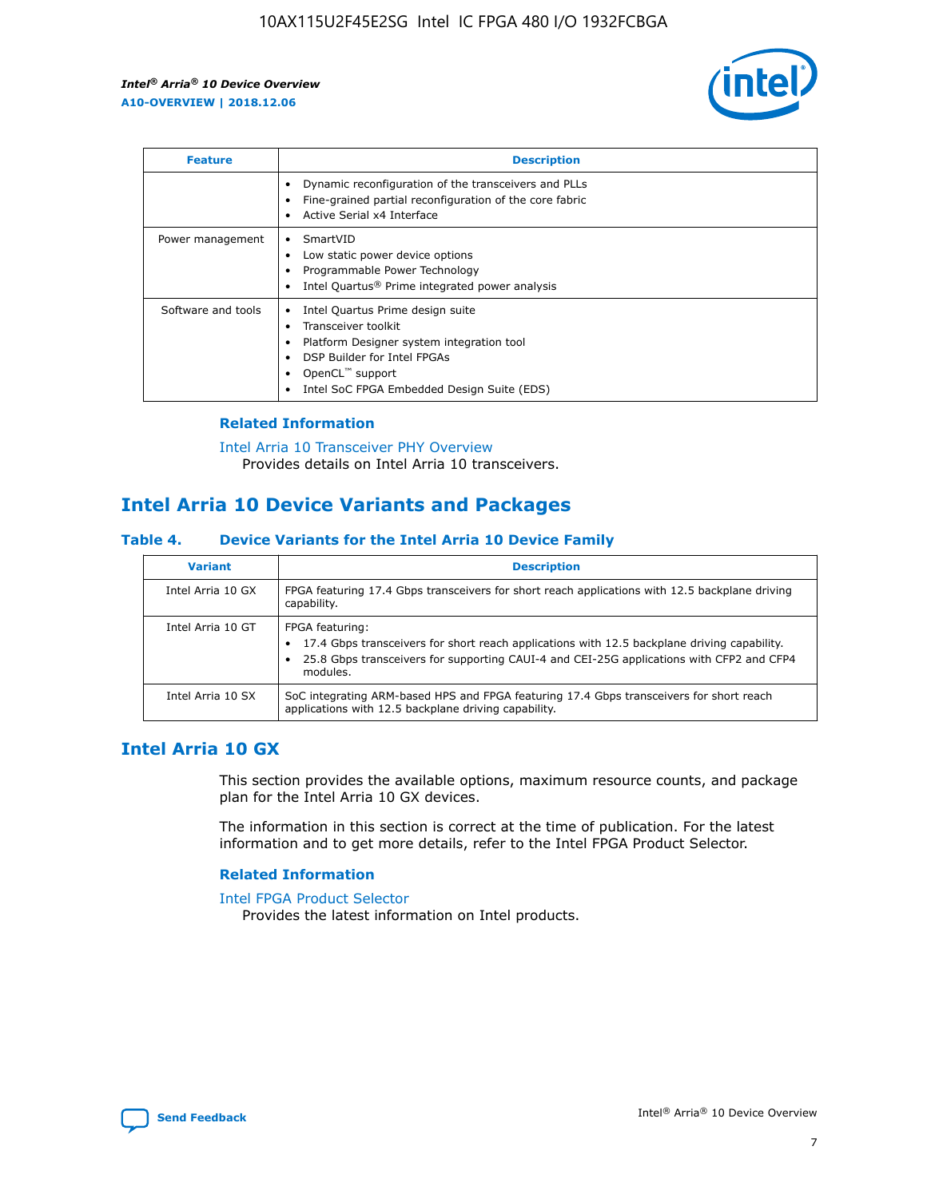| Feature | Description |
| --- | --- |
|  | • Dynamic reconfiguration of the transceivers and PLLs<br>• Fine-grained partial reconfiguration of the core fabric<br>• Active Serial x4 Interface |
| Power management | • SmartVID<br>• Low static power device options<br>• Programmable Power Technology<br>• Intel Quartus® Prime integrated power analysis |
| Software and tools | • Intel Quartus Prime design suite<br>• Transceiver toolkit<br>• Platform Designer system integration tool<br>• DSP Builder for Intel FPGAs<br>• OpenCL™ support<br>• Intel SoC FPGA Embedded Design Suite (EDS) |

### Related Information

Intel Arria 10 Transceiver PHY Overview
Provides details on Intel Arria 10 transceivers.

## Intel Arria 10 Device Variants and Packages

### Table 4. Device Variants for the Intel Arria 10 Device Family

| Variant | Description |
| --- | --- |
| Intel Arria 10 GX | FPGA featuring 17.4 Gbps transceivers for short reach applications with 12.5 backplane driving capability. |
| Intel Arria 10 GT | FPGA featuring:<br>• 17.4 Gbps transceivers for short reach applications with 12.5 backplane driving capability.<br>• 25.8 Gbps transceivers for supporting CAUI-4 and CEI-25G applications with CFP2 and CFP4 modules. |
| Intel Arria 10 SX | SoC integrating ARM-based HPS and FPGA featuring 17.4 Gbps transceivers for short reach applications with 12.5 backplane driving capability. |

## Intel Arria 10 GX

This section provides the available options, maximum resource counts, and package plan for the Intel Arria 10 GX devices.

The information in this section is correct at the time of publication. For the latest information and to get more details, refer to the Intel FPGA Product Selector.

### Related Information

Intel FPGA Product Selector
Provides the latest information on Intel products.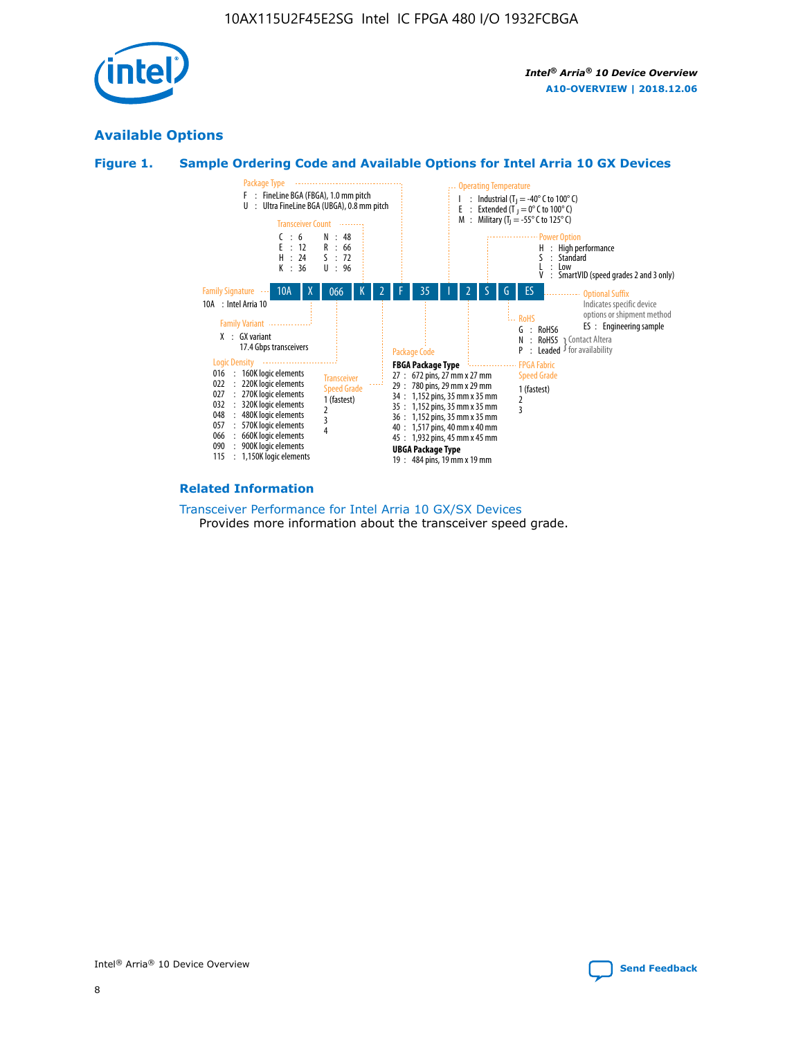## Available Options

### Figure 1. Sample Ordering Code and Available Options for Intel Arria 10 GX Devices

Sample ordering code: 10A X 066 K 2 F 35 I 2 S G ES

**Family Signature**
- 10A : Intel Arria 10

**Family Variant**
- X : GX variant 17.4 Gbps transceivers

**Logic Density**
- 016 : 160K logic elements
- 022 : 220K logic elements
- 027 : 270K logic elements
- 032 : 320K logic elements
- 048 : 480K logic elements
- 057 : 570K logic elements
- 066 : 660K logic elements
- 090 : 900K logic elements
- 115 : 1,150K logic elements

**Transceiver Count**
- C : 6
- E : 12
- H : 24
- K : 36
- N : 48
- R : 66
- S : 72
- U : 96

**Transceiver Speed Grade**
- 1 (fastest)
- 2
- 3
- 4

**Package Type**
- F : FineLine BGA (FBGA), 1.0 mm pitch
- U : Ultra FineLine BGA (UBGA), 0.8 mm pitch

**Package Code**

**FBGA Package Type**
- 27 : 672 pins, 27 mm x 27 mm
- 29 : 780 pins, 29 mm x 29 mm
- 34 : 1,152 pins, 35 mm x 35 mm
- 35 : 1,152 pins, 35 mm x 35 mm
- 36 : 1,152 pins, 35 mm x 35 mm
- 40 : 1,517 pins, 40 mm x 40 mm
- 45 : 1,932 pins, 45 mm x 45 mm

**UBGA Package Type**
- 19 : 484 pins, 19 mm x 19 mm

**Operating Temperature**
- I : Industrial ($T_J$ = -40° C to 100° C)
- E : Extended ($T_J$ = 0° C to 100° C)
- M : Military ($T_J$ = -55° C to 125° C)

**FPGA Fabric Speed Grade**
- 1 (fastest)
- 2
- 3

**Power Option**
- H : High performance
- S : Standard
- L : Low
- V : SmartVID (speed grades 2 and 3 only)

**RoHS**
- G : RoHS6
- N : RoHS5 (Contact Altera for availability)
- P : Leaded (Contact Altera for availability)

**Optional Suffix**

Indicates specific device options or shipment method
- ES : Engineering sample

### Related Information

Transceiver Performance for Intel Arria 10 GX/SX Devices
Provides more information about the transceiver speed grade.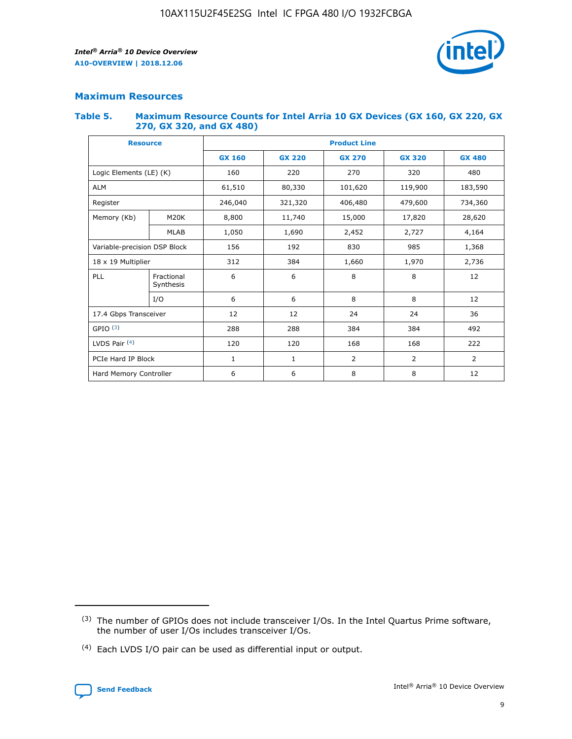## Maximum Resources

### Table 5. Maximum Resource Counts for Intel Arria 10 GX Devices (GX 160, GX 220, GX 270, GX 320, and GX 480)

| Resource | | Product Line | | | | |
|---|---|---|---|---|---|---|
| | | GX 160 | GX 220 | GX 270 | GX 320 | GX 480 |
| Logic Elements (LE) (K) | | 160 | 220 | 270 | 320 | 480 |
| ALM | | 61,510 | 80,330 | 101,620 | 119,900 | 183,590 |
| Register | | 246,040 | 321,320 | 406,480 | 479,600 | 734,360 |
| Memory (Kb) | M20K | 8,800 | 11,740 | 15,000 | 17,820 | 28,620 |
| | MLAB | 1,050 | 1,690 | 2,452 | 2,727 | 4,164 |
| Variable-precision DSP Block | | 156 | 192 | 830 | 985 | 1,368 |
| 18 x 19 Multiplier | | 312 | 384 | 1,660 | 1,970 | 2,736 |
| PLL | Fractional Synthesis | 6 | 6 | 8 | 8 | 12 |
| | I/O | 6 | 6 | 8 | 8 | 12 |
| 17.4 Gbps Transceiver | | 12 | 12 | 24 | 24 | 36 |
| GPIO [(3)] | | 288 | 288 | 384 | 384 | 492 |
| LVDS Pair [(4)] | | 120 | 120 | 168 | 168 | 222 |
| PCIe Hard IP Block | | 1 | 1 | 2 | 2 | 2 |
| Hard Memory Controller | | 6 | 6 | 8 | 8 | 12 |

(3) The number of GPIOs does not include transceiver I/Os. In the Intel Quartus Prime software, the number of user I/Os includes transceiver I/Os.

(4) Each LVDS I/O pair can be used as differential input or output.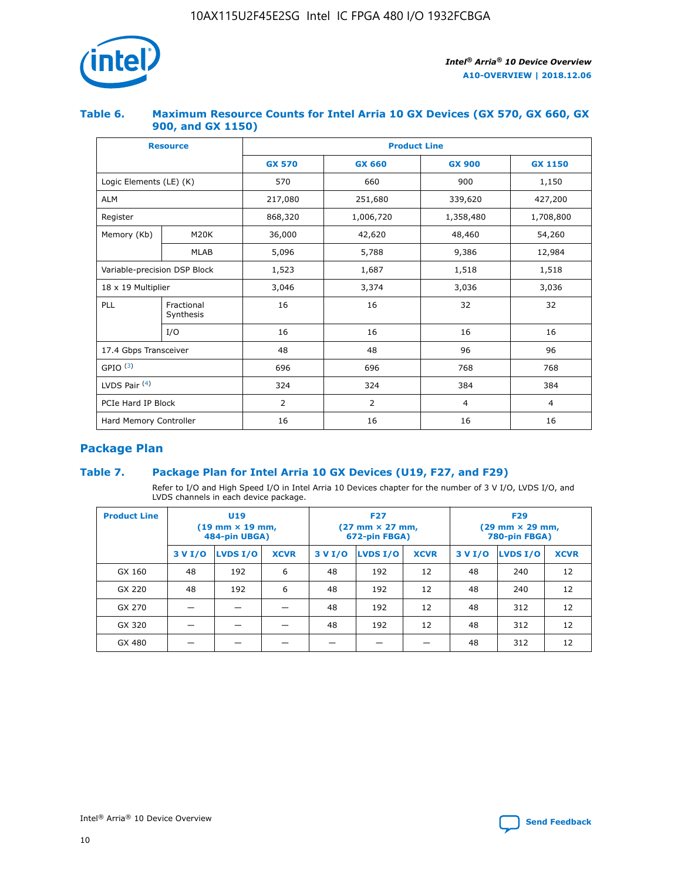## Table 6. Maximum Resource Counts for Intel Arria 10 GX Devices (GX 570, GX 660, GX 900, and GX 1150)

| Resource | | Product Line | | | |
|---|---|---|---|---|---|
| | | GX 570 | GX 660 | GX 900 | GX 1150 |
| Logic Elements (LE) (K) | | 570 | 660 | 900 | 1,150 |
| ALM | | 217,080 | 251,680 | 339,620 | 427,200 |
| Register | | 868,320 | 1,006,720 | 1,358,480 | 1,708,800 |
| Memory (Kb) | M20K | 36,000 | 42,620 | 48,460 | 54,260 |
| | MLAB | 5,096 | 5,788 | 9,386 | 12,984 |
| Variable-precision DSP Block | | 1,523 | 1,687 | 1,518 | 1,518 |
| 18 x 19 Multiplier | | 3,046 | 3,374 | 3,036 | 3,036 |
| PLL | Fractional Synthesis | 16 | 16 | 32 | 32 |
| | I/O | 16 | 16 | 16 | 16 |
| 17.4 Gbps Transceiver | | 48 | 48 | 96 | 96 |
| GPIO [(3)] | | 696 | 696 | 768 | 768 |
| LVDS Pair [(4)] | | 324 | 324 | 384 | 384 |
| PCIe Hard IP Block | | 2 | 2 | 4 | 4 |
| Hard Memory Controller | | 16 | 16 | 16 | 16 |

## Package Plan

## Table 7. Package Plan for Intel Arria 10 GX Devices (U19, F27, and F29)

Refer to I/O and High Speed I/O in Intel Arria 10 Devices chapter for the number of 3 V I/O, LVDS I/O, and LVDS channels in each device package.

| Product Line | U19 (19 mm × 19 mm, 484-pin UBGA) | | | F27 (27 mm × 27 mm, 672-pin FBGA) | | | F29 (29 mm × 29 mm, 780-pin FBGA) | | |
|---|---|---|---|---|---|---|---|---|---|
| | 3 V I/O | LVDS I/O | XCVR | 3 V I/O | LVDS I/O | XCVR | 3 V I/O | LVDS I/O | XCVR |
| GX 160 | 48 | 192 | 6 | 48 | 192 | 12 | 48 | 240 | 12 |
| GX 220 | 48 | 192 | 6 | 48 | 192 | 12 | 48 | 240 | 12 |
| GX 270 | — | — | — | 48 | 192 | 12 | 48 | 312 | 12 |
| GX 320 | — | — | — | 48 | 192 | 12 | 48 | 312 | 12 |
| GX 480 | — | — | — | — | — | — | 48 | 312 | 12 |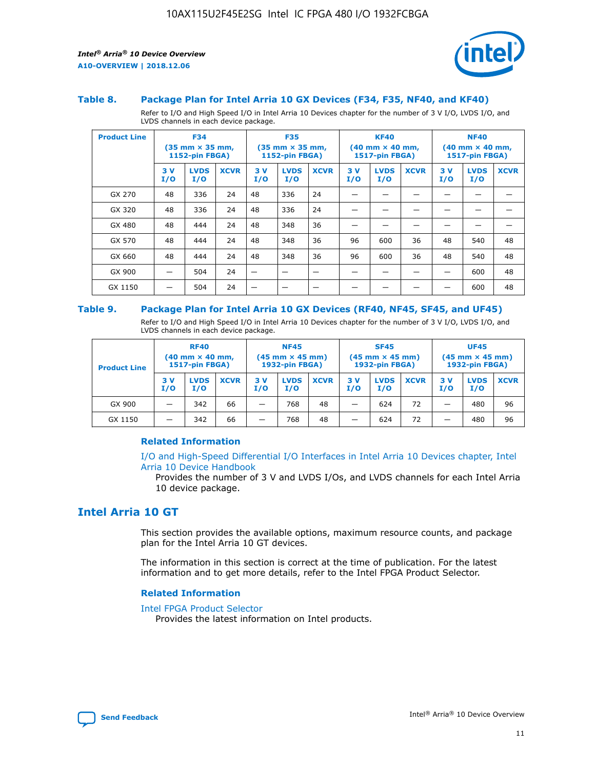### Table 8. Package Plan for Intel Arria 10 GX Devices (F34, F35, NF40, and KF40)

Refer to I/O and High Speed I/O in Intel Arria 10 Devices chapter for the number of 3 V I/O, LVDS I/O, and LVDS channels in each device package.

| Product Line | F34 (35 mm × 35 mm, 1152-pin FBGA) | | | F35 (35 mm × 35 mm, 1152-pin FBGA) | | | KF40 (40 mm × 40 mm, 1517-pin FBGA) | | | NF40 (40 mm × 40 mm, 1517-pin FBGA) | | |
|---|---|---|---|---|---|---|---|---|---|---|---|---|
| | 3 V I/O | LVDS I/O | XCVR | 3 V I/O | LVDS I/O | XCVR | 3 V I/O | LVDS I/O | XCVR | 3 V I/O | LVDS I/O | XCVR |
| GX 270 | 48 | 336 | 24 | 48 | 336 | 24 | — | — | — | — | — | — |
| GX 320 | 48 | 336 | 24 | 48 | 336 | 24 | — | — | — | — | — | — |
| GX 480 | 48 | 444 | 24 | 48 | 348 | 36 | — | — | — | — | — | — |
| GX 570 | 48 | 444 | 24 | 48 | 348 | 36 | 96 | 600 | 36 | 48 | 540 | 48 |
| GX 660 | 48 | 444 | 24 | 48 | 348 | 36 | 96 | 600 | 36 | 48 | 540 | 48 |
| GX 900 | — | 504 | 24 | — | — | — | — | — | — | — | 600 | 48 |
| GX 1150 | — | 504 | 24 | — | — | — | — | — | — | — | 600 | 48 |

### Table 9. Package Plan for Intel Arria 10 GX Devices (RF40, NF45, SF45, and UF45)

Refer to I/O and High Speed I/O in Intel Arria 10 Devices chapter for the number of 3 V I/O, LVDS I/O, and LVDS channels in each device package.

| Product Line | RF40 (40 mm × 40 mm, 1517-pin FBGA) | | | NF45 (45 mm × 45 mm) 1932-pin FBGA) | | | SF45 (45 mm × 45 mm) 1932-pin FBGA) | | | UF45 (45 mm × 45 mm) 1932-pin FBGA) | | |
|---|---|---|---|---|---|---|---|---|---|---|---|---|
| | 3 V I/O | LVDS I/O | XCVR | 3 V I/O | LVDS I/O | XCVR | 3 V I/O | LVDS I/O | XCVR | 3 V I/O | LVDS I/O | XCVR |
| GX 900 | — | 342 | 66 | — | 768 | 48 | — | 624 | 72 | — | 480 | 96 |
| GX 1150 | — | 342 | 66 | — | 768 | 48 | — | 624 | 72 | — | 480 | 96 |

#### Related Information

I/O and High-Speed Differential I/O Interfaces in Intel Arria 10 Devices chapter, Intel Arria 10 Device Handbook

Provides the number of 3 V and LVDS I/Os, and LVDS channels for each Intel Arria 10 device package.

## Intel Arria 10 GT

This section provides the available options, maximum resource counts, and package plan for the Intel Arria 10 GT devices.

The information in this section is correct at the time of publication. For the latest information and to get more details, refer to the Intel FPGA Product Selector.

#### Related Information

Intel FPGA Product Selector

Provides the latest information on Intel products.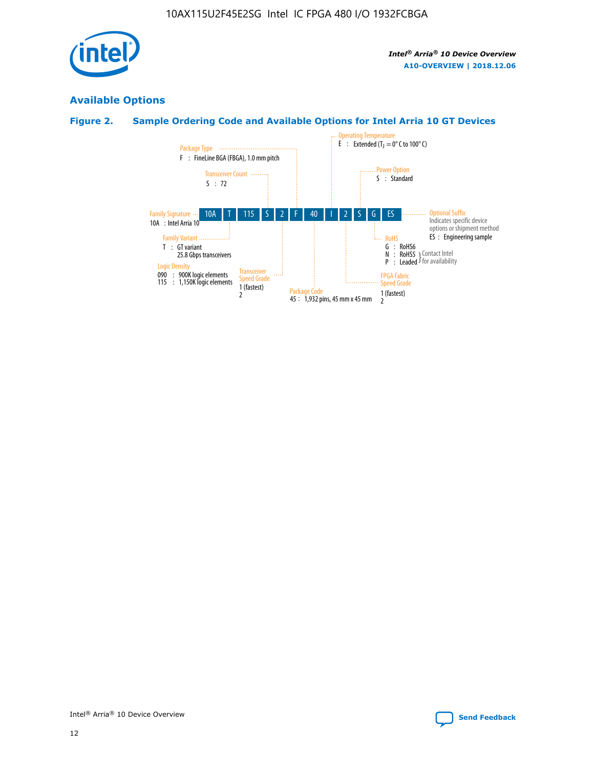## Available Options

### Figure 2. Sample Ordering Code and Available Options for Intel Arria 10 GT Devices

10A T 115 S 2 F 40 I 2 S G ES

**Family Signature**
10A : Intel Arria 10

**Family Variant**
T : GT variant
25.8 Gbps transceivers

**Logic Density**
090 : 900K logic elements
115 : 1,150K logic elements

**Transceiver Count**
S : 72

**Transceiver Speed Grade**
1 (fastest)
2

**Package Type**
F : FineLine BGA (FBGA), 1.0 mm pitch

**Package Code**
45 : 1,932 pins, 45 mm x 45 mm

**Operating Temperature**
E : Extended ($T_J$ = 0° C to 100° C)

**FPGA Fabric Speed Grade**
1 (fastest)
2

**Power Option**
S : Standard

**RoHS**
G : RoHS6
N : RoHS5 } Contact Intel for availability
P : Leaded } Contact Intel for availability

**Optional Suffix**
Indicates specific device options or shipment method
ES : Engineering sample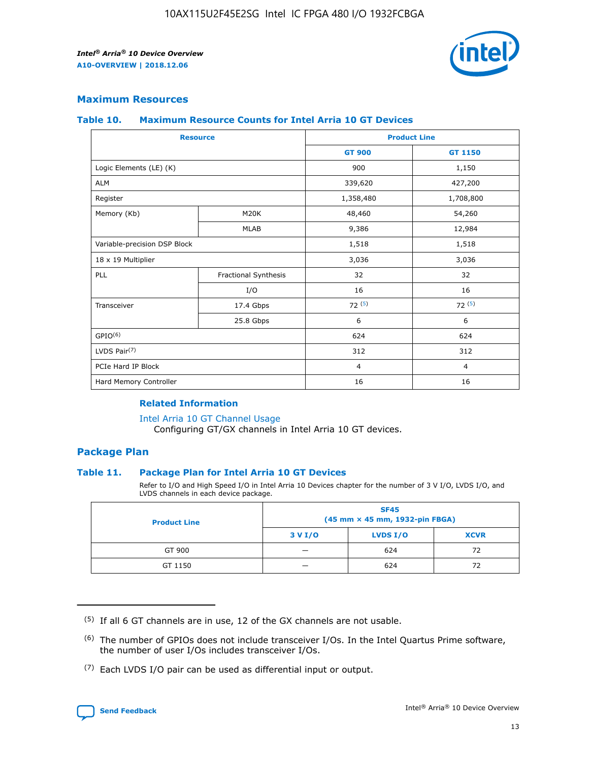## Maximum Resources

### Table 10. Maximum Resource Counts for Intel Arria 10 GT Devices

| Resource | | Product Line | |
|---|---|---|---|
| | | GT 900 | GT 1150 |
| Logic Elements (LE) (K) | | 900 | 1,150 |
| ALM | | 339,620 | 427,200 |
| Register | | 1,358,480 | 1,708,800 |
| Memory (Kb) | M20K | 48,460 | 54,260 |
| | MLAB | 9,386 | 12,984 |
| Variable-precision DSP Block | | 1,518 | 1,518 |
| 18 x 19 Multiplier | | 3,036 | 3,036 |
| PLL | Fractional Synthesis | 32 | 32 |
| | I/O | 16 | 16 |
| Transceiver | 17.4 Gbps | 72 (5) | 72 (5) |
| | 25.8 Gbps | 6 | 6 |
| GPIO(6) | | 624 | 624 |
| LVDS Pair(7) | | 312 | 312 |
| PCIe Hard IP Block | | 4 | 4 |
| Hard Memory Controller | | 16 | 16 |

#### Related Information

Intel Arria 10 GT Channel Usage
Configuring GT/GX channels in Intel Arria 10 GT devices.

## Package Plan

### Table 11. Package Plan for Intel Arria 10 GT Devices

Refer to I/O and High Speed I/O in Intel Arria 10 Devices chapter for the number of 3 V I/O, LVDS I/O, and LVDS channels in each device package.

| Product Line | SF45 (45 mm × 45 mm, 1932-pin FBGA) | | |
|---|---|---|---|
| | 3 V I/O | LVDS I/O | XCVR |
| GT 900 | — | 624 | 72 |
| GT 1150 | — | 624 | 72 |

(5) If all 6 GT channels are in use, 12 of the GX channels are not usable.

(6) The number of GPIOs does not include transceiver I/Os. In the Intel Quartus Prime software, the number of user I/Os includes transceiver I/Os.

(7) Each LVDS I/O pair can be used as differential input or output.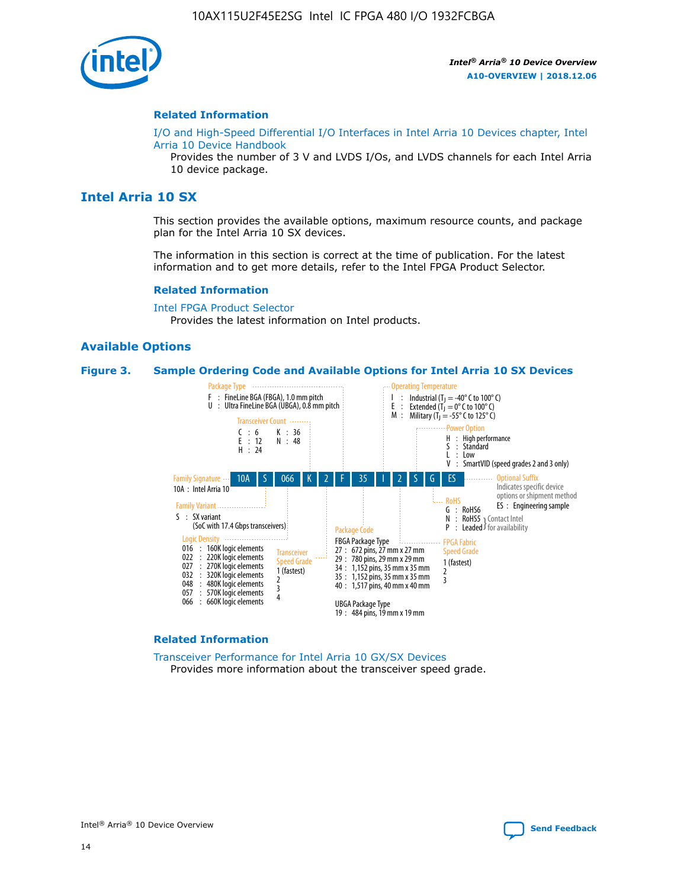## Related Information

I/O and High-Speed Differential I/O Interfaces in Intel Arria 10 Devices chapter, Intel Arria 10 Device Handbook

Provides the number of 3 V and LVDS I/Os, and LVDS channels for each Intel Arria 10 device package.

# Intel Arria 10 SX

This section provides the available options, maximum resource counts, and package plan for the Intel Arria 10 SX devices.

The information in this section is correct at the time of publication. For the latest information and to get more details, refer to the Intel FPGA Product Selector.

## Related Information

Intel FPGA Product Selector

Provides the latest information on Intel products.

## Available Options

**Figure 3. Sample Ordering Code and Available Options for Intel Arria 10 SX Devices**

Sample ordering code: 10A S 066 K 2 F 35 I 2 S G ES

- **Family Signature**: 10A : Intel Arria 10
- **Family Variant**: S : SX variant (SoC with 17.4 Gbps transceivers)
- **Logic Density**:
  - 016 : 160K logic elements
  - 022 : 220K logic elements
  - 027 : 270K logic elements
  - 032 : 320K logic elements
  - 048 : 480K logic elements
  - 057 : 570K logic elements
  - 066 : 660K logic elements
- **Transceiver Count**:
  - C : 6
  - E : 12
  - H : 24
  - K : 36
  - N : 48
- **Transceiver Speed Grade**: 1 (fastest), 2, 3, 4
- **Package Type**:
  - F : FineLine BGA (FBGA), 1.0 mm pitch
  - U : Ultra FineLine BGA (UBGA), 0.8 mm pitch
- **Package Code**:
  - FBGA Package Type
    - 27 : 672 pins, 27 mm x 27 mm
    - 29 : 780 pins, 29 mm x 29 mm
    - 34 : 1,152 pins, 35 mm x 35 mm
    - 35 : 1,152 pins, 35 mm x 35 mm
    - 40 : 1,517 pins, 40 mm x 40 mm
  - UBGA Package Type
    - 19 : 484 pins, 19 mm x 19 mm
- **Operating Temperature**:
  - I : Industrial ($T_J$ = -40° C to 100° C)
  - E : Extended ($T_J$ = 0° C to 100° C)
  - M : Military ($T_J$ = -55° C to 125° C)
- **FPGA Fabric Speed Grade**: 1 (fastest), 2, 3
- **Power Option**:
  - H : High performance
  - S : Standard
  - L : Low
  - V : SmartVID (speed grades 2 and 3 only)
- **RoHS**:
  - G : RoHS6
  - N : RoHS5 (Contact Intel for availability)
  - P : Leaded (Contact Intel for availability)
- **Optional Suffix**: Indicates specific device options or shipment method
  - ES : Engineering sample

## Related Information

Transceiver Performance for Intel Arria 10 GX/SX Devices

Provides more information about the transceiver speed grade.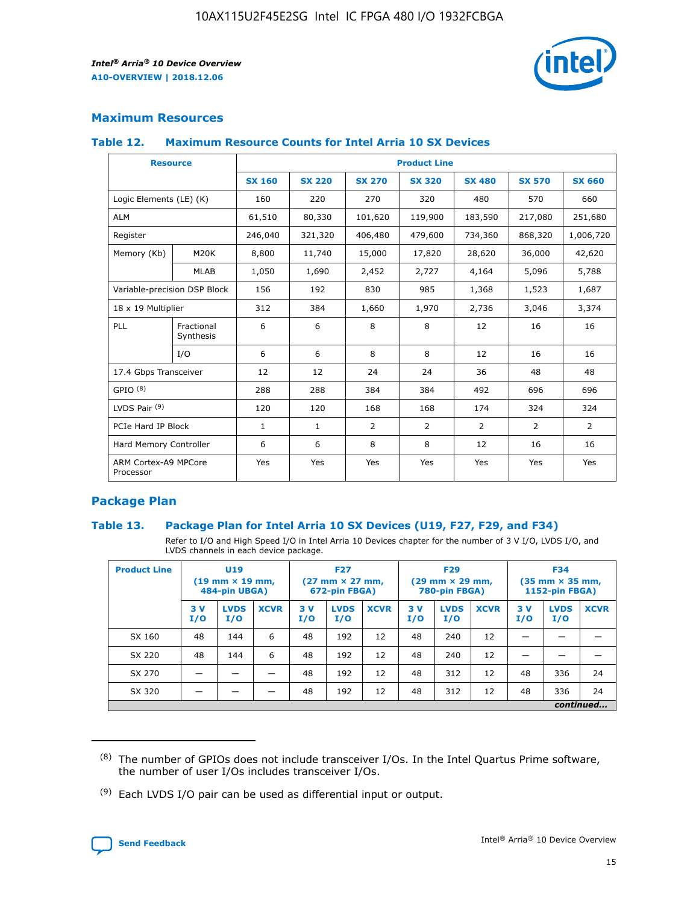## Maximum Resources

### Table 12. Maximum Resource Counts for Intel Arria 10 SX Devices

| Resource | | Product Line | | | | | | |
|---|---|---|---|---|---|---|---|---|
| | | SX 160 | SX 220 | SX 270 | SX 320 | SX 480 | SX 570 | SX 660 |
| Logic Elements (LE) (K) | | 160 | 220 | 270 | 320 | 480 | 570 | 660 |
| ALM | | 61,510 | 80,330 | 101,620 | 119,900 | 183,590 | 217,080 | 251,680 |
| Register | | 246,040 | 321,320 | 406,480 | 479,600 | 734,360 | 868,320 | 1,006,720 |
| Memory (Kb) | M20K | 8,800 | 11,740 | 15,000 | 17,820 | 28,620 | 36,000 | 42,620 |
| | MLAB | 1,050 | 1,690 | 2,452 | 2,727 | 4,164 | 5,096 | 5,788 |
| Variable-precision DSP Block | | 156 | 192 | 830 | 985 | 1,368 | 1,523 | 1,687 |
| 18 x 19 Multiplier | | 312 | 384 | 1,660 | 1,970 | 2,736 | 3,046 | 3,374 |
| PLL | Fractional Synthesis | 6 | 6 | 8 | 8 | 12 | 16 | 16 |
| | I/O | 6 | 6 | 8 | 8 | 12 | 16 | 16 |
| 17.4 Gbps Transceiver | | 12 | 12 | 24 | 24 | 36 | 48 | 48 |
| GPIO [(8)] | | 288 | 288 | 384 | 384 | 492 | 696 | 696 |
| LVDS Pair [(9)] | | 120 | 120 | 168 | 168 | 174 | 324 | 324 |
| PCIe Hard IP Block | | 1 | 1 | 2 | 2 | 2 | 2 | 2 |
| Hard Memory Controller | | 6 | 6 | 8 | 8 | 12 | 16 | 16 |
| ARM Cortex-A9 MPCore Processor | | Yes | Yes | Yes | Yes | Yes | Yes | Yes |

## Package Plan

### Table 13. Package Plan for Intel Arria 10 SX Devices (U19, F27, F29, and F34)

Refer to I/O and High Speed I/O in Intel Arria 10 Devices chapter for the number of 3 V I/O, LVDS I/O, and LVDS channels in each device package.

| Product Line | U19 (19 mm × 19 mm, 484-pin UBGA) | | | F27 (27 mm × 27 mm, 672-pin FBGA) | | | F29 (29 mm × 29 mm, 780-pin FBGA) | | | F34 (35 mm × 35 mm, 1152-pin FBGA) | | |
|---|---|---|---|---|---|---|---|---|---|---|---|---|
| | 3 V I/O | LVDS I/O | XCVR | 3 V I/O | LVDS I/O | XCVR | 3 V I/O | LVDS I/O | XCVR | 3 V I/O | LVDS I/O | XCVR |
| SX 160 | 48 | 144 | 6 | 48 | 192 | 12 | 48 | 240 | 12 | — | — | — |
| SX 220 | 48 | 144 | 6 | 48 | 192 | 12 | 48 | 240 | 12 | — | — | — |
| SX 270 | — | — | — | 48 | 192 | 12 | 48 | 312 | 12 | 48 | 336 | 24 |
| SX 320 | — | — | — | 48 | 192 | 12 | 48 | 312 | 12 | 48 | 336 | 24 |

*continued...*

(8) The number of GPIOs does not include transceiver I/Os. In the Intel Quartus Prime software, the number of user I/Os includes transceiver I/Os.

(9) Each LVDS I/O pair can be used as differential input or output.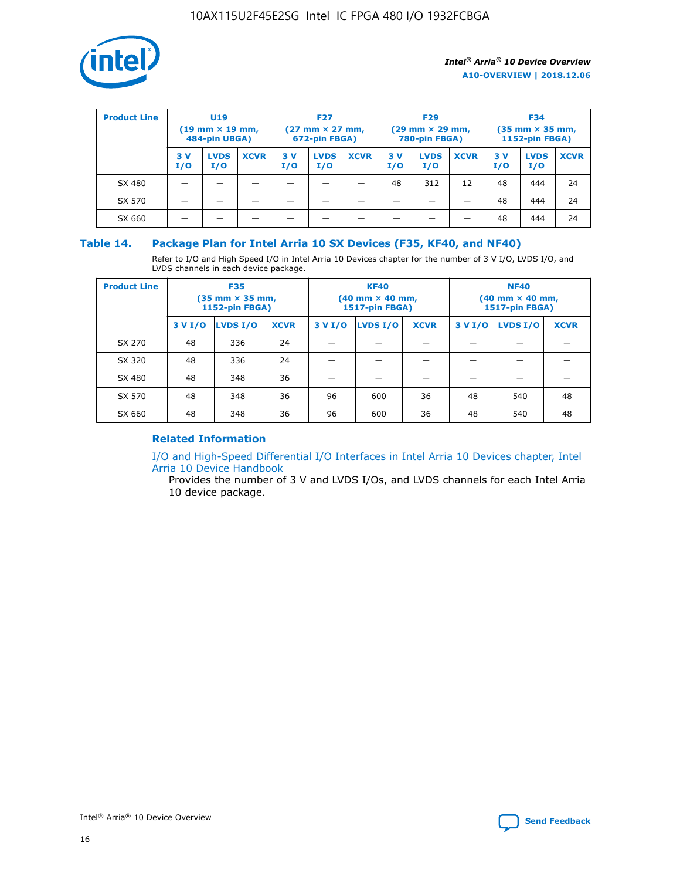| Product Line | U19 (19 mm × 19 mm, 484-pin UBGA) | | | F27 (27 mm × 27 mm, 672-pin FBGA) | | | F29 (29 mm × 29 mm, 780-pin FBGA) | | | F34 (35 mm × 35 mm, 1152-pin FBGA) | | |
|---|---|---|---|---|---|---|---|---|---|---|---|---|
| | 3 V I/O | LVDS I/O | XCVR | 3 V I/O | LVDS I/O | XCVR | 3 V I/O | LVDS I/O | XCVR | 3 V I/O | LVDS I/O | XCVR |
| SX 480 | — | — | — | — | — | — | 48 | 312 | 12 | 48 | 444 | 24 |
| SX 570 | — | — | — | — | — | — | — | — | — | 48 | 444 | 24 |
| SX 660 | — | — | — | — | — | — | — | — | — | 48 | 444 | 24 |

## Table 14. Package Plan for Intel Arria 10 SX Devices (F35, KF40, and NF40)

Refer to I/O and High Speed I/O in Intel Arria 10 Devices chapter for the number of 3 V I/O, LVDS I/O, and LVDS channels in each device package.

| Product Line | F35 (35 mm × 35 mm, 1152-pin FBGA) | | | KF40 (40 mm × 40 mm, 1517-pin FBGA) | | | NF40 (40 mm × 40 mm, 1517-pin FBGA) | | |
|---|---|---|---|---|---|---|---|---|---|
| | 3 V I/O | LVDS I/O | XCVR | 3 V I/O | LVDS I/O | XCVR | 3 V I/O | LVDS I/O | XCVR |
| SX 270 | 48 | 336 | 24 | — | — | — | — | — | — |
| SX 320 | 48 | 336 | 24 | — | — | — | — | — | — |
| SX 480 | 48 | 348 | 36 | — | — | — | — | — | — |
| SX 570 | 48 | 348 | 36 | 96 | 600 | 36 | 48 | 540 | 48 |
| SX 660 | 48 | 348 | 36 | 96 | 600 | 36 | 48 | 540 | 48 |

### Related Information

I/O and High-Speed Differential I/O Interfaces in Intel Arria 10 Devices chapter, Intel Arria 10 Device Handbook

Provides the number of 3 V and LVDS I/Os, and LVDS channels for each Intel Arria 10 device package.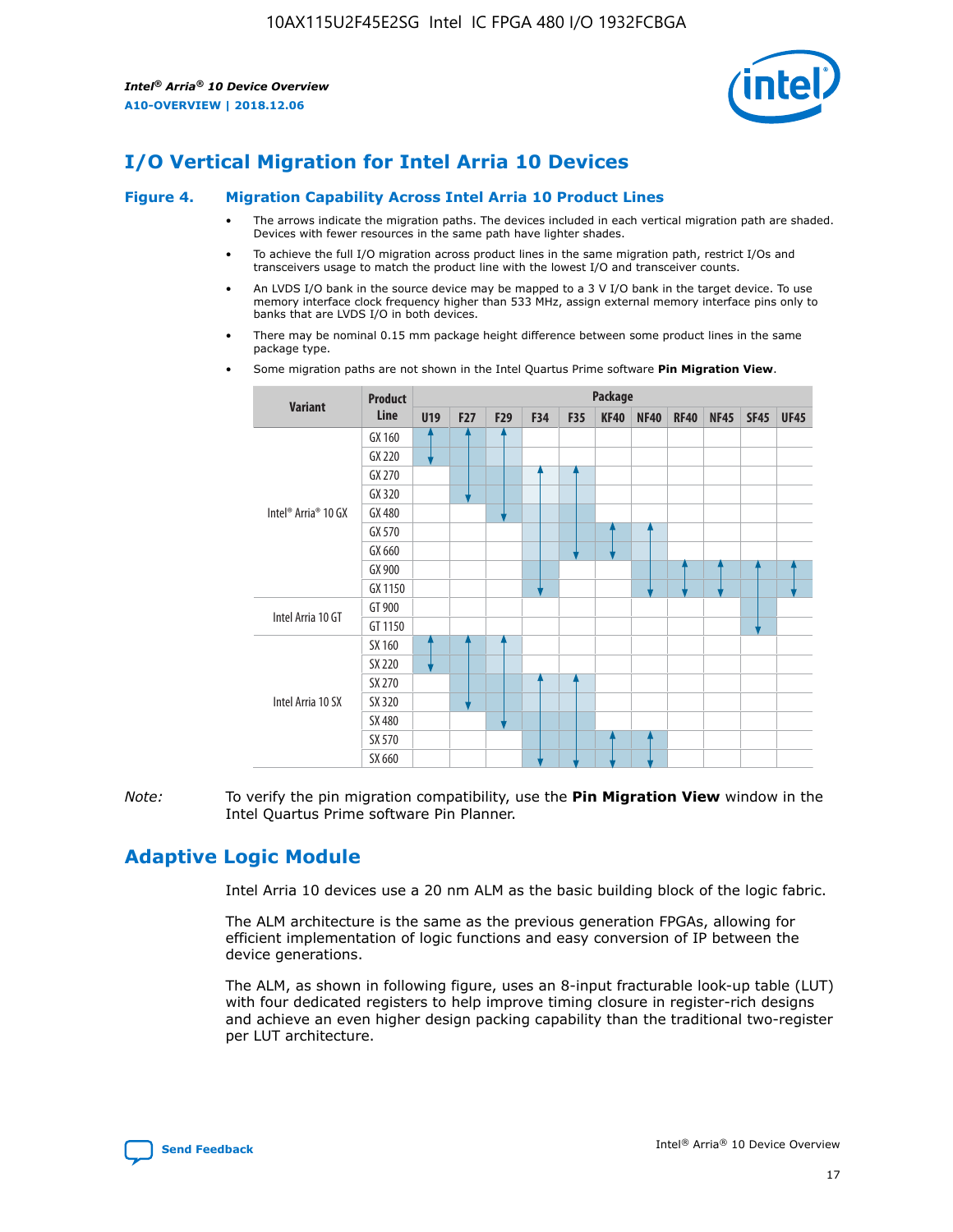# I/O Vertical Migration for Intel Arria 10 Devices

**Figure 4. Migration Capability Across Intel Arria 10 Product Lines**

- The arrows indicate the migration paths. The devices included in each vertical migration path are shaded. Devices with fewer resources in the same path have lighter shades.
- To achieve the full I/O migration across product lines in the same migration path, restrict I/Os and transceivers usage to match the product line with the lowest I/O and transceiver counts.
- An LVDS I/O bank in the source device may be mapped to a 3 V I/O bank in the target device. To use memory interface clock frequency higher than 533 MHz, assign external memory interface pins only to banks that are LVDS I/O in both devices.
- There may be nominal 0.15 mm package height difference between some product lines in the same package type.
- Some migration paths are not shown in the Intel Quartus Prime software **Pin Migration View**.

| Variant | Product Line | Package | | | | | | | | | | |
|---|---|---|---|---|---|---|---|---|---|---|---|---|
| | | U19 | F27 | F29 | F34 | F35 | KF40 | NF40 | RF40 | NF45 | SF45 | UF45 |
| Intel® Arria® 10 GX | GX 160 | | | | | | | | | | | |
| | GX 220 | | | | | | | | | | | |
| | GX 270 | | | | | | | | | | | |
| | GX 320 | | | | | | | | | | | |
| | GX 480 | | | | | | | | | | | |
| | GX 570 | | | | | | | | | | | |
| | GX 660 | | | | | | | | | | | |
| | GX 900 | | | | | | | | | | | |
| | GX 1150 | | | | | | | | | | | |
| Intel Arria 10 GT | GT 900 | | | | | | | | | | | |
| | GT 1150 | | | | | | | | | | | |
| Intel Arria 10 SX | SX 160 | | | | | | | | | | | |
| | SX 220 | | | | | | | | | | | |
| | SX 270 | | | | | | | | | | | |
| | SX 320 | | | | | | | | | | | |
| | SX 480 | | | | | | | | | | | |
| | SX 570 | | | | | | | | | | | |
| | SX 660 | | | | | | | | | | | |

*Note:* To verify the pin migration compatibility, use the **Pin Migration View** window in the Intel Quartus Prime software Pin Planner.

# Adaptive Logic Module

Intel Arria 10 devices use a 20 nm ALM as the basic building block of the logic fabric.

The ALM architecture is the same as the previous generation FPGAs, allowing for efficient implementation of logic functions and easy conversion of IP between the device generations.

The ALM, as shown in following figure, uses an 8-input fracturable look-up table (LUT) with four dedicated registers to help improve timing closure in register-rich designs and achieve an even higher design packing capability than the traditional two-register per LUT architecture.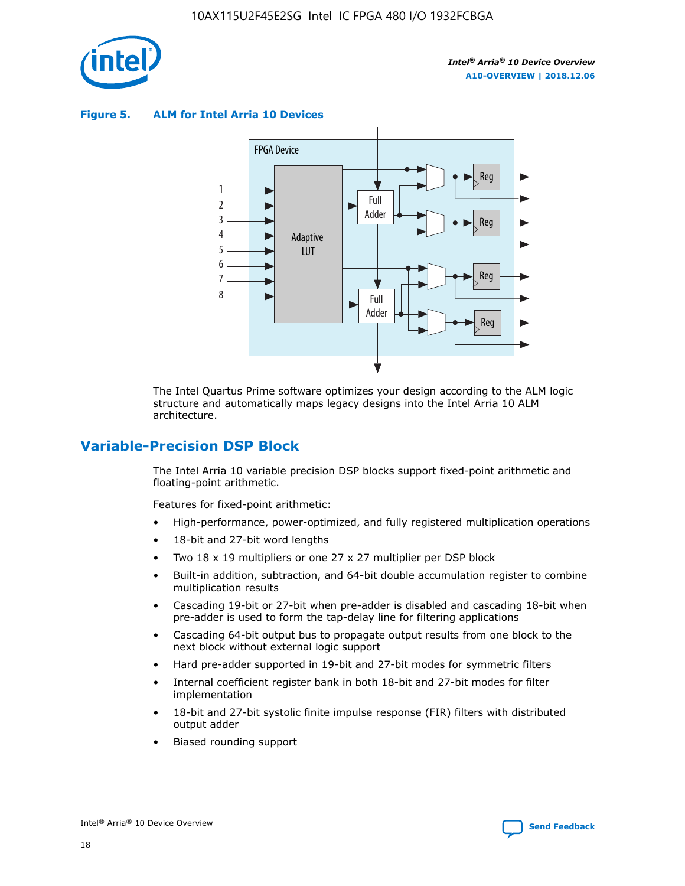**Figure 5. ALM for Intel Arria 10 Devices**

The Intel Quartus Prime software optimizes your design according to the ALM logic structure and automatically maps legacy designs into the Intel Arria 10 ALM architecture.

## Variable-Precision DSP Block

The Intel Arria 10 variable precision DSP blocks support fixed-point arithmetic and floating-point arithmetic.

Features for fixed-point arithmetic:

- High-performance, power-optimized, and fully registered multiplication operations
- 18-bit and 27-bit word lengths
- Two 18 x 19 multipliers or one 27 x 27 multiplier per DSP block
- Built-in addition, subtraction, and 64-bit double accumulation register to combine multiplication results
- Cascading 19-bit or 27-bit when pre-adder is disabled and cascading 18-bit when pre-adder is used to form the tap-delay line for filtering applications
- Cascading 64-bit output bus to propagate output results from one block to the next block without external logic support
- Hard pre-adder supported in 19-bit and 27-bit modes for symmetric filters
- Internal coefficient register bank in both 18-bit and 27-bit modes for filter implementation
- 18-bit and 27-bit systolic finite impulse response (FIR) filters with distributed output adder
- Biased rounding support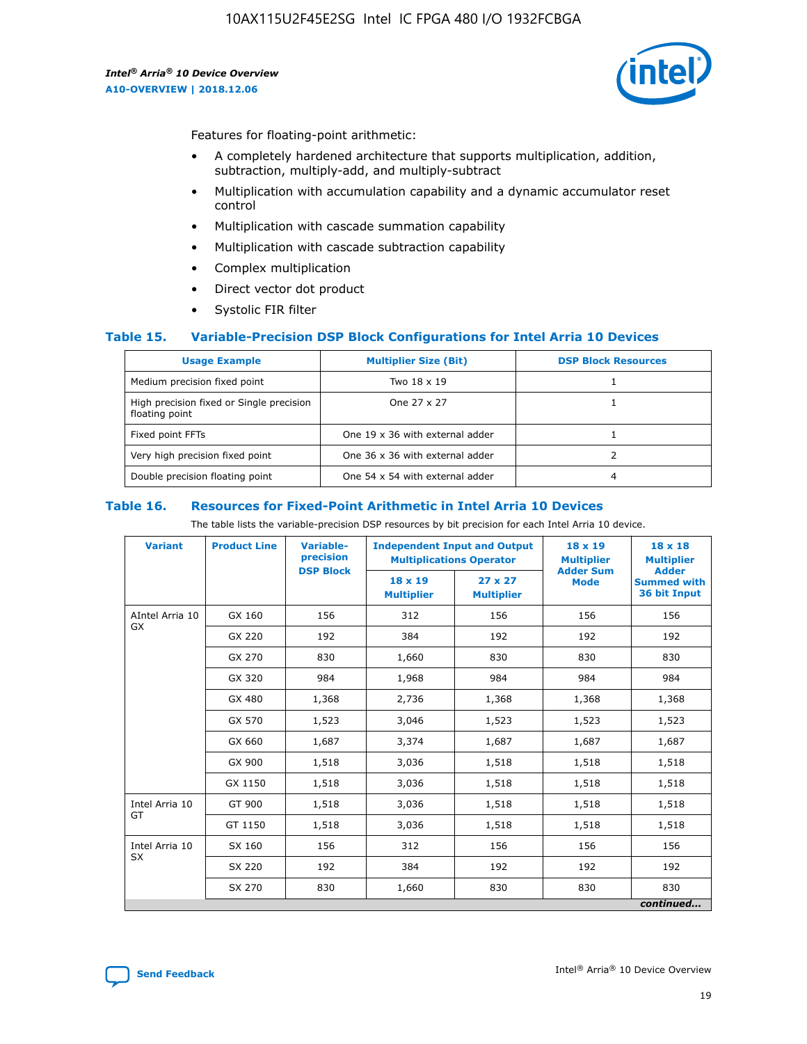Features for floating-point arithmetic:

- A completely hardened architecture that supports multiplication, addition, subtraction, multiply-add, and multiply-subtract
- Multiplication with accumulation capability and a dynamic accumulator reset control
- Multiplication with cascade summation capability
- Multiplication with cascade subtraction capability
- Complex multiplication
- Direct vector dot product
- Systolic FIR filter

### Table 15. Variable-Precision DSP Block Configurations for Intel Arria 10 Devices

| Usage Example | Multiplier Size (Bit) | DSP Block Resources |
|---|---|---|
| Medium precision fixed point | Two 18 x 19 | 1 |
| High precision fixed or Single precision floating point | One 27 x 27 | 1 |
| Fixed point FFTs | One 19 x 36 with external adder | 1 |
| Very high precision fixed point | One 36 x 36 with external adder | 2 |
| Double precision floating point | One 54 x 54 with external adder | 4 |

### Table 16. Resources for Fixed-Point Arithmetic in Intel Arria 10 Devices

The table lists the variable-precision DSP resources by bit precision for each Intel Arria 10 device.

| Variant | Product Line | Variable-precision DSP Block | Independent Input and Output Multiplications Operator | | 18 x 19 Multiplier Adder Sum Mode | 18 x 18 Multiplier Adder Summed with 36 bit Input |
|---|---|---|---|---|---|---|
| | | | 18 x 19 Multiplier | 27 x 27 Multiplier | | |
| AIntel Arria 10 GX | GX 160 | 156 | 312 | 156 | 156 | 156 |
| | GX 220 | 192 | 384 | 192 | 192 | 192 |
| | GX 270 | 830 | 1,660 | 830 | 830 | 830 |
| | GX 320 | 984 | 1,968 | 984 | 984 | 984 |
| | GX 480 | 1,368 | 2,736 | 1,368 | 1,368 | 1,368 |
| | GX 570 | 1,523 | 3,046 | 1,523 | 1,523 | 1,523 |
| | GX 660 | 1,687 | 3,374 | 1,687 | 1,687 | 1,687 |
| | GX 900 | 1,518 | 3,036 | 1,518 | 1,518 | 1,518 |
| | GX 1150 | 1,518 | 3,036 | 1,518 | 1,518 | 1,518 |
| Intel Arria 10 GT | GT 900 | 1,518 | 3,036 | 1,518 | 1,518 | 1,518 |
| | GT 1150 | 1,518 | 3,036 | 1,518 | 1,518 | 1,518 |
| Intel Arria 10 SX | SX 160 | 156 | 312 | 156 | 156 | 156 |
| | SX 220 | 192 | 384 | 192 | 192 | 192 |
| | SX 270 | 830 | 1,660 | 830 | 830 | 830 |

*continued...*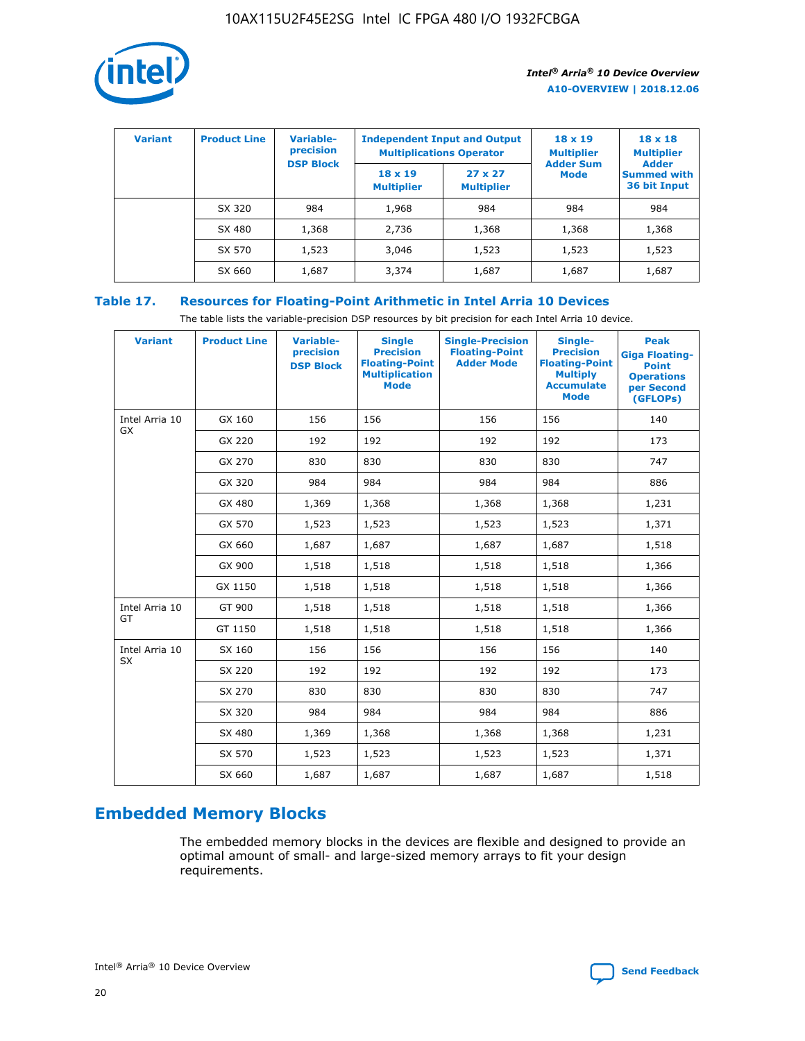| Variant | Product Line | Variable-precision DSP Block | Independent Input and Output Multiplications Operator | | 18 x 19 Multiplier Adder Sum Mode | 18 x 18 Multiplier Adder Summed with 36 bit Input |
|---|---|---|---|---|---|---|
| | | | 18 x 19 Multiplier | 27 x 27 Multiplier | | |
| | SX 320 | 984 | 1,968 | 984 | 984 | 984 |
| | SX 480 | 1,368 | 2,736 | 1,368 | 1,368 | 1,368 |
| | SX 570 | 1,523 | 3,046 | 1,523 | 1,523 | 1,523 |
| | SX 660 | 1,687 | 3,374 | 1,687 | 1,687 | 1,687 |

## Table 17. Resources for Floating-Point Arithmetic in Intel Arria 10 Devices

The table lists the variable-precision DSP resources by bit precision for each Intel Arria 10 device.

| Variant | Product Line | Variable-precision DSP Block | Single Precision Floating-Point Multiplication Mode | Single-Precision Floating-Point Adder Mode | Single-Precision Floating-Point Multiply Accumulate Mode | Peak Giga Floating-Point Operations per Second (GFLOPs) |
|---|---|---|---|---|---|---|
| Intel Arria 10 GX | GX 160 | 156 | 156 | 156 | 156 | 140 |
| | GX 220 | 192 | 192 | 192 | 192 | 173 |
| | GX 270 | 830 | 830 | 830 | 830 | 747 |
| | GX 320 | 984 | 984 | 984 | 984 | 886 |
| | GX 480 | 1,369 | 1,368 | 1,368 | 1,368 | 1,231 |
| | GX 570 | 1,523 | 1,523 | 1,523 | 1,523 | 1,371 |
| | GX 660 | 1,687 | 1,687 | 1,687 | 1,687 | 1,518 |
| | GX 900 | 1,518 | 1,518 | 1,518 | 1,518 | 1,366 |
| | GX 1150 | 1,518 | 1,518 | 1,518 | 1,518 | 1,366 |
| Intel Arria 10 GT | GT 900 | 1,518 | 1,518 | 1,518 | 1,518 | 1,366 |
| | GT 1150 | 1,518 | 1,518 | 1,518 | 1,518 | 1,366 |
| Intel Arria 10 SX | SX 160 | 156 | 156 | 156 | 156 | 140 |
| | SX 220 | 192 | 192 | 192 | 192 | 173 |
| | SX 270 | 830 | 830 | 830 | 830 | 747 |
| | SX 320 | 984 | 984 | 984 | 984 | 886 |
| | SX 480 | 1,369 | 1,368 | 1,368 | 1,368 | 1,231 |
| | SX 570 | 1,523 | 1,523 | 1,523 | 1,523 | 1,371 |
| | SX 660 | 1,687 | 1,687 | 1,687 | 1,687 | 1,518 |

# Embedded Memory Blocks

The embedded memory blocks in the devices are flexible and designed to provide an optimal amount of small- and large-sized memory arrays to fit your design requirements.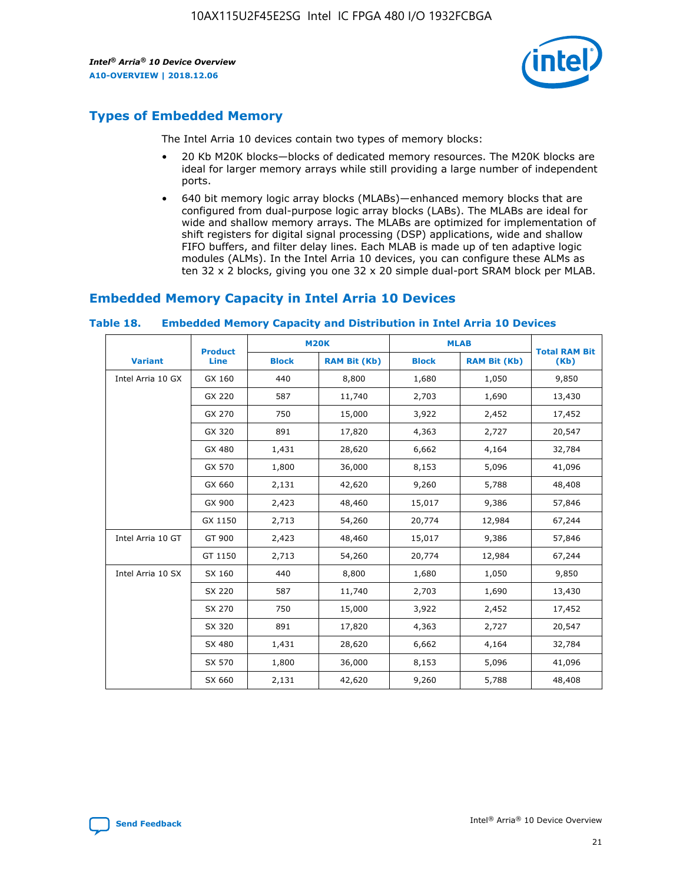## Types of Embedded Memory

The Intel Arria 10 devices contain two types of memory blocks:

- 20 Kb M20K blocks—blocks of dedicated memory resources. The M20K blocks are ideal for larger memory arrays while still providing a large number of independent ports.
- 640 bit memory logic array blocks (MLABs)—enhanced memory blocks that are configured from dual-purpose logic array blocks (LABs). The MLABs are ideal for wide and shallow memory arrays. The MLABs are optimized for implementation of shift registers for digital signal processing (DSP) applications, wide and shallow FIFO buffers, and filter delay lines. Each MLAB is made up of ten adaptive logic modules (ALMs). In the Intel Arria 10 devices, you can configure these ALMs as ten 32 x 2 blocks, giving you one 32 x 20 simple dual-port SRAM block per MLAB.

## Embedded Memory Capacity in Intel Arria 10 Devices

**Table 18. Embedded Memory Capacity and Distribution in Intel Arria 10 Devices**

| Variant | Product Line | M20K | | MLAB | | Total RAM Bit (Kb) |
|---|---|---|---|---|---|---|
| | | Block | RAM Bit (Kb) | Block | RAM Bit (Kb) | |
| Intel Arria 10 GX | GX 160 | 440 | 8,800 | 1,680 | 1,050 | 9,850 |
| | GX 220 | 587 | 11,740 | 2,703 | 1,690 | 13,430 |
| | GX 270 | 750 | 15,000 | 3,922 | 2,452 | 17,452 |
| | GX 320 | 891 | 17,820 | 4,363 | 2,727 | 20,547 |
| | GX 480 | 1,431 | 28,620 | 6,662 | 4,164 | 32,784 |
| | GX 570 | 1,800 | 36,000 | 8,153 | 5,096 | 41,096 |
| | GX 660 | 2,131 | 42,620 | 9,260 | 5,788 | 48,408 |
| | GX 900 | 2,423 | 48,460 | 15,017 | 9,386 | 57,846 |
| | GX 1150 | 2,713 | 54,260 | 20,774 | 12,984 | 67,244 |
| Intel Arria 10 GT | GT 900 | 2,423 | 48,460 | 15,017 | 9,386 | 57,846 |
| | GT 1150 | 2,713 | 54,260 | 20,774 | 12,984 | 67,244 |
| Intel Arria 10 SX | SX 160 | 440 | 8,800 | 1,680 | 1,050 | 9,850 |
| | SX 220 | 587 | 11,740 | 2,703 | 1,690 | 13,430 |
| | SX 270 | 750 | 15,000 | 3,922 | 2,452 | 17,452 |
| | SX 320 | 891 | 17,820 | 4,363 | 2,727 | 20,547 |
| | SX 480 | 1,431 | 28,620 | 6,662 | 4,164 | 32,784 |
| | SX 570 | 1,800 | 36,000 | 8,153 | 5,096 | 41,096 |
| | SX 660 | 2,131 | 42,620 | 9,260 | 5,788 | 48,408 |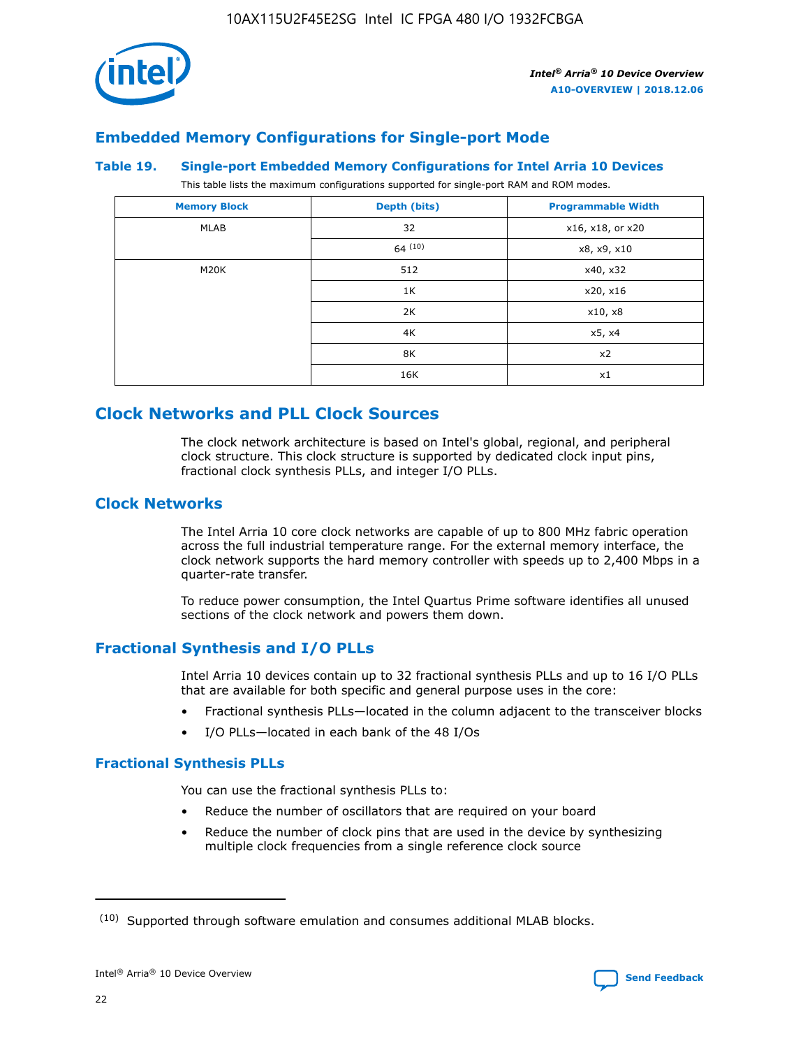## Embedded Memory Configurations for Single-port Mode

**Table 19. Single-port Embedded Memory Configurations for Intel Arria 10 Devices**

This table lists the maximum configurations supported for single-port RAM and ROM modes.

| Memory Block | Depth (bits) | Programmable Width |
|---|---|---|
| MLAB | 32 | x16, x18, or x20 |
| | 64 [10] | x8, x9, x10 |
| M20K | 512 | x40, x32 |
| | 1K | x20, x16 |
| | 2K | x10, x8 |
| | 4K | x5, x4 |
| | 8K | x2 |
| | 16K | x1 |

# Clock Networks and PLL Clock Sources

The clock network architecture is based on Intel's global, regional, and peripheral clock structure. This clock structure is supported by dedicated clock input pins, fractional clock synthesis PLLs, and integer I/O PLLs.

## Clock Networks

The Intel Arria 10 core clock networks are capable of up to 800 MHz fabric operation across the full industrial temperature range. For the external memory interface, the clock network supports the hard memory controller with speeds up to 2,400 Mbps in a quarter-rate transfer.

To reduce power consumption, the Intel Quartus Prime software identifies all unused sections of the clock network and powers them down.

## Fractional Synthesis and I/O PLLs

Intel Arria 10 devices contain up to 32 fractional synthesis PLLs and up to 16 I/O PLLs that are available for both specific and general purpose uses in the core:

- Fractional synthesis PLLs—located in the column adjacent to the transceiver blocks
- I/O PLLs—located in each bank of the 48 I/Os

### Fractional Synthesis PLLs

You can use the fractional synthesis PLLs to:

- Reduce the number of oscillators that are required on your board
- Reduce the number of clock pins that are used in the device by synthesizing multiple clock frequencies from a single reference clock source

(10) Supported through software emulation and consumes additional MLAB blocks.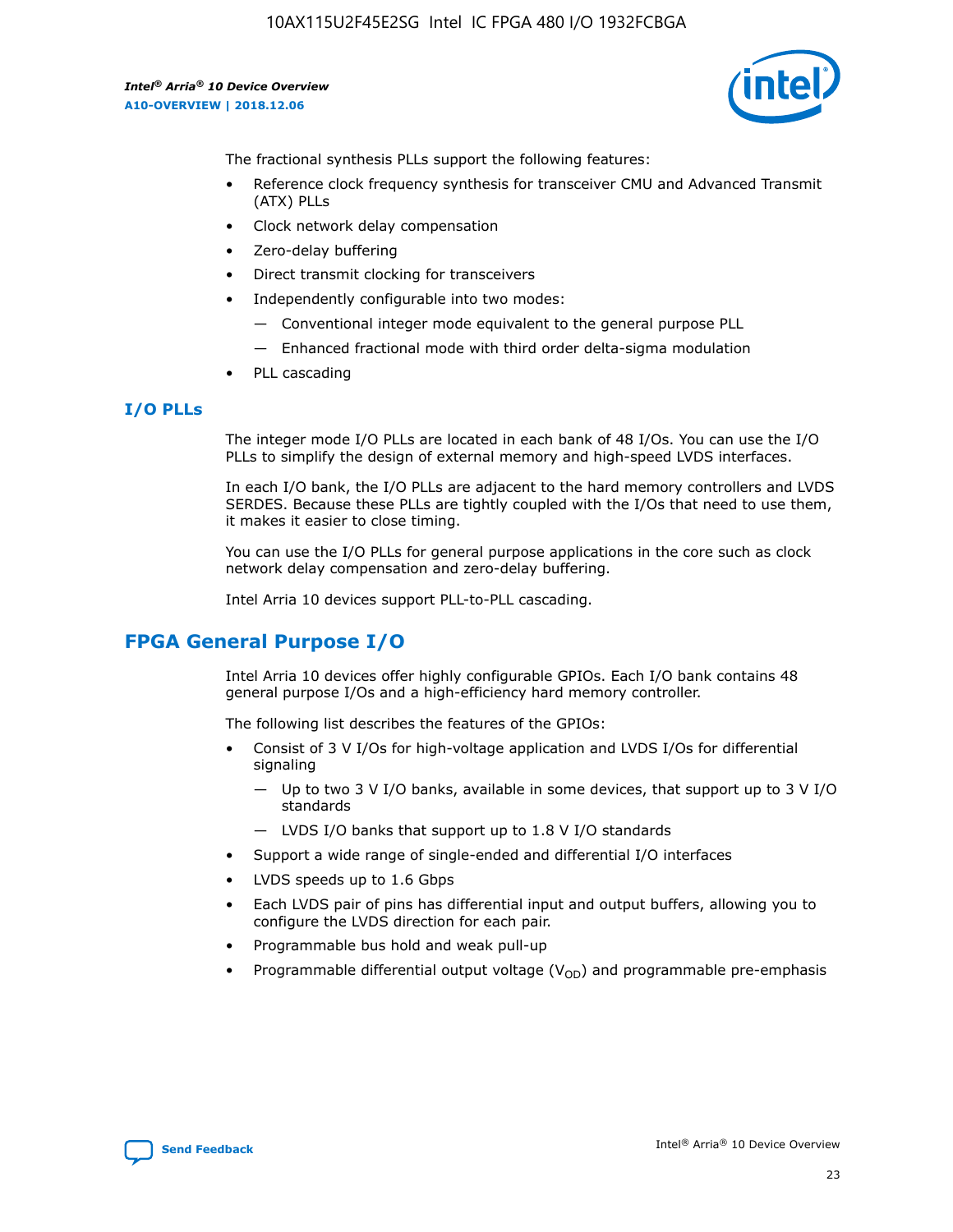The fractional synthesis PLLs support the following features:

- Reference clock frequency synthesis for transceiver CMU and Advanced Transmit (ATX) PLLs
- Clock network delay compensation
- Zero-delay buffering
- Direct transmit clocking for transceivers
- Independently configurable into two modes:
  - Conventional integer mode equivalent to the general purpose PLL
  - Enhanced fractional mode with third order delta-sigma modulation
- PLL cascading

### I/O PLLs

The integer mode I/O PLLs are located in each bank of 48 I/Os. You can use the I/O PLLs to simplify the design of external memory and high-speed LVDS interfaces.

In each I/O bank, the I/O PLLs are adjacent to the hard memory controllers and LVDS SERDES. Because these PLLs are tightly coupled with the I/Os that need to use them, it makes it easier to close timing.

You can use the I/O PLLs for general purpose applications in the core such as clock network delay compensation and zero-delay buffering.

Intel Arria 10 devices support PLL-to-PLL cascading.

## FPGA General Purpose I/O

Intel Arria 10 devices offer highly configurable GPIOs. Each I/O bank contains 48 general purpose I/Os and a high-efficiency hard memory controller.

The following list describes the features of the GPIOs:

- Consist of 3 V I/Os for high-voltage application and LVDS I/Os for differential signaling
  - Up to two 3 V I/O banks, available in some devices, that support up to 3 V I/O standards
  - LVDS I/O banks that support up to 1.8 V I/O standards
- Support a wide range of single-ended and differential I/O interfaces
- LVDS speeds up to 1.6 Gbps
- Each LVDS pair of pins has differential input and output buffers, allowing you to configure the LVDS direction for each pair.
- Programmable bus hold and weak pull-up
- Programmable differential output voltage ($V_{OD}$) and programmable pre-emphasis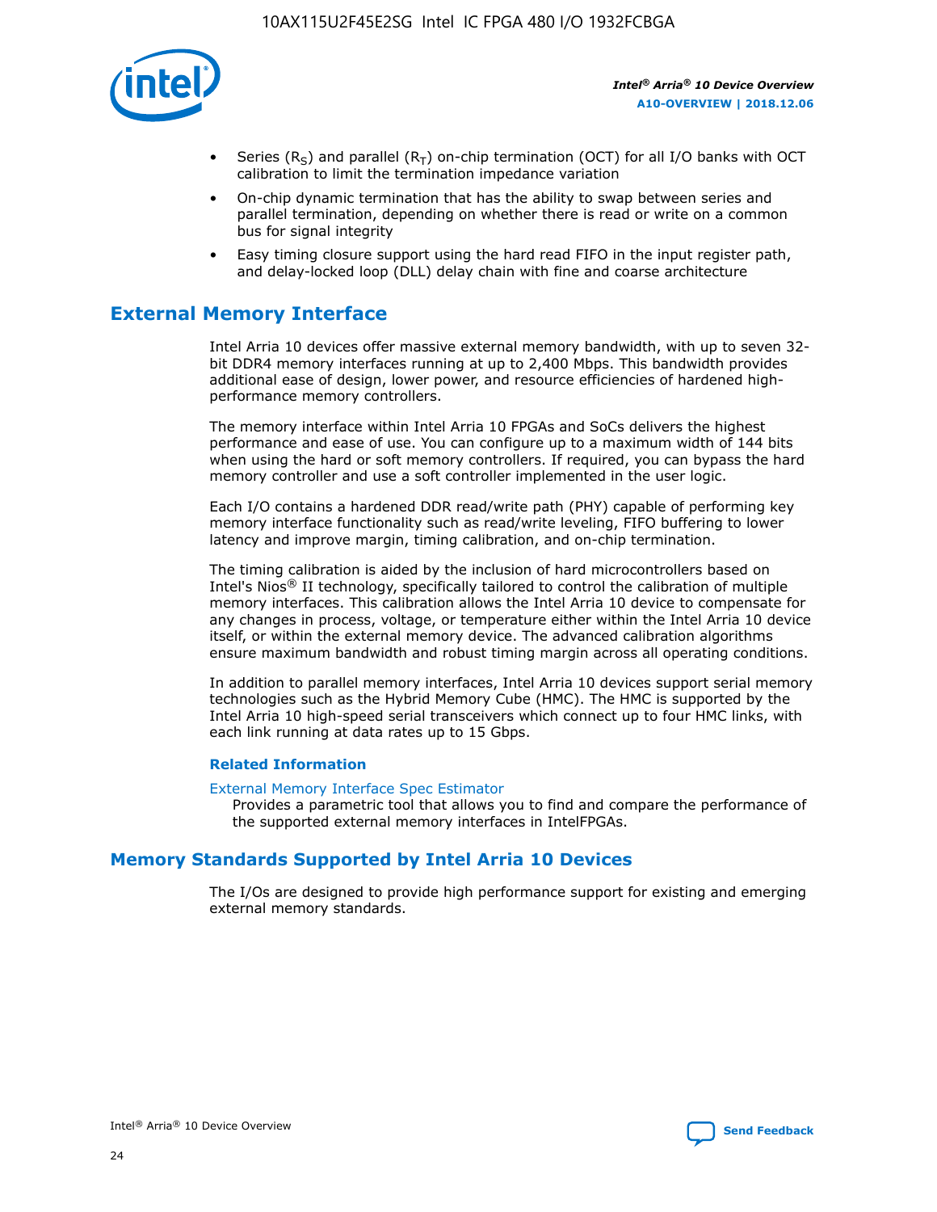- Series ($R_S$) and parallel ($R_T$) on-chip termination (OCT) for all I/O banks with OCT calibration to limit the termination impedance variation
- On-chip dynamic termination that has the ability to swap between series and parallel termination, depending on whether there is read or write on a common bus for signal integrity
- Easy timing closure support using the hard read FIFO in the input register path, and delay-locked loop (DLL) delay chain with fine and coarse architecture

## External Memory Interface

Intel Arria 10 devices offer massive external memory bandwidth, with up to seven 32-bit DDR4 memory interfaces running at up to 2,400 Mbps. This bandwidth provides additional ease of design, lower power, and resource efficiencies of hardened high-performance memory controllers.

The memory interface within Intel Arria 10 FPGAs and SoCs delivers the highest performance and ease of use. You can configure up to a maximum width of 144 bits when using the hard or soft memory controllers. If required, you can bypass the hard memory controller and use a soft controller implemented in the user logic.

Each I/O contains a hardened DDR read/write path (PHY) capable of performing key memory interface functionality such as read/write leveling, FIFO buffering to lower latency and improve margin, timing calibration, and on-chip termination.

The timing calibration is aided by the inclusion of hard microcontrollers based on Intel's Nios® II technology, specifically tailored to control the calibration of multiple memory interfaces. This calibration allows the Intel Arria 10 device to compensate for any changes in process, voltage, or temperature either within the Intel Arria 10 device itself, or within the external memory device. The advanced calibration algorithms ensure maximum bandwidth and robust timing margin across all operating conditions.

In addition to parallel memory interfaces, Intel Arria 10 devices support serial memory technologies such as the Hybrid Memory Cube (HMC). The HMC is supported by the Intel Arria 10 high-speed serial transceivers which connect up to four HMC links, with each link running at data rates up to 15 Gbps.

### Related Information

External Memory Interface Spec Estimator
Provides a parametric tool that allows you to find and compare the performance of the supported external memory interfaces in IntelFPGAs.

## Memory Standards Supported by Intel Arria 10 Devices

The I/Os are designed to provide high performance support for existing and emerging external memory standards.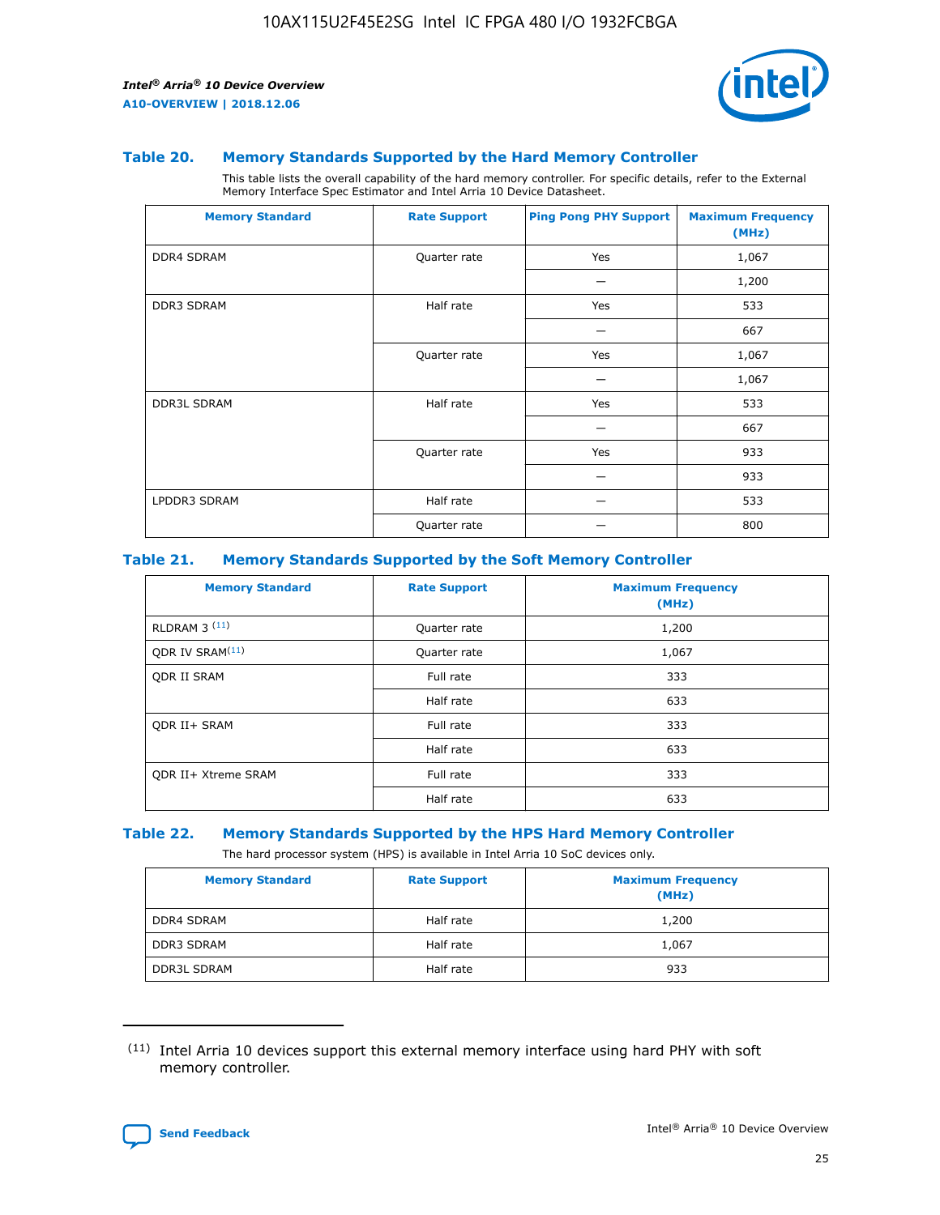### Table 20. Memory Standards Supported by the Hard Memory Controller

This table lists the overall capability of the hard memory controller. For specific details, refer to the External Memory Interface Spec Estimator and Intel Arria 10 Device Datasheet.

| Memory Standard | Rate Support | Ping Pong PHY Support | Maximum Frequency (MHz) |
|---|---|---|---|
| DDR4 SDRAM | Quarter rate | Yes | 1,067 |
| | | — | 1,200 |
| DDR3 SDRAM | Half rate | Yes | 533 |
| | | — | 667 |
| | Quarter rate | Yes | 1,067 |
| | | — | 1,067 |
| DDR3L SDRAM | Half rate | Yes | 533 |
| | | — | 667 |
| | Quarter rate | Yes | 933 |
| | | — | 933 |
| LPDDR3 SDRAM | Half rate | — | 533 |
| | Quarter rate | — | 800 |

### Table 21. Memory Standards Supported by the Soft Memory Controller

| Memory Standard | Rate Support | Maximum Frequency (MHz) |
|---|---|---|
| RLDRAM 3 [(11)] | Quarter rate | 1,200 |
| QDR IV SRAM[(11)] | Quarter rate | 1,067 |
| QDR II SRAM | Full rate | 333 |
| | Half rate | 633 |
| QDR II+ SRAM | Full rate | 333 |
| | Half rate | 633 |
| QDR II+ Xtreme SRAM | Full rate | 333 |
| | Half rate | 633 |

### Table 22. Memory Standards Supported by the HPS Hard Memory Controller

The hard processor system (HPS) is available in Intel Arria 10 SoC devices only.

| Memory Standard | Rate Support | Maximum Frequency (MHz) |
|---|---|---|
| DDR4 SDRAM | Half rate | 1,200 |
| DDR3 SDRAM | Half rate | 1,067 |
| DDR3L SDRAM | Half rate | 933 |

(11) Intel Arria 10 devices support this external memory interface using hard PHY with soft memory controller.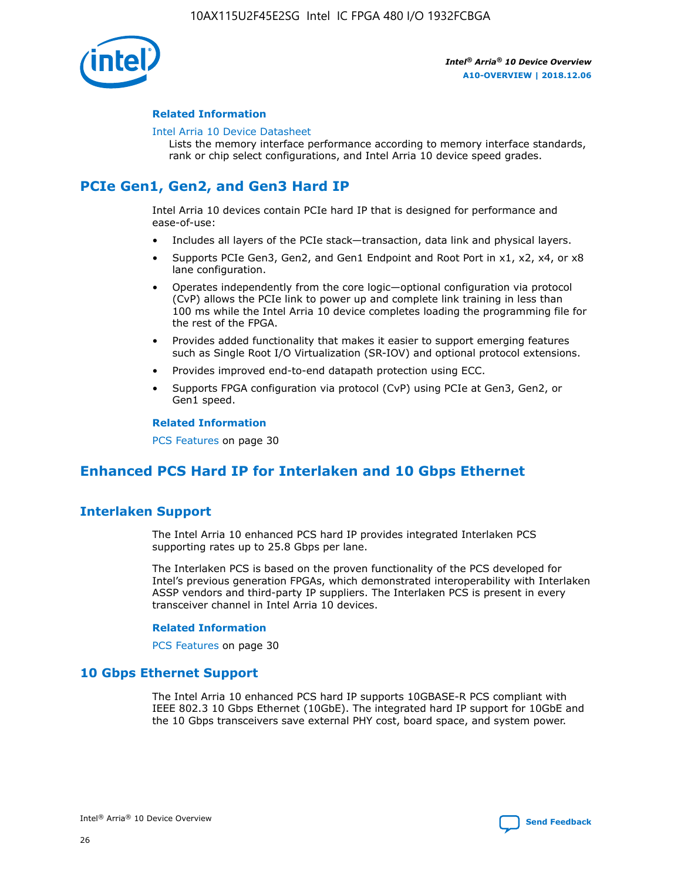#### Related Information

Intel Arria 10 Device Datasheet

Lists the memory interface performance according to memory interface standards, rank or chip select configurations, and Intel Arria 10 device speed grades.

## PCIe Gen1, Gen2, and Gen3 Hard IP

Intel Arria 10 devices contain PCIe hard IP that is designed for performance and ease-of-use:

- Includes all layers of the PCIe stack—transaction, data link and physical layers.
- Supports PCIe Gen3, Gen2, and Gen1 Endpoint and Root Port in x1, x2, x4, or x8 lane configuration.
- Operates independently from the core logic—optional configuration via protocol (CvP) allows the PCIe link to power up and complete link training in less than 100 ms while the Intel Arria 10 device completes loading the programming file for the rest of the FPGA.
- Provides added functionality that makes it easier to support emerging features such as Single Root I/O Virtualization (SR-IOV) and optional protocol extensions.
- Provides improved end-to-end datapath protection using ECC.
- Supports FPGA configuration via protocol (CvP) using PCIe at Gen3, Gen2, or Gen1 speed.

#### Related Information

PCS Features on page 30

## Enhanced PCS Hard IP for Interlaken and 10 Gbps Ethernet

### Interlaken Support

The Intel Arria 10 enhanced PCS hard IP provides integrated Interlaken PCS supporting rates up to 25.8 Gbps per lane.

The Interlaken PCS is based on the proven functionality of the PCS developed for Intel's previous generation FPGAs, which demonstrated interoperability with Interlaken ASSP vendors and third-party IP suppliers. The Interlaken PCS is present in every transceiver channel in Intel Arria 10 devices.

#### Related Information

PCS Features on page 30

### 10 Gbps Ethernet Support

The Intel Arria 10 enhanced PCS hard IP supports 10GBASE-R PCS compliant with IEEE 802.3 10 Gbps Ethernet (10GbE). The integrated hard IP support for 10GbE and the 10 Gbps transceivers save external PHY cost, board space, and system power.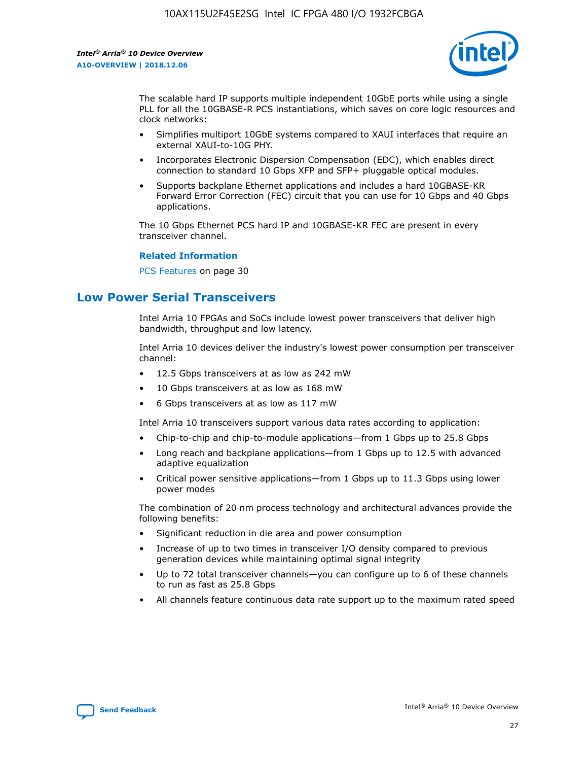The scalable hard IP supports multiple independent 10GbE ports while using a single PLL for all the 10GBASE-R PCS instantiations, which saves on core logic resources and clock networks:

- Simplifies multiport 10GbE systems compared to XAUI interfaces that require an external XAUI-to-10G PHY.
- Incorporates Electronic Dispersion Compensation (EDC), which enables direct connection to standard 10 Gbps XFP and SFP+ pluggable optical modules.
- Supports backplane Ethernet applications and includes a hard 10GBASE-KR Forward Error Correction (FEC) circuit that you can use for 10 Gbps and 40 Gbps applications.

The 10 Gbps Ethernet PCS hard IP and 10GBASE-KR FEC are present in every transceiver channel.

**Related Information**

PCS Features on page 30

## Low Power Serial Transceivers

Intel Arria 10 FPGAs and SoCs include lowest power transceivers that deliver high bandwidth, throughput and low latency.

Intel Arria 10 devices deliver the industry's lowest power consumption per transceiver channel:

- 12.5 Gbps transceivers at as low as 242 mW
- 10 Gbps transceivers at as low as 168 mW
- 6 Gbps transceivers at as low as 117 mW

Intel Arria 10 transceivers support various data rates according to application:

- Chip-to-chip and chip-to-module applications—from 1 Gbps up to 25.8 Gbps
- Long reach and backplane applications—from 1 Gbps up to 12.5 with advanced adaptive equalization
- Critical power sensitive applications—from 1 Gbps up to 11.3 Gbps using lower power modes

The combination of 20 nm process technology and architectural advances provide the following benefits:

- Significant reduction in die area and power consumption
- Increase of up to two times in transceiver I/O density compared to previous generation devices while maintaining optimal signal integrity
- Up to 72 total transceiver channels—you can configure up to 6 of these channels to run as fast as 25.8 Gbps
- All channels feature continuous data rate support up to the maximum rated speed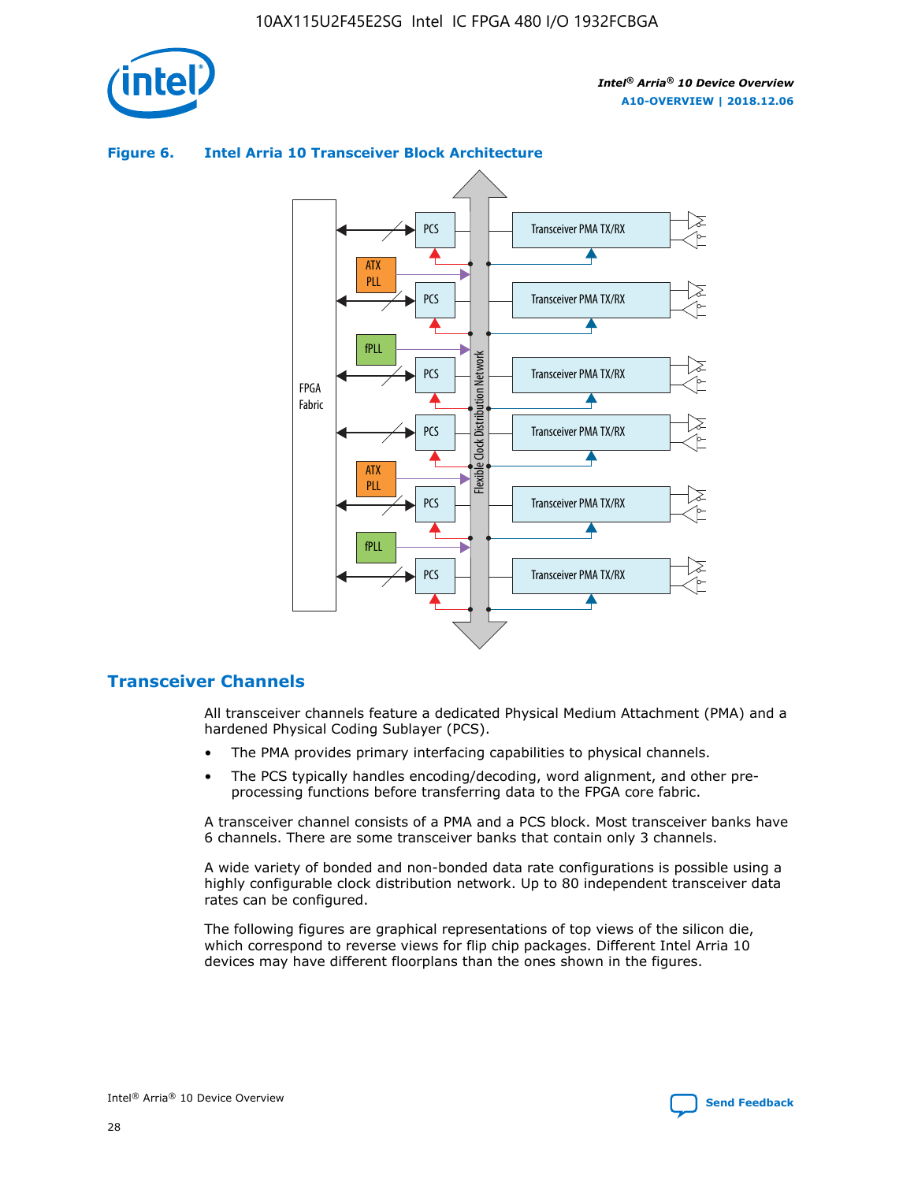**Figure 6. Intel Arria 10 Transceiver Block Architecture**

## Transceiver Channels

All transceiver channels feature a dedicated Physical Medium Attachment (PMA) and a hardened Physical Coding Sublayer (PCS).

- The PMA provides primary interfacing capabilities to physical channels.
- The PCS typically handles encoding/decoding, word alignment, and other pre-processing functions before transferring data to the FPGA core fabric.

A transceiver channel consists of a PMA and a PCS block. Most transceiver banks have 6 channels. There are some transceiver banks that contain only 3 channels.

A wide variety of bonded and non-bonded data rate configurations is possible using a highly configurable clock distribution network. Up to 80 independent transceiver data rates can be configured.

The following figures are graphical representations of top views of the silicon die, which correspond to reverse views for flip chip packages. Different Intel Arria 10 devices may have different floorplans than the ones shown in the figures.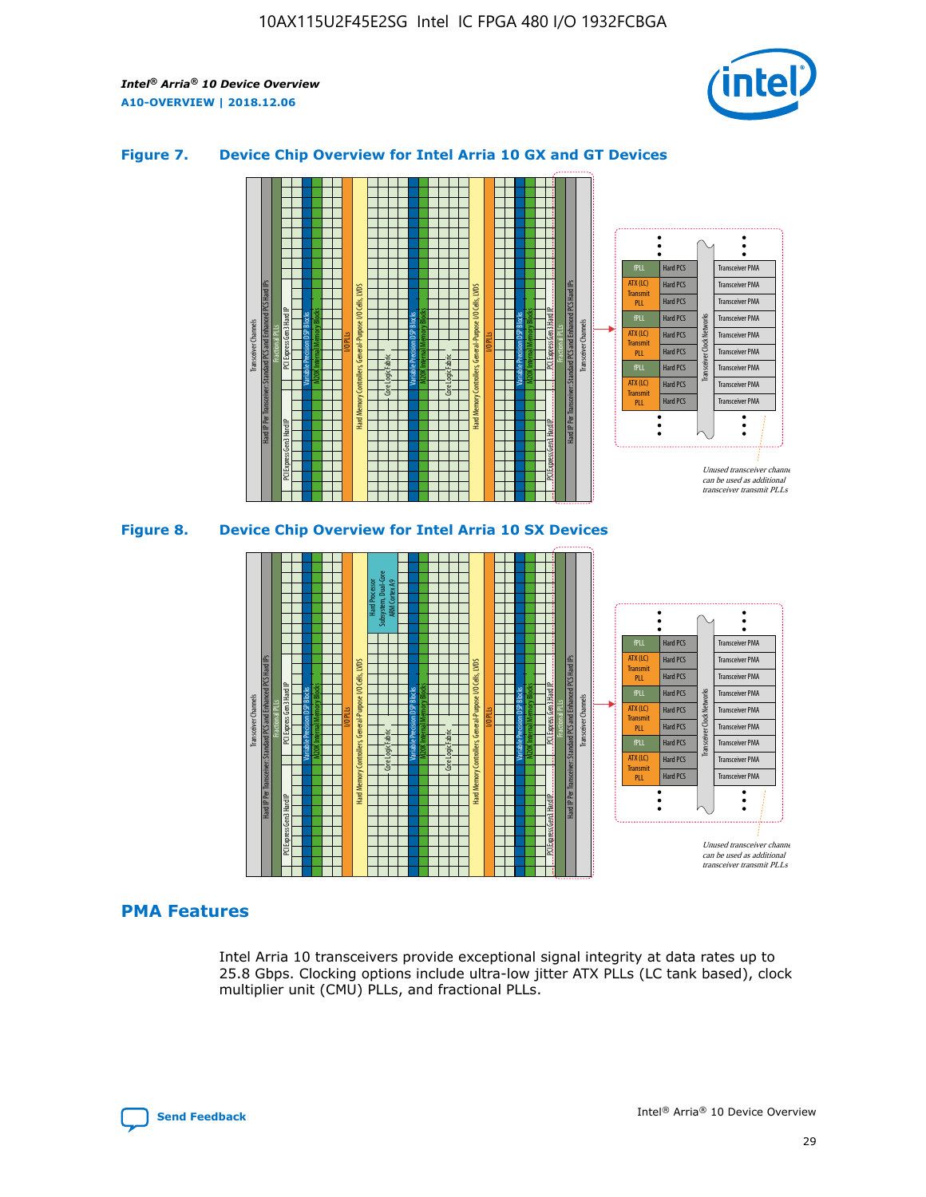### Figure 7. Device Chip Overview for Intel Arria 10 GX and GT Devices

### Figure 8. Device Chip Overview for Intel Arria 10 SX Devices

## PMA Features

Intel Arria 10 transceivers provide exceptional signal integrity at data rates up to 25.8 Gbps. Clocking options include ultra-low jitter ATX PLLs (LC tank based), clock multiplier unit (CMU) PLLs, and fractional PLLs.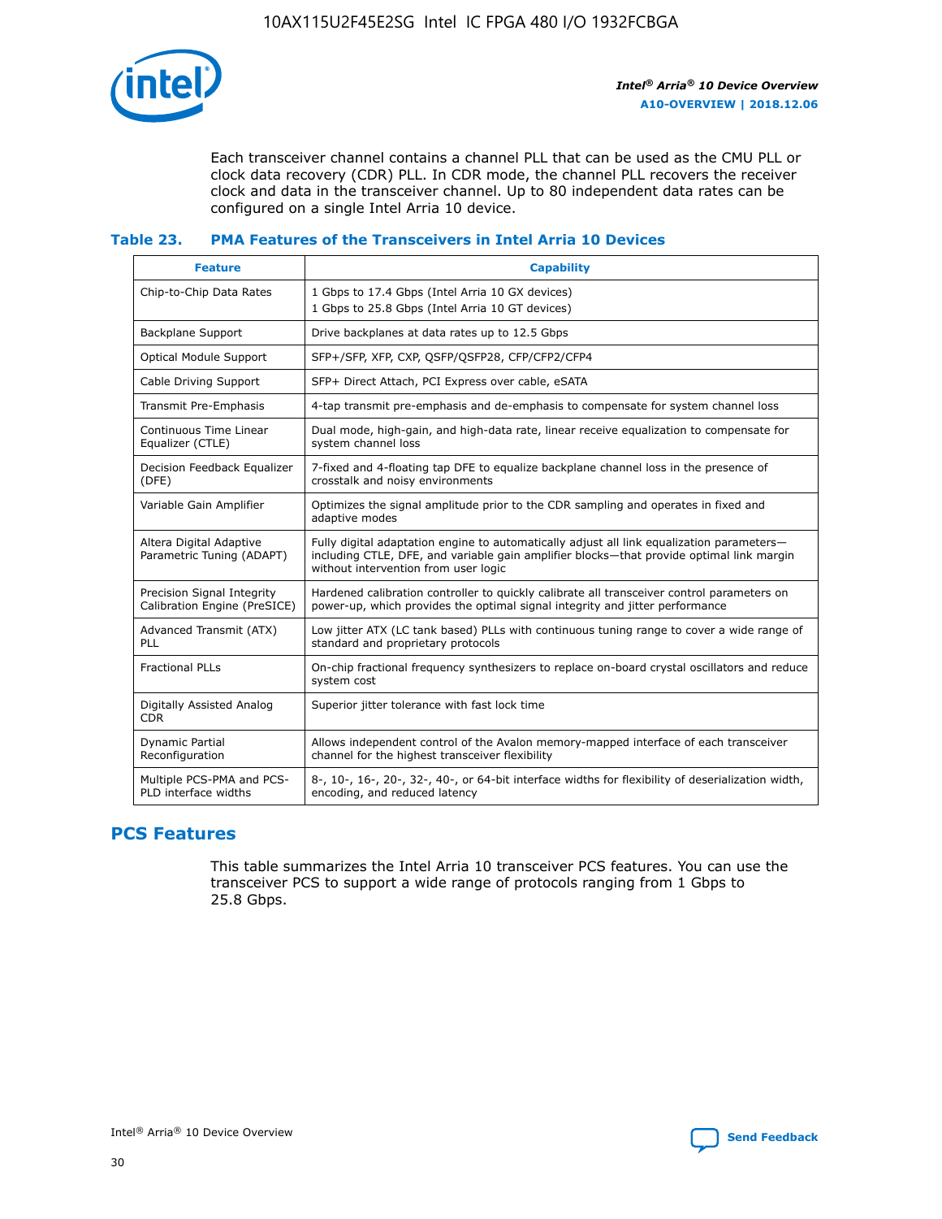Each transceiver channel contains a channel PLL that can be used as the CMU PLL or clock data recovery (CDR) PLL. In CDR mode, the channel PLL recovers the receiver clock and data in the transceiver channel. Up to 80 independent data rates can be configured on a single Intel Arria 10 device.

**Table 23. PMA Features of the Transceivers in Intel Arria 10 Devices**

| Feature | Capability |
| --- | --- |
| Chip-to-Chip Data Rates | 1 Gbps to 17.4 Gbps (Intel Arria 10 GX devices)<br>1 Gbps to 25.8 Gbps (Intel Arria 10 GT devices) |
| Backplane Support | Drive backplanes at data rates up to 12.5 Gbps |
| Optical Module Support | SFP+/SFP, XFP, CXP, QSFP/QSFP28, CFP/CFP2/CFP4 |
| Cable Driving Support | SFP+ Direct Attach, PCI Express over cable, eSATA |
| Transmit Pre-Emphasis | 4-tap transmit pre-emphasis and de-emphasis to compensate for system channel loss |
| Continuous Time Linear Equalizer (CTLE) | Dual mode, high-gain, and high-data rate, linear receive equalization to compensate for system channel loss |
| Decision Feedback Equalizer (DFE) | 7-fixed and 4-floating tap DFE to equalize backplane channel loss in the presence of crosstalk and noisy environments |
| Variable Gain Amplifier | Optimizes the signal amplitude prior to the CDR sampling and operates in fixed and adaptive modes |
| Altera Digital Adaptive Parametric Tuning (ADAPT) | Fully digital adaptation engine to automatically adjust all link equalization parameters—including CTLE, DFE, and variable gain amplifier blocks—that provide optimal link margin without intervention from user logic |
| Precision Signal Integrity Calibration Engine (PreSICE) | Hardened calibration controller to quickly calibrate all transceiver control parameters on power-up, which provides the optimal signal integrity and jitter performance |
| Advanced Transmit (ATX) PLL | Low jitter ATX (LC tank based) PLLs with continuous tuning range to cover a wide range of standard and proprietary protocols |
| Fractional PLLs | On-chip fractional frequency synthesizers to replace on-board crystal oscillators and reduce system cost |
| Digitally Assisted Analog CDR | Superior jitter tolerance with fast lock time |
| Dynamic Partial Reconfiguration | Allows independent control of the Avalon memory-mapped interface of each transceiver channel for the highest transceiver flexibility |
| Multiple PCS-PMA and PCS-PLD interface widths | 8-, 10-, 16-, 20-, 32-, 40-, or 64-bit interface widths for flexibility of deserialization width, encoding, and reduced latency |

## PCS Features

This table summarizes the Intel Arria 10 transceiver PCS features. You can use the transceiver PCS to support a wide range of protocols ranging from 1 Gbps to 25.8 Gbps.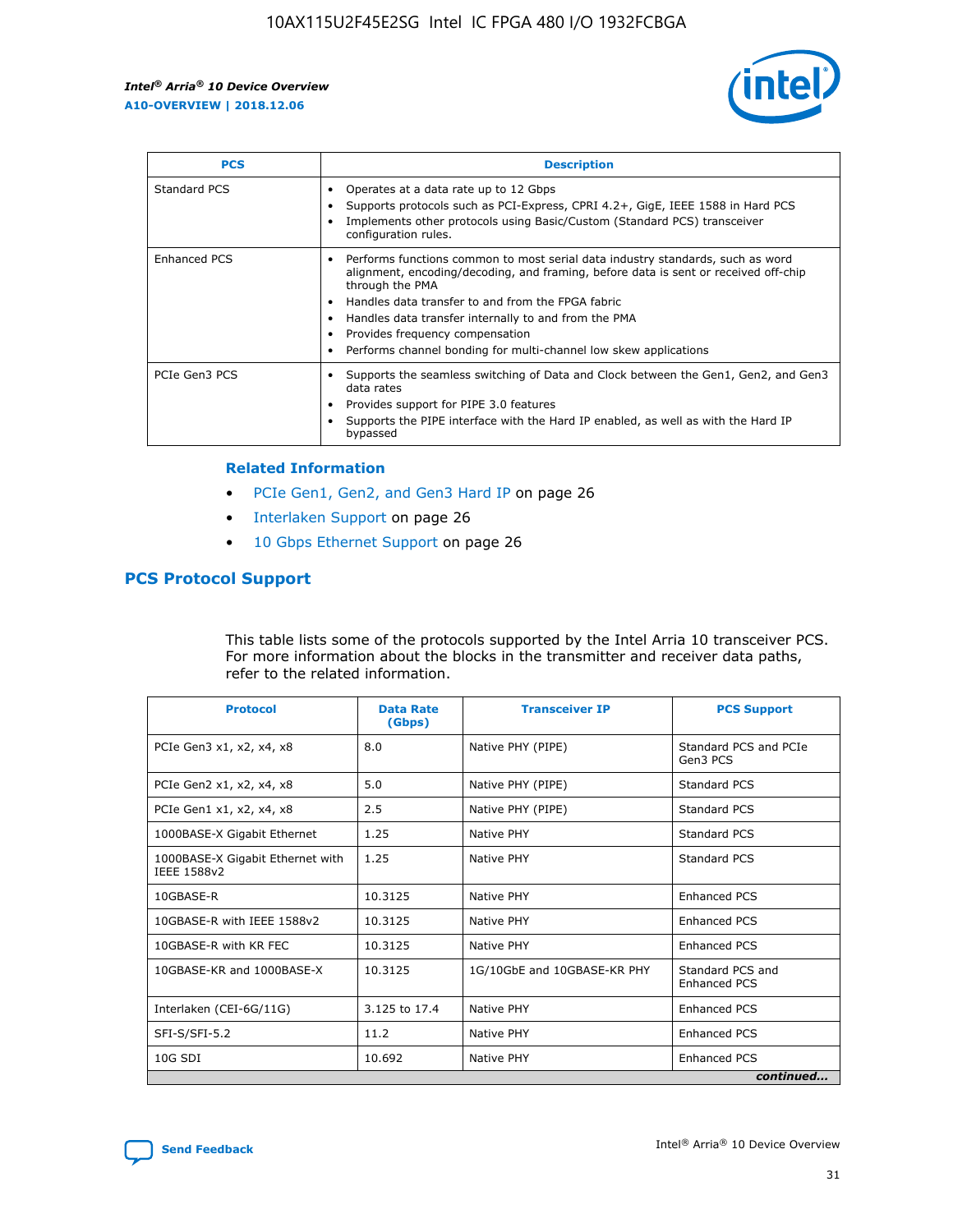| PCS | Description |
| --- | --- |
| Standard PCS | • Operates at a data rate up to 12 Gbps<br>• Supports protocols such as PCI-Express, CPRI 4.2+, GigE, IEEE 1588 in Hard PCS<br>• Implements other protocols using Basic/Custom (Standard PCS) transceiver configuration rules. |
| Enhanced PCS | • Performs functions common to most serial data industry standards, such as word alignment, encoding/decoding, and framing, before data is sent or received off-chip through the PMA<br>• Handles data transfer to and from the FPGA fabric<br>• Handles data transfer internally to and from the PMA<br>• Provides frequency compensation<br>• Performs channel bonding for multi-channel low skew applications |
| PCIe Gen3 PCS | • Supports the seamless switching of Data and Clock between the Gen1, Gen2, and Gen3 data rates<br>• Provides support for PIPE 3.0 features<br>• Supports the PIPE interface with the Hard IP enabled, as well as with the Hard IP bypassed |

**Related Information**

- PCIe Gen1, Gen2, and Gen3 Hard IP on page 26
- Interlaken Support on page 26
- 10 Gbps Ethernet Support on page 26

## PCS Protocol Support

This table lists some of the protocols supported by the Intel Arria 10 transceiver PCS. For more information about the blocks in the transmitter and receiver data paths, refer to the related information.

| Protocol | Data Rate (Gbps) | Transceiver IP | PCS Support |
| --- | --- | --- | --- |
| PCIe Gen3 x1, x2, x4, x8 | 8.0 | Native PHY (PIPE) | Standard PCS and PCIe Gen3 PCS |
| PCIe Gen2 x1, x2, x4, x8 | 5.0 | Native PHY (PIPE) | Standard PCS |
| PCIe Gen1 x1, x2, x4, x8 | 2.5 | Native PHY (PIPE) | Standard PCS |
| 1000BASE-X Gigabit Ethernet | 1.25 | Native PHY | Standard PCS |
| 1000BASE-X Gigabit Ethernet with IEEE 1588v2 | 1.25 | Native PHY | Standard PCS |
| 10GBASE-R | 10.3125 | Native PHY | Enhanced PCS |
| 10GBASE-R with IEEE 1588v2 | 10.3125 | Native PHY | Enhanced PCS |
| 10GBASE-R with KR FEC | 10.3125 | Native PHY | Enhanced PCS |
| 10GBASE-KR and 1000BASE-X | 10.3125 | 1G/10GbE and 10GBASE-KR PHY | Standard PCS and Enhanced PCS |
| Interlaken (CEI-6G/11G) | 3.125 to 17.4 | Native PHY | Enhanced PCS |
| SFI-S/SFI-5.2 | 11.2 | Native PHY | Enhanced PCS |
| 10G SDI | 10.692 | Native PHY | Enhanced PCS |

*continued...*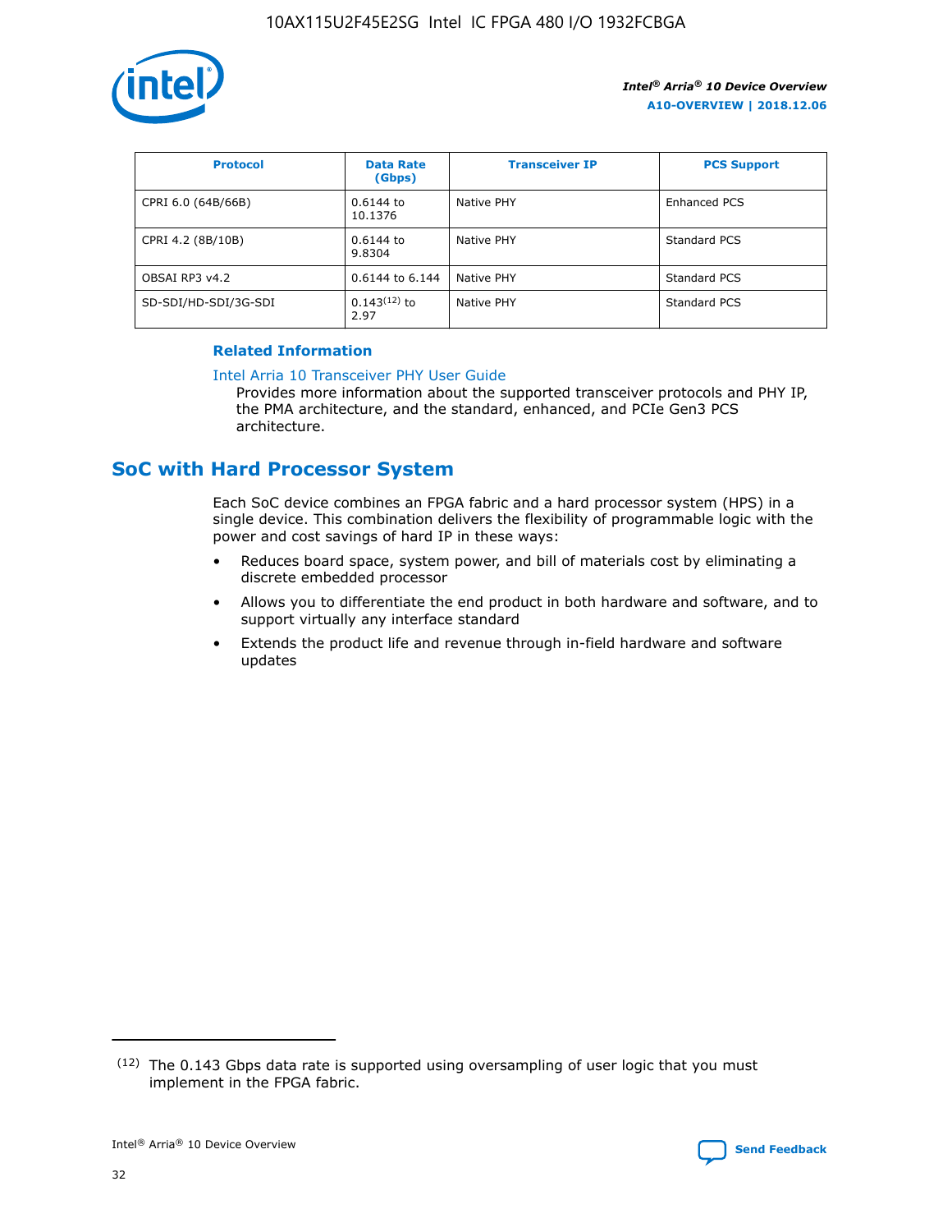| Protocol | Data Rate (Gbps) | Transceiver IP | PCS Support |
| --- | --- | --- | --- |
| CPRI 6.0 (64B/66B) | 0.6144 to 10.1376 | Native PHY | Enhanced PCS |
| CPRI 4.2 (8B/10B) | 0.6144 to 9.8304 | Native PHY | Standard PCS |
| OBSAI RP3 v4.2 | 0.6144 to 6.144 | Native PHY | Standard PCS |
| SD-SDI/HD-SDI/3G-SDI | 0.143[12] to 2.97 | Native PHY | Standard PCS |

**Related Information**

Intel Arria 10 Transceiver PHY User Guide

Provides more information about the supported transceiver protocols and PHY IP, the PMA architecture, and the standard, enhanced, and PCIe Gen3 PCS architecture.

## SoC with Hard Processor System

Each SoC device combines an FPGA fabric and a hard processor system (HPS) in a single device. This combination delivers the flexibility of programmable logic with the power and cost savings of hard IP in these ways:

- Reduces board space, system power, and bill of materials cost by eliminating a discrete embedded processor
- Allows you to differentiate the end product in both hardware and software, and to support virtually any interface standard
- Extends the product life and revenue through in-field hardware and software updates

(12) The 0.143 Gbps data rate is supported using oversampling of user logic that you must implement in the FPGA fabric.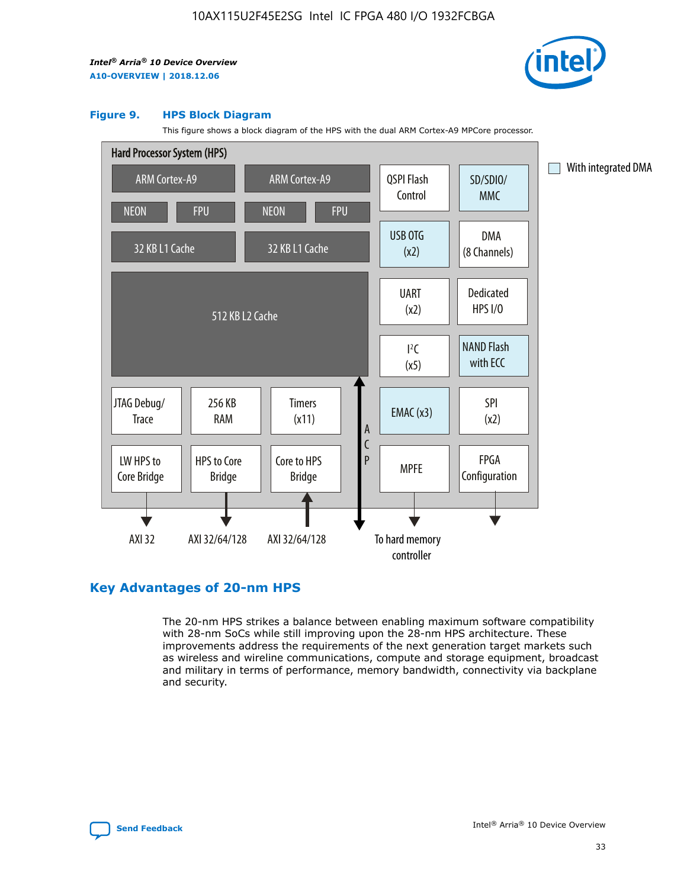**Figure 9. HPS Block Diagram**

This figure shows a block diagram of the HPS with the dual ARM Cortex-A9 MPCore processor.

Hard Processor System (HPS)

ARM Cortex-A9 | ARM Cortex-A9
NEON | FPU | NEON | FPU
32 KB L1 Cache | 32 KB L1 Cache
512 KB L2 Cache

QSPI Flash Control | SD/SDIO/MMC
USB OTG (x2) | DMA (8 Channels)
UART (x2) | Dedicated HPS I/O
I²C (x5) | NAND Flash with ECC
JTAG Debug/Trace | 256 KB RAM | Timers (x11) | EMAC (x3) | SPI (x2)
LW HPS to Core Bridge | HPS to Core Bridge | Core to HPS Bridge | ACP | MPFE | FPGA Configuration

AXI 32 | AXI 32/64/128 | AXI 32/64/128 | To hard memory controller

With integrated DMA

## Key Advantages of 20-nm HPS

The 20-nm HPS strikes a balance between enabling maximum software compatibility with 28-nm SoCs while still improving upon the 28-nm HPS architecture. These improvements address the requirements of the next generation target markets such as wireless and wireline communications, compute and storage equipment, broadcast and military in terms of performance, memory bandwidth, connectivity via backplane and security.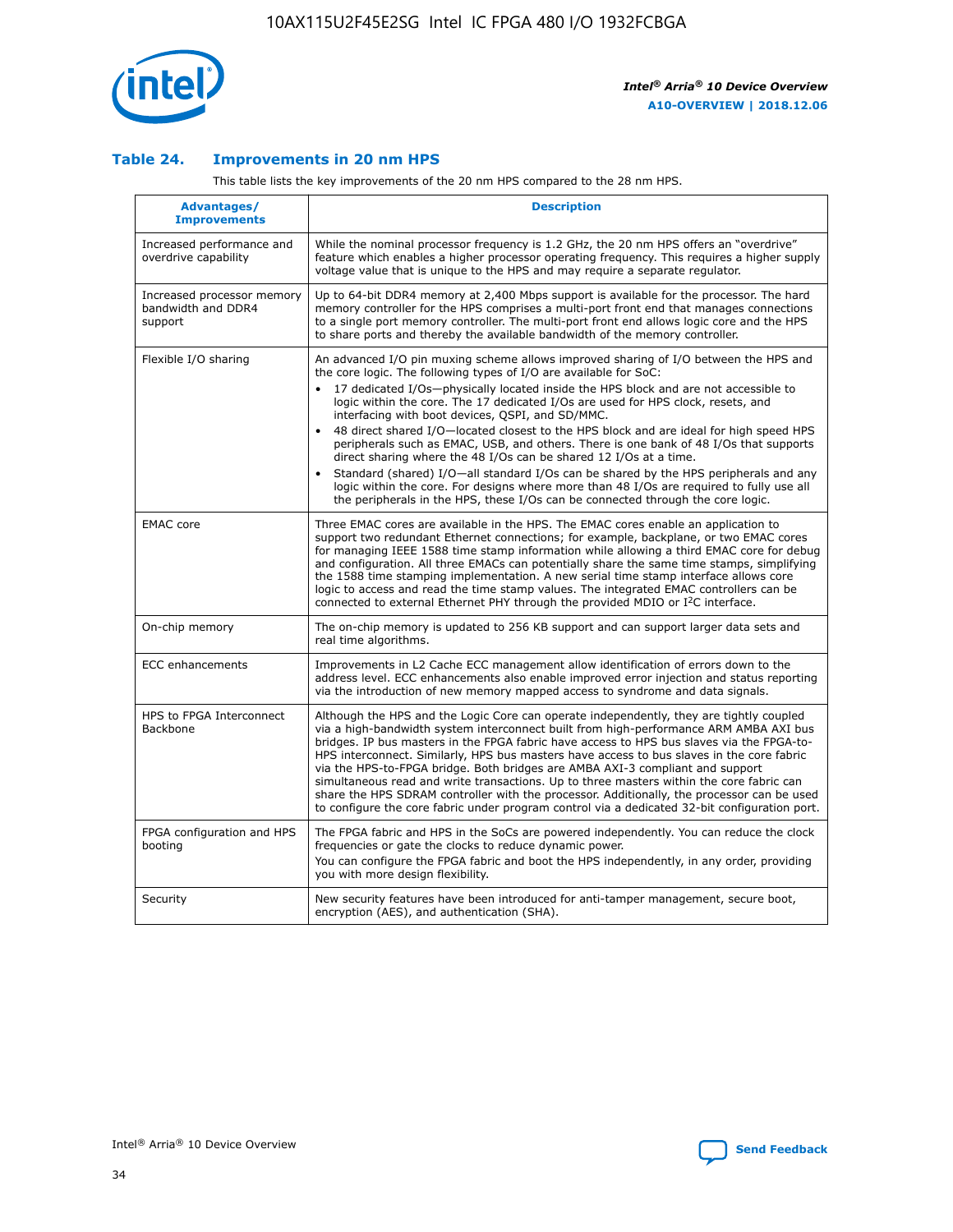### Table 24. Improvements in 20 nm HPS

This table lists the key improvements of the 20 nm HPS compared to the 28 nm HPS.

| Advantages/ Improvements | Description |
|---|---|
| Increased performance and overdrive capability | While the nominal processor frequency is 1.2 GHz, the 20 nm HPS offers an "overdrive" feature which enables a higher processor operating frequency. This requires a higher supply voltage value that is unique to the HPS and may require a separate regulator. |
| Increased processor memory bandwidth and DDR4 support | Up to 64-bit DDR4 memory at 2,400 Mbps support is available for the processor. The hard memory controller for the HPS comprises a multi-port front end that manages connections to a single port memory controller. The multi-port front end allows logic core and the HPS to share ports and thereby the available bandwidth of the memory controller. |
| Flexible I/O sharing | An advanced I/O pin muxing scheme allows improved sharing of I/O between the HPS and the core logic. The following types of I/O are available for SoC:<br>• 17 dedicated I/Os—physically located inside the HPS block and are not accessible to logic within the core. The 17 dedicated I/Os are used for HPS clock, resets, and interfacing with boot devices, QSPI, and SD/MMC.<br>• 48 direct shared I/O—located closest to the HPS block and are ideal for high speed HPS peripherals such as EMAC, USB, and others. There is one bank of 48 I/Os that supports direct sharing where the 48 I/Os can be shared 12 I/Os at a time.<br>• Standard (shared) I/O—all standard I/Os can be shared by the HPS peripherals and any logic within the core. For designs where more than 48 I/Os are required to fully use all the peripherals in the HPS, these I/Os can be connected through the core logic. |
| EMAC core | Three EMAC cores are available in the HPS. The EMAC cores enable an application to support two redundant Ethernet connections; for example, backplane, or two EMAC cores for managing IEEE 1588 time stamp information while allowing a third EMAC core for debug and configuration. All three EMACs can potentially share the same time stamps, simplifying the 1588 time stamping implementation. A new serial time stamp interface allows core logic to access and read the time stamp values. The integrated EMAC controllers can be connected to external Ethernet PHY through the provided MDIO or I²C interface. |
| On-chip memory | The on-chip memory is updated to 256 KB support and can support larger data sets and real time algorithms. |
| ECC enhancements | Improvements in L2 Cache ECC management allow identification of errors down to the address level. ECC enhancements also enable improved error injection and status reporting via the introduction of new memory mapped access to syndrome and data signals. |
| HPS to FPGA Interconnect Backbone | Although the HPS and the Logic Core can operate independently, they are tightly coupled via a high-bandwidth system interconnect built from high-performance ARM AMBA AXI bus bridges. IP bus masters in the FPGA fabric have access to HPS bus slaves via the FPGA-to-HPS interconnect. Similarly, HPS bus masters have access to bus slaves in the core fabric via the HPS-to-FPGA bridge. Both bridges are AMBA AXI-3 compliant and support simultaneous read and write transactions. Up to three masters within the core fabric can share the HPS SDRAM controller with the processor. Additionally, the processor can be used to configure the core fabric under program control via a dedicated 32-bit configuration port. |
| FPGA configuration and HPS booting | The FPGA fabric and HPS in the SoCs are powered independently. You can reduce the clock frequencies or gate the clocks to reduce dynamic power.<br>You can configure the FPGA fabric and boot the HPS independently, in any order, providing you with more design flexibility. |
| Security | New security features have been introduced for anti-tamper management, secure boot, encryption (AES), and authentication (SHA). |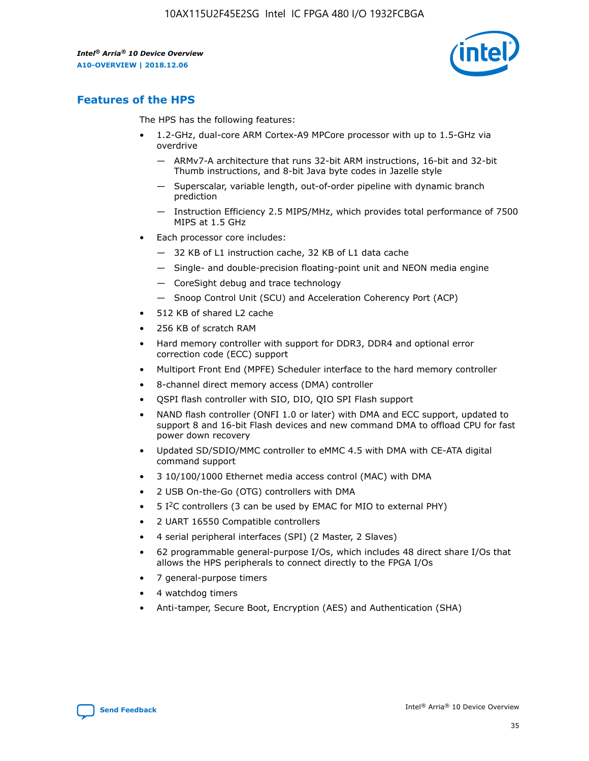## Features of the HPS

The HPS has the following features:

- 1.2-GHz, dual-core ARM Cortex-A9 MPCore processor with up to 1.5-GHz via overdrive
  - — ARMv7-A architecture that runs 32-bit ARM instructions, 16-bit and 32-bit Thumb instructions, and 8-bit Java byte codes in Jazelle style
  - — Superscalar, variable length, out-of-order pipeline with dynamic branch prediction
  - — Instruction Efficiency 2.5 MIPS/MHz, which provides total performance of 7500 MIPS at 1.5 GHz
- Each processor core includes:
  - — 32 KB of L1 instruction cache, 32 KB of L1 data cache
  - — Single- and double-precision floating-point unit and NEON media engine
  - — CoreSight debug and trace technology
  - — Snoop Control Unit (SCU) and Acceleration Coherency Port (ACP)
- 512 KB of shared L2 cache
- 256 KB of scratch RAM
- Hard memory controller with support for DDR3, DDR4 and optional error correction code (ECC) support
- Multiport Front End (MPFE) Scheduler interface to the hard memory controller
- 8-channel direct memory access (DMA) controller
- QSPI flash controller with SIO, DIO, QIO SPI Flash support
- NAND flash controller (ONFI 1.0 or later) with DMA and ECC support, updated to support 8 and 16-bit Flash devices and new command DMA to offload CPU for fast power down recovery
- Updated SD/SDIO/MMC controller to eMMC 4.5 with DMA with CE-ATA digital command support
- 3 10/100/1000 Ethernet media access control (MAC) with DMA
- 2 USB On-the-Go (OTG) controllers with DMA
- 5 I²C controllers (3 can be used by EMAC for MIO to external PHY)
- 2 UART 16550 Compatible controllers
- 4 serial peripheral interfaces (SPI) (2 Master, 2 Slaves)
- 62 programmable general-purpose I/Os, which includes 48 direct share I/Os that allows the HPS peripherals to connect directly to the FPGA I/Os
- 7 general-purpose timers
- 4 watchdog timers
- Anti-tamper, Secure Boot, Encryption (AES) and Authentication (SHA)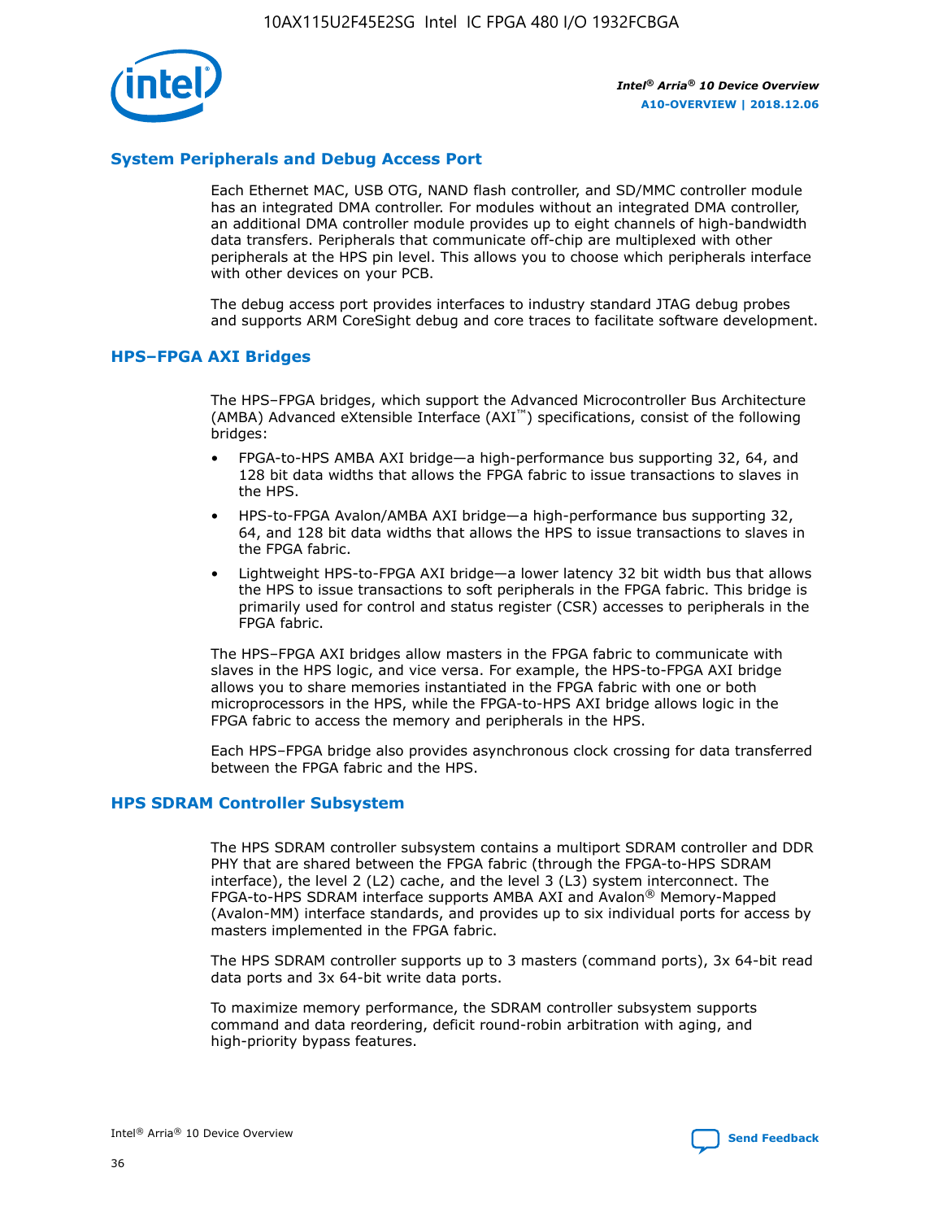## System Peripherals and Debug Access Port

Each Ethernet MAC, USB OTG, NAND flash controller, and SD/MMC controller module has an integrated DMA controller. For modules without an integrated DMA controller, an additional DMA controller module provides up to eight channels of high-bandwidth data transfers. Peripherals that communicate off-chip are multiplexed with other peripherals at the HPS pin level. This allows you to choose which peripherals interface with other devices on your PCB.

The debug access port provides interfaces to industry standard JTAG debug probes and supports ARM CoreSight debug and core traces to facilitate software development.

## HPS–FPGA AXI Bridges

The HPS–FPGA bridges, which support the Advanced Microcontroller Bus Architecture (AMBA) Advanced eXtensible Interface (AXI™) specifications, consist of the following bridges:

- FPGA-to-HPS AMBA AXI bridge—a high-performance bus supporting 32, 64, and 128 bit data widths that allows the FPGA fabric to issue transactions to slaves in the HPS.
- HPS-to-FPGA Avalon/AMBA AXI bridge—a high-performance bus supporting 32, 64, and 128 bit data widths that allows the HPS to issue transactions to slaves in the FPGA fabric.
- Lightweight HPS-to-FPGA AXI bridge—a lower latency 32 bit width bus that allows the HPS to issue transactions to soft peripherals in the FPGA fabric. This bridge is primarily used for control and status register (CSR) accesses to peripherals in the FPGA fabric.

The HPS–FPGA AXI bridges allow masters in the FPGA fabric to communicate with slaves in the HPS logic, and vice versa. For example, the HPS-to-FPGA AXI bridge allows you to share memories instantiated in the FPGA fabric with one or both microprocessors in the HPS, while the FPGA-to-HPS AXI bridge allows logic in the FPGA fabric to access the memory and peripherals in the HPS.

Each HPS–FPGA bridge also provides asynchronous clock crossing for data transferred between the FPGA fabric and the HPS.

## HPS SDRAM Controller Subsystem

The HPS SDRAM controller subsystem contains a multiport SDRAM controller and DDR PHY that are shared between the FPGA fabric (through the FPGA-to-HPS SDRAM interface), the level 2 (L2) cache, and the level 3 (L3) system interconnect. The FPGA-to-HPS SDRAM interface supports AMBA AXI and Avalon® Memory-Mapped (Avalon-MM) interface standards, and provides up to six individual ports for access by masters implemented in the FPGA fabric.

The HPS SDRAM controller supports up to 3 masters (command ports), 3x 64-bit read data ports and 3x 64-bit write data ports.

To maximize memory performance, the SDRAM controller subsystem supports command and data reordering, deficit round-robin arbitration with aging, and high-priority bypass features.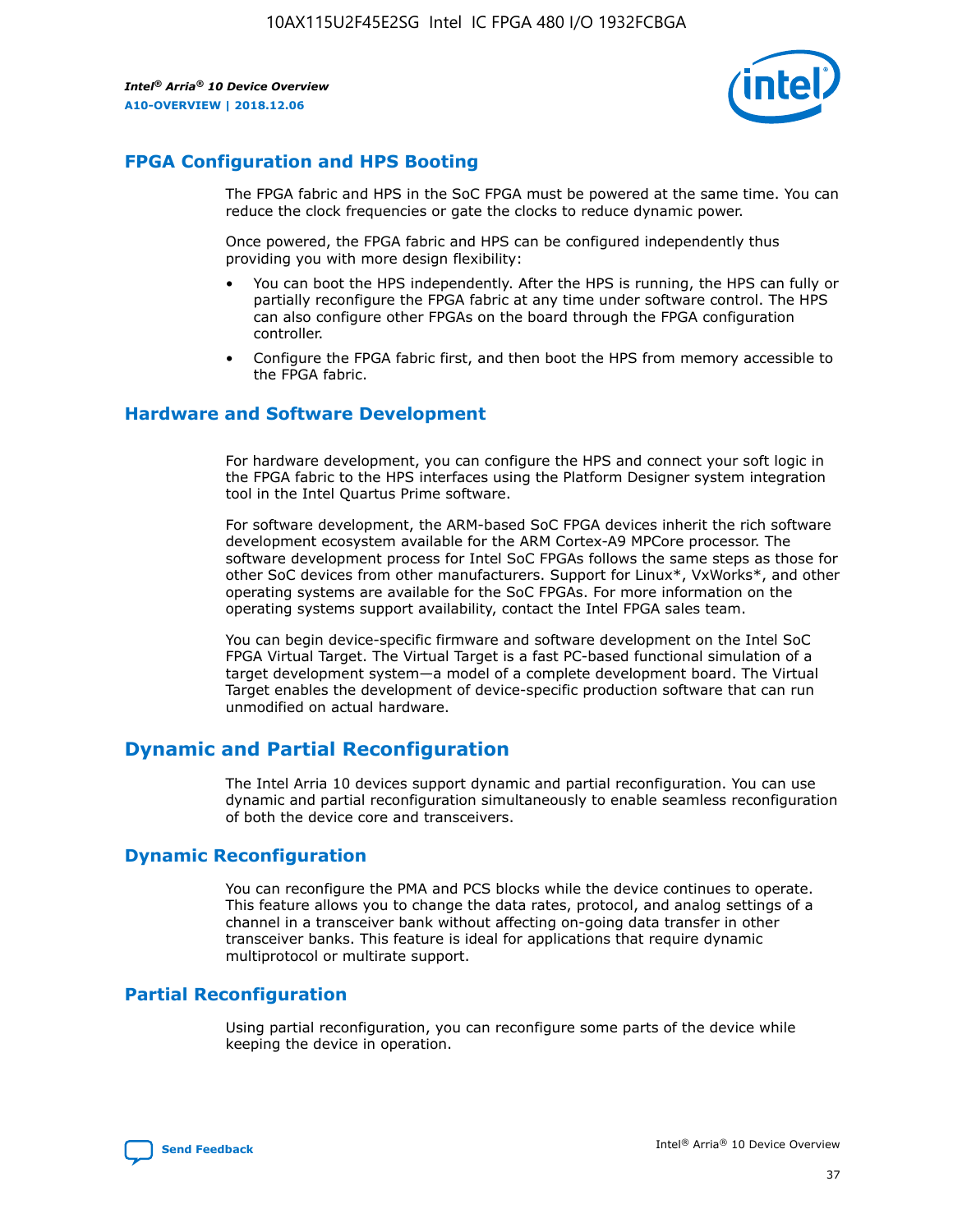## FPGA Configuration and HPS Booting

The FPGA fabric and HPS in the SoC FPGA must be powered at the same time. You can reduce the clock frequencies or gate the clocks to reduce dynamic power.

Once powered, the FPGA fabric and HPS can be configured independently thus providing you with more design flexibility:

- You can boot the HPS independently. After the HPS is running, the HPS can fully or partially reconfigure the FPGA fabric at any time under software control. The HPS can also configure other FPGAs on the board through the FPGA configuration controller.
- Configure the FPGA fabric first, and then boot the HPS from memory accessible to the FPGA fabric.

## Hardware and Software Development

For hardware development, you can configure the HPS and connect your soft logic in the FPGA fabric to the HPS interfaces using the Platform Designer system integration tool in the Intel Quartus Prime software.

For software development, the ARM-based SoC FPGA devices inherit the rich software development ecosystem available for the ARM Cortex-A9 MPCore processor. The software development process for Intel SoC FPGAs follows the same steps as those for other SoC devices from other manufacturers. Support for Linux*, VxWorks*, and other operating systems are available for the SoC FPGAs. For more information on the operating systems support availability, contact the Intel FPGA sales team.

You can begin device-specific firmware and software development on the Intel SoC FPGA Virtual Target. The Virtual Target is a fast PC-based functional simulation of a target development system—a model of a complete development board. The Virtual Target enables the development of device-specific production software that can run unmodified on actual hardware.

# Dynamic and Partial Reconfiguration

The Intel Arria 10 devices support dynamic and partial reconfiguration. You can use dynamic and partial reconfiguration simultaneously to enable seamless reconfiguration of both the device core and transceivers.

## Dynamic Reconfiguration

You can reconfigure the PMA and PCS blocks while the device continues to operate. This feature allows you to change the data rates, protocol, and analog settings of a channel in a transceiver bank without affecting on-going data transfer in other transceiver banks. This feature is ideal for applications that require dynamic multiprotocol or multirate support.

## Partial Reconfiguration

Using partial reconfiguration, you can reconfigure some parts of the device while keeping the device in operation.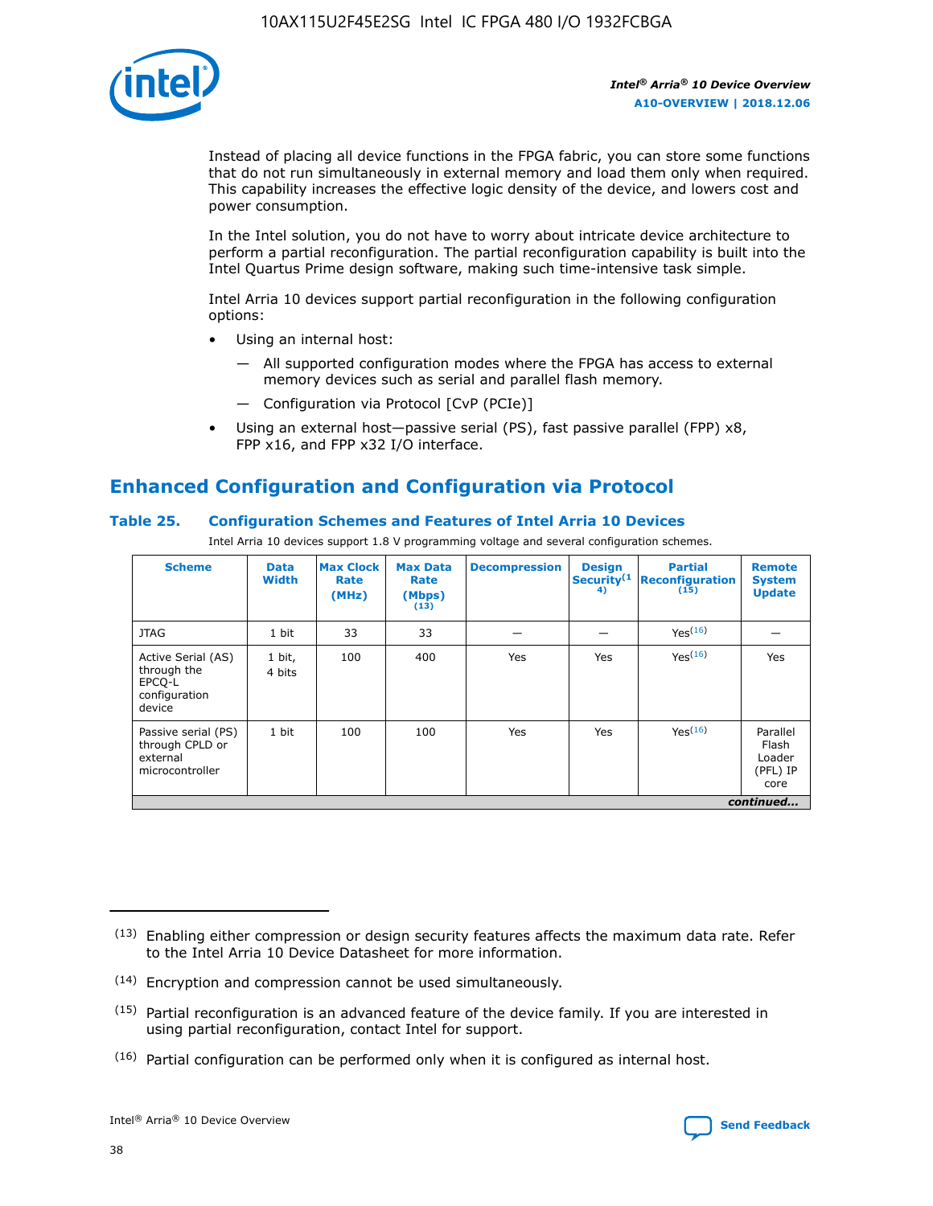Instead of placing all device functions in the FPGA fabric, you can store some functions that do not run simultaneously in external memory and load them only when required. This capability increases the effective logic density of the device, and lowers cost and power consumption.

In the Intel solution, you do not have to worry about intricate device architecture to perform a partial reconfiguration. The partial reconfiguration capability is built into the Intel Quartus Prime design software, making such time-intensive task simple.

Intel Arria 10 devices support partial reconfiguration in the following configuration options:

- Using an internal host:
  - All supported configuration modes where the FPGA has access to external memory devices such as serial and parallel flash memory.
  - Configuration via Protocol [CvP (PCIe)]
- Using an external host—passive serial (PS), fast passive parallel (FPP) x8, FPP x16, and FPP x32 I/O interface.

## Enhanced Configuration and Configuration via Protocol

### Table 25. Configuration Schemes and Features of Intel Arria 10 Devices

Intel Arria 10 devices support 1.8 V programming voltage and several configuration schemes.

| Scheme | Data Width | Max Clock Rate (MHz) | Max Data Rate (Mbps) (13) | Decompression | Design Security (14) | Partial Reconfiguration (15) | Remote System Update |
|---|---|---|---|---|---|---|---|
| JTAG | 1 bit | 33 | 33 | — | — | Yes (16) | — |
| Active Serial (AS) through the EPCQ-L configuration device | 1 bit, 4 bits | 100 | 400 | Yes | Yes | Yes (16) | Yes |
| Passive serial (PS) through CPLD or external microcontroller | 1 bit | 100 | 100 | Yes | Yes | Yes (16) | Parallel Flash Loader (PFL) IP core |

*continued...*

(13) Enabling either compression or design security features affects the maximum data rate. Refer to the Intel Arria 10 Device Datasheet for more information.

(14) Encryption and compression cannot be used simultaneously.

(15) Partial reconfiguration is an advanced feature of the device family. If you are interested in using partial reconfiguration, contact Intel for support.

(16) Partial configuration can be performed only when it is configured as internal host.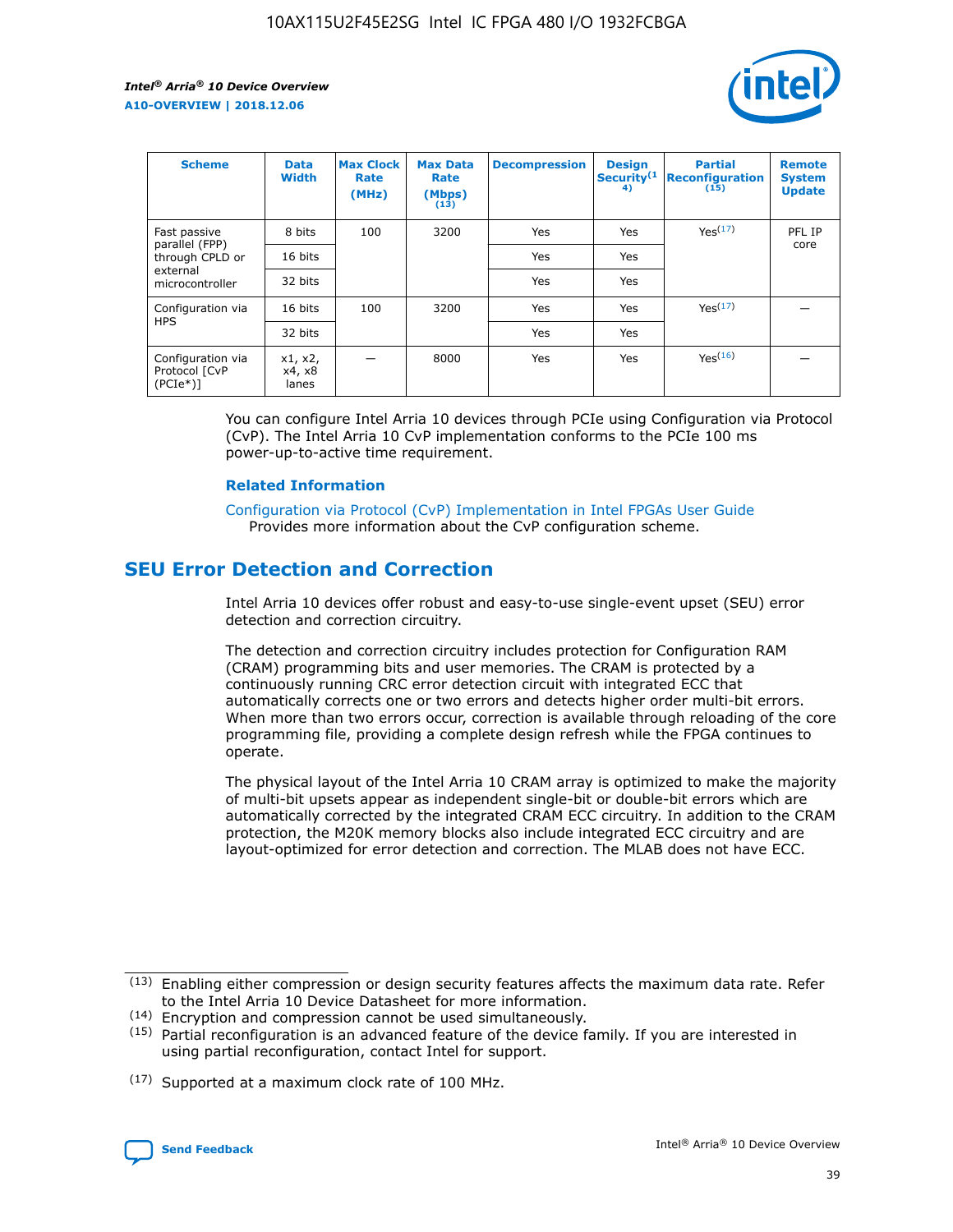| Scheme | Data Width | Max Clock Rate (MHz) | Max Data Rate (Mbps) (13) | Decompression | Design Security (14) | Partial Reconfiguration (15) | Remote System Update |
| --- | --- | --- | --- | --- | --- | --- | --- |
| Fast passive parallel (FPP) through CPLD or external microcontroller | 8 bits | 100 | 3200 | Yes | Yes | Yes (17) | PFL IP core |
| | 16 bits | | | Yes | Yes | | |
| | 32 bits | | | Yes | Yes | | |
| Configuration via HPS | 16 bits | 100 | 3200 | Yes | Yes | Yes (17) | — |
| | 32 bits | | | Yes | Yes | | |
| Configuration via Protocol [CvP (PCIe*)] | x1, x2, x4, x8 lanes | — | 8000 | Yes | Yes | Yes (16) | — |

You can configure Intel Arria 10 devices through PCIe using Configuration via Protocol (CvP). The Intel Arria 10 CvP implementation conforms to the PCIe 100 ms power-up-to-active time requirement.

### Related Information

Configuration via Protocol (CvP) Implementation in Intel FPGAs User Guide
Provides more information about the CvP configuration scheme.

## SEU Error Detection and Correction

Intel Arria 10 devices offer robust and easy-to-use single-event upset (SEU) error detection and correction circuitry.

The detection and correction circuitry includes protection for Configuration RAM (CRAM) programming bits and user memories. The CRAM is protected by a continuously running CRC error detection circuit with integrated ECC that automatically corrects one or two errors and detects higher order multi-bit errors. When more than two errors occur, correction is available through reloading of the core programming file, providing a complete design refresh while the FPGA continues to operate.

The physical layout of the Intel Arria 10 CRAM array is optimized to make the majority of multi-bit upsets appear as independent single-bit or double-bit errors which are automatically corrected by the integrated CRAM ECC circuitry. In addition to the CRAM protection, the M20K memory blocks also include integrated ECC circuitry and are layout-optimized for error detection and correction. The MLAB does not have ECC.

(13) Enabling either compression or design security features affects the maximum data rate. Refer to the Intel Arria 10 Device Datasheet for more information.

(14) Encryption and compression cannot be used simultaneously.

(15) Partial reconfiguration is an advanced feature of the device family. If you are interested in using partial reconfiguration, contact Intel for support.

(17) Supported at a maximum clock rate of 100 MHz.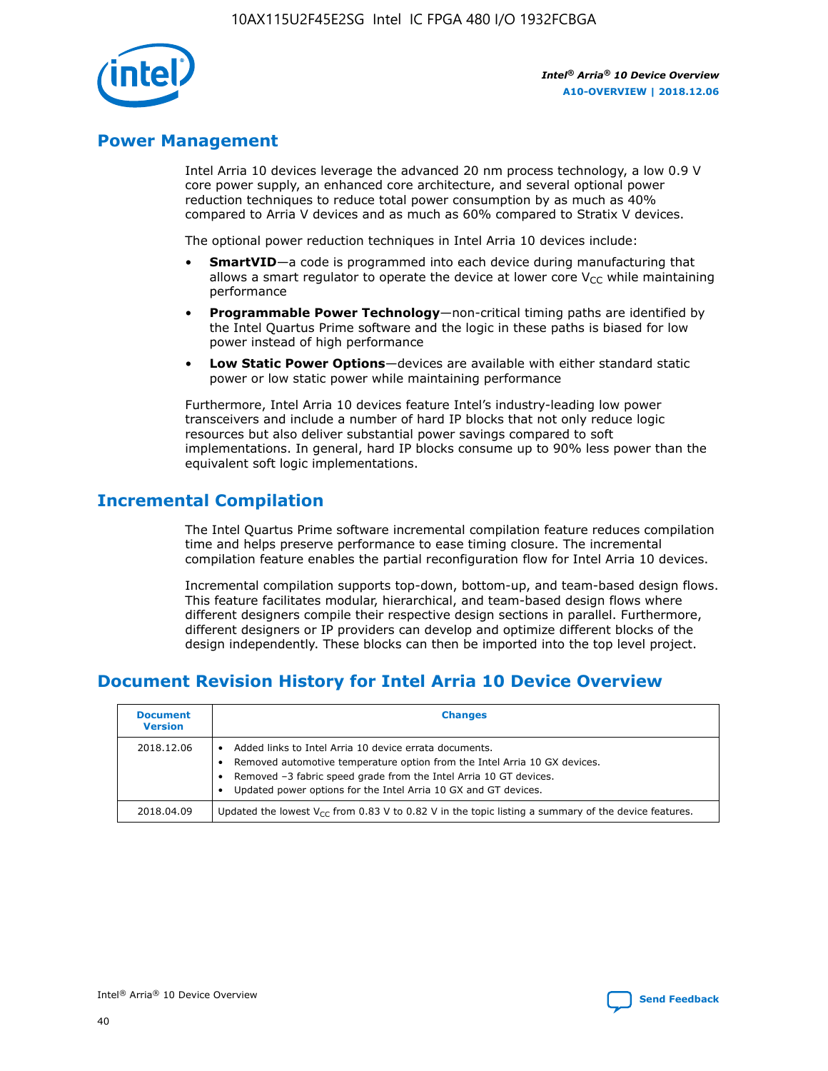## Power Management

Intel Arria 10 devices leverage the advanced 20 nm process technology, a low 0.9 V core power supply, an enhanced core architecture, and several optional power reduction techniques to reduce total power consumption by as much as 40% compared to Arria V devices and as much as 60% compared to Stratix V devices.

The optional power reduction techniques in Intel Arria 10 devices include:

- **SmartVID**—a code is programmed into each device during manufacturing that allows a smart regulator to operate the device at lower core $V_{CC}$ while maintaining performance
- **Programmable Power Technology**—non-critical timing paths are identified by the Intel Quartus Prime software and the logic in these paths is biased for low power instead of high performance
- **Low Static Power Options**—devices are available with either standard static power or low static power while maintaining performance

Furthermore, Intel Arria 10 devices feature Intel's industry-leading low power transceivers and include a number of hard IP blocks that not only reduce logic resources but also deliver substantial power savings compared to soft implementations. In general, hard IP blocks consume up to 90% less power than the equivalent soft logic implementations.

## Incremental Compilation

The Intel Quartus Prime software incremental compilation feature reduces compilation time and helps preserve performance to ease timing closure. The incremental compilation feature enables the partial reconfiguration flow for Intel Arria 10 devices.

Incremental compilation supports top-down, bottom-up, and team-based design flows. This feature facilitates modular, hierarchical, and team-based design flows where different designers compile their respective design sections in parallel. Furthermore, different designers or IP providers can develop and optimize different blocks of the design independently. These blocks can then be imported into the top level project.

## Document Revision History for Intel Arria 10 Device Overview

| Document Version | Changes |
| --- | --- |
| 2018.12.06 | • Added links to Intel Arria 10 device errata documents.<br>• Removed automotive temperature option from the Intel Arria 10 GX devices.<br>• Removed –3 fabric speed grade from the Intel Arria 10 GT devices.<br>• Updated power options for the Intel Arria 10 GX and GT devices. |
| 2018.04.09 | Updated the lowest $V_{CC}$ from 0.83 V to 0.82 V in the topic listing a summary of the device features. |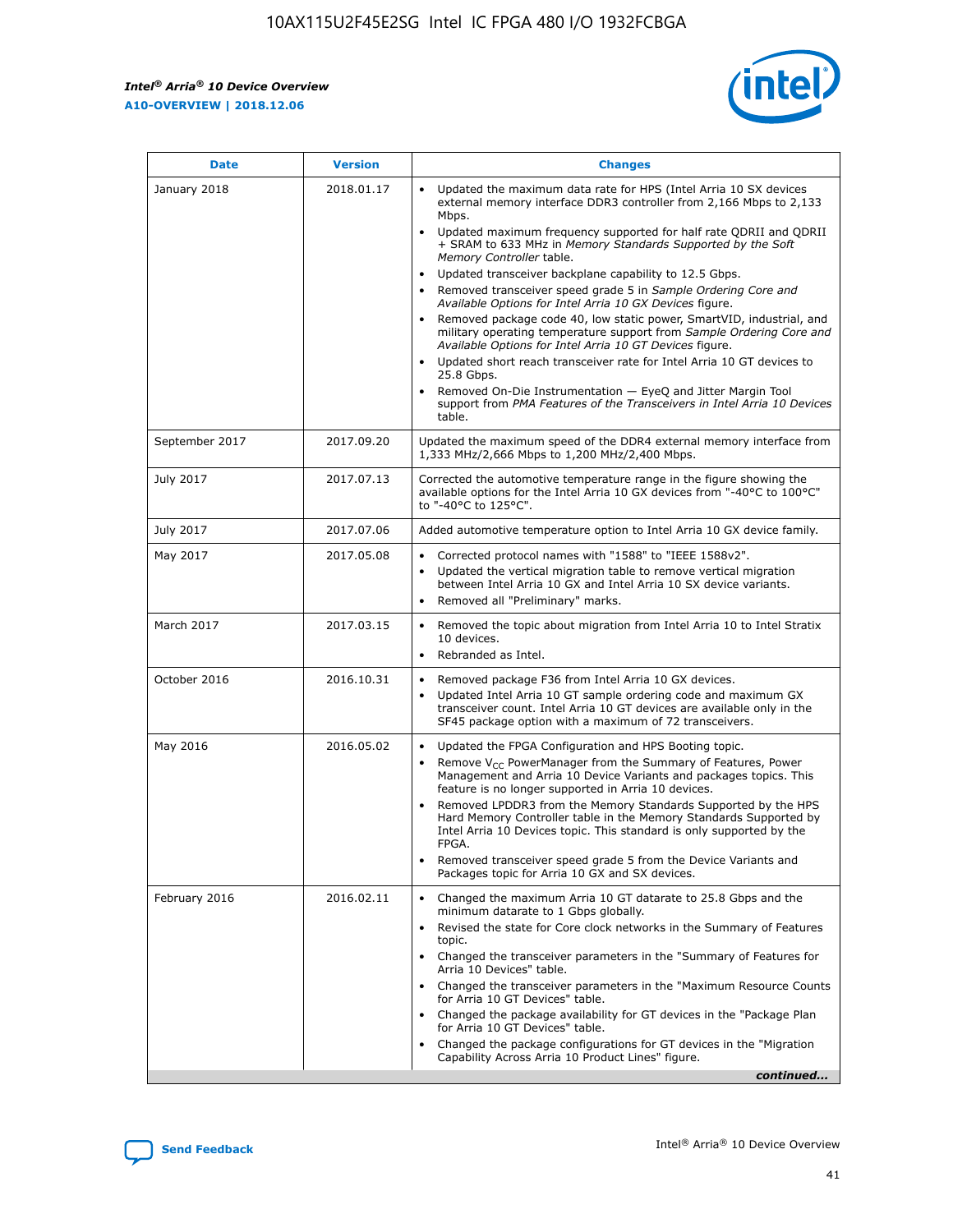| Date | Version | Changes |
| --- | --- | --- |
| January 2018 | 2018.01.17 | • Updated the maximum data rate for HPS (Intel Arria 10 SX devices external memory interface DDR3 controller from 2,166 Mbps to 2,133 Mbps.<br>• Updated maximum frequency supported for half rate QDRII and QDRII + SRAM to 633 MHz in *Memory Standards Supported by the Soft Memory Controller* table.<br>• Updated transceiver backplane capability to 12.5 Gbps.<br>• Removed transceiver speed grade 5 in *Sample Ordering Core and Available Options for Intel Arria 10 GX Devices* figure.<br>• Removed package code 40, low static power, SmartVID, industrial, and military operating temperature support from *Sample Ordering Core and Available Options for Intel Arria 10 GT Devices* figure.<br>• Updated short reach transceiver rate for Intel Arria 10 GT devices to 25.8 Gbps.<br>• Removed On-Die Instrumentation — EyeQ and Jitter Margin Tool support from *PMA Features of the Transceivers in Intel Arria 10 Devices* table. |
| September 2017 | 2017.09.20 | Updated the maximum speed of the DDR4 external memory interface from 1,333 MHz/2,666 Mbps to 1,200 MHz/2,400 Mbps. |
| July 2017 | 2017.07.13 | Corrected the automotive temperature range in the figure showing the available options for the Intel Arria 10 GX devices from "-40°C to 100°C" to "-40°C to 125°C". |
| July 2017 | 2017.07.06 | Added automotive temperature option to Intel Arria 10 GX device family. |
| May 2017 | 2017.05.08 | • Corrected protocol names with "1588" to "IEEE 1588v2".<br>• Updated the vertical migration table to remove vertical migration between Intel Arria 10 GX and Intel Arria 10 SX device variants.<br>• Removed all "Preliminary" marks. |
| March 2017 | 2017.03.15 | • Removed the topic about migration from Intel Arria 10 to Intel Stratix 10 devices.<br>• Rebranded as Intel. |
| October 2016 | 2016.10.31 | • Removed package F36 from Intel Arria 10 GX devices.<br>• Updated Intel Arria 10 GT sample ordering code and maximum GX transceiver count. Intel Arria 10 GT devices are available only in the SF45 package option with a maximum of 72 transceivers. |
| May 2016 | 2016.05.02 | • Updated the FPGA Configuration and HPS Booting topic.<br>• Remove $V_{CC}$ PowerManager from the Summary of Features, Power Management and Arria 10 Device Variants and packages topics. This feature is no longer supported in Arria 10 devices.<br>• Removed LPDDR3 from the Memory Standards Supported by the HPS Hard Memory Controller table in the Memory Standards Supported by Intel Arria 10 Devices topic. This standard is only supported by the FPGA.<br>• Removed transceiver speed grade 5 from the Device Variants and Packages topic for Arria 10 GX and SX devices. |
| February 2016 | 2016.02.11 | • Changed the maximum Arria 10 GT datarate to 25.8 Gbps and the minimum datarate to 1 Gbps globally.<br>• Revised the state for Core clock networks in the Summary of Features topic.<br>• Changed the transceiver parameters in the "Summary of Features for Arria 10 Devices" table.<br>• Changed the transceiver parameters in the "Maximum Resource Counts for Arria 10 GT Devices" table.<br>• Changed the package availability for GT devices in the "Package Plan for Arria 10 GT Devices" table.<br>• Changed the package configurations for GT devices in the "Migration Capability Across Arria 10 Product Lines" figure. |

*continued...*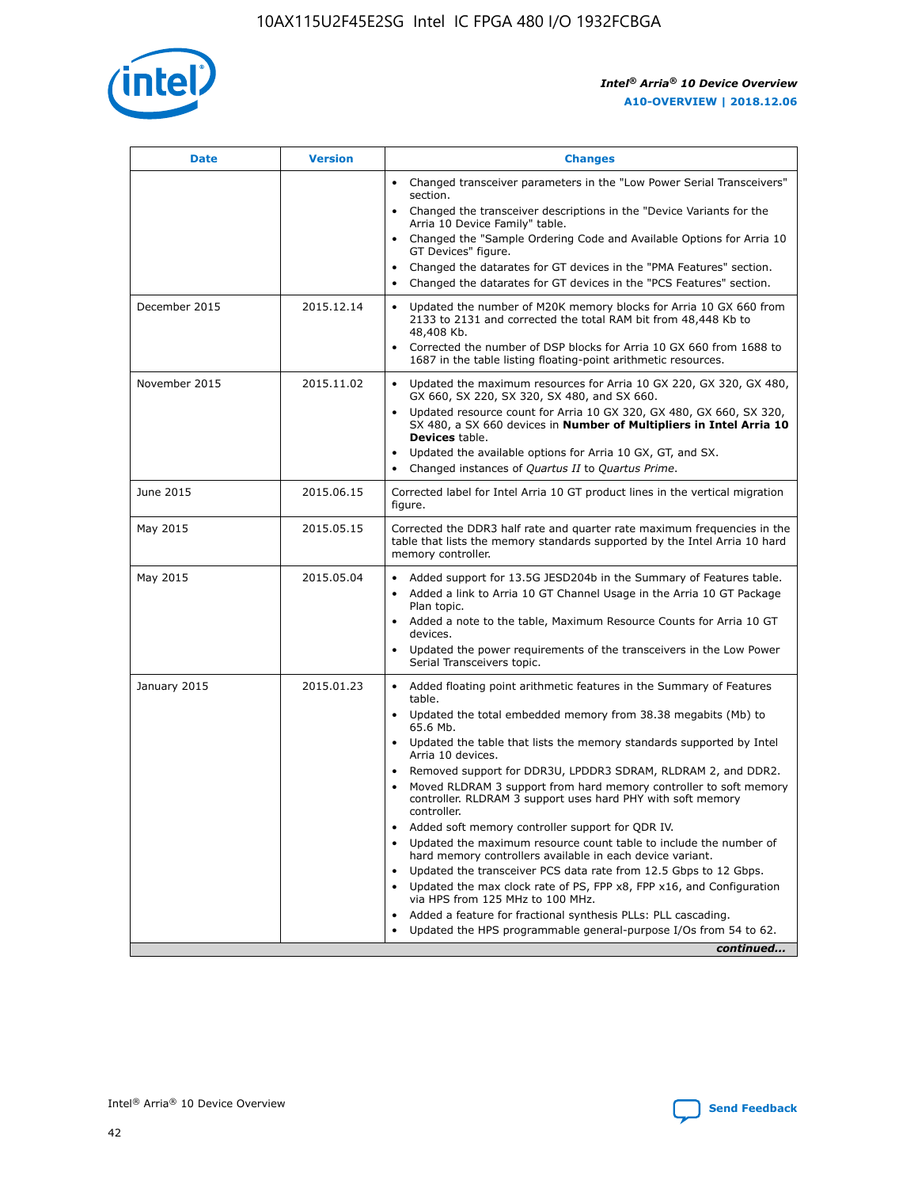| Date | Version | Changes |
| --- | --- | --- |
| | | • Changed transceiver parameters in the "Low Power Serial Transceivers" section.<br>• Changed the transceiver descriptions in the "Device Variants for the Arria 10 Device Family" table.<br>• Changed the "Sample Ordering Code and Available Options for Arria 10 GT Devices" figure.<br>• Changed the datarates for GT devices in the "PMA Features" section.<br>• Changed the datarates for GT devices in the "PCS Features" section. |
| December 2015 | 2015.12.14 | • Updated the number of M20K memory blocks for Arria 10 GX 660 from 2133 to 2131 and corrected the total RAM bit from 48,448 Kb to 48,408 Kb.<br>• Corrected the number of DSP blocks for Arria 10 GX 660 from 1688 to 1687 in the table listing floating-point arithmetic resources. |
| November 2015 | 2015.11.02 | • Updated the maximum resources for Arria 10 GX 220, GX 320, GX 480, GX 660, SX 220, SX 320, SX 480, and SX 660.<br>• Updated resource count for Arria 10 GX 320, GX 480, GX 660, SX 320, SX 480, a SX 660 devices in **Number of Multipliers in Intel Arria 10 Devices** table.<br>• Updated the available options for Arria 10 GX, GT, and SX.<br>• Changed instances of *Quartus II* to *Quartus Prime*. |
| June 2015 | 2015.06.15 | Corrected label for Intel Arria 10 GT product lines in the vertical migration figure. |
| May 2015 | 2015.05.15 | Corrected the DDR3 half rate and quarter rate maximum frequencies in the table that lists the memory standards supported by the Intel Arria 10 hard memory controller. |
| May 2015 | 2015.05.04 | • Added support for 13.5G JESD204b in the Summary of Features table.<br>• Added a link to Arria 10 GT Channel Usage in the Arria 10 GT Package Plan topic.<br>• Added a note to the table, Maximum Resource Counts for Arria 10 GT devices.<br>• Updated the power requirements of the transceivers in the Low Power Serial Transceivers topic. |
| January 2015 | 2015.01.23 | • Added floating point arithmetic features in the Summary of Features table.<br>• Updated the total embedded memory from 38.38 megabits (Mb) to 65.6 Mb.<br>• Updated the table that lists the memory standards supported by Intel Arria 10 devices.<br>• Removed support for DDR3U, LPDDR3 SDRAM, RLDRAM 2, and DDR2.<br>• Moved RLDRAM 3 support from hard memory controller to soft memory controller. RLDRAM 3 support uses hard PHY with soft memory controller.<br>• Added soft memory controller support for QDR IV.<br>• Updated the maximum resource count table to include the number of hard memory controllers available in each device variant.<br>• Updated the transceiver PCS data rate from 12.5 Gbps to 12 Gbps.<br>• Updated the max clock rate of PS, FPP x8, FPP x16, and Configuration via HPS from 125 MHz to 100 MHz.<br>• Added a feature for fractional synthesis PLLs: PLL cascading.<br>• Updated the HPS programmable general-purpose I/Os from 54 to 62. |

*continued...*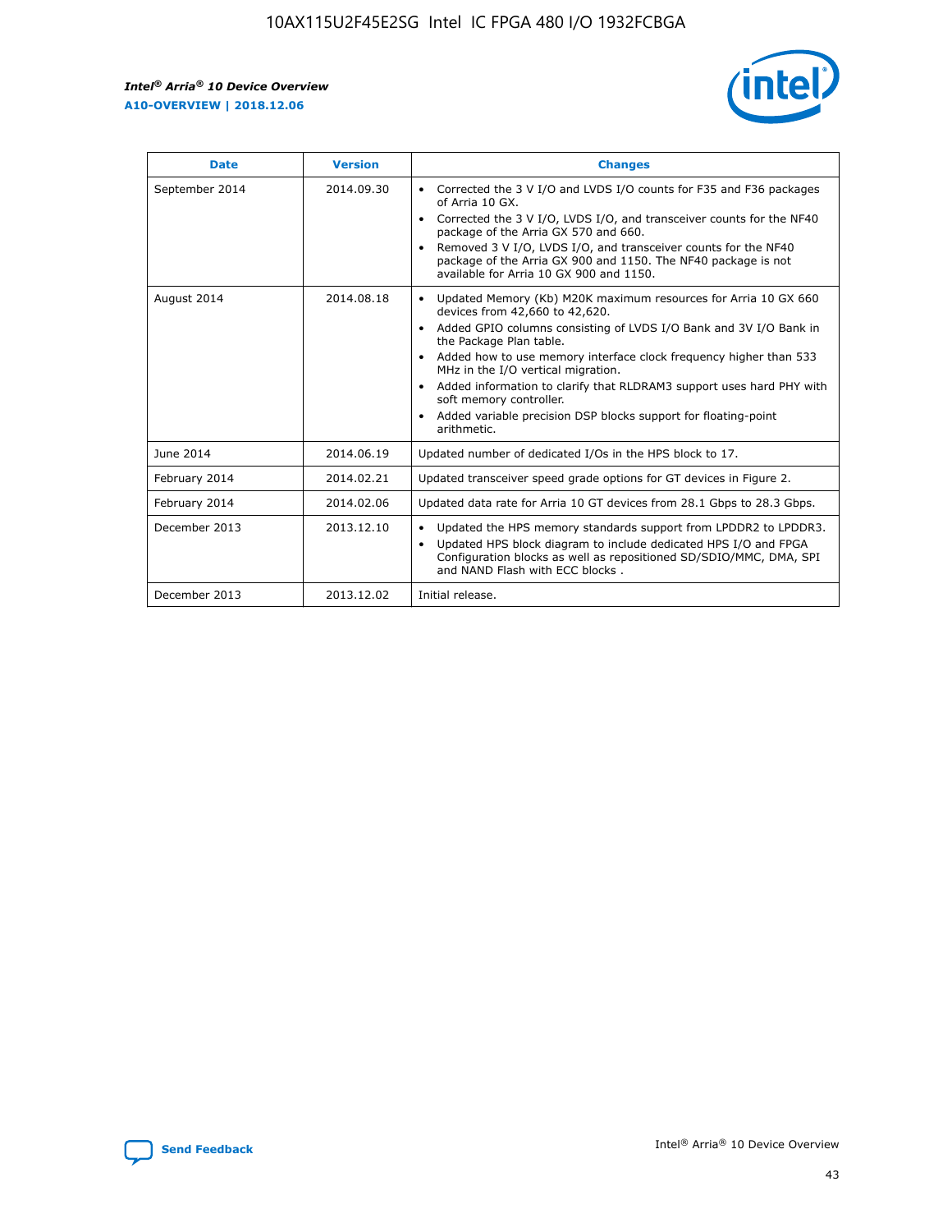| Date | Version | Changes |
| --- | --- | --- |
| September 2014 | 2014.09.30 | • Corrected the 3 V I/O and LVDS I/O counts for F35 and F36 packages of Arria 10 GX.<br>• Corrected the 3 V I/O, LVDS I/O, and transceiver counts for the NF40 package of the Arria GX 570 and 660.<br>• Removed 3 V I/O, LVDS I/O, and transceiver counts for the NF40 package of the Arria GX 900 and 1150. The NF40 package is not available for Arria 10 GX 900 and 1150. |
| August 2014 | 2014.08.18 | • Updated Memory (Kb) M20K maximum resources for Arria 10 GX 660 devices from 42,660 to 42,620.<br>• Added GPIO columns consisting of LVDS I/O Bank and 3V I/O Bank in the Package Plan table.<br>• Added how to use memory interface clock frequency higher than 533 MHz in the I/O vertical migration.<br>• Added information to clarify that RLDRAM3 support uses hard PHY with soft memory controller.<br>• Added variable precision DSP blocks support for floating-point arithmetic. |
| June 2014 | 2014.06.19 | Updated number of dedicated I/Os in the HPS block to 17. |
| February 2014 | 2014.02.21 | Updated transceiver speed grade options for GT devices in Figure 2. |
| February 2014 | 2014.02.06 | Updated data rate for Arria 10 GT devices from 28.1 Gbps to 28.3 Gbps. |
| December 2013 | 2013.12.10 | • Updated the HPS memory standards support from LPDDR2 to LPDDR3.<br>• Updated HPS block diagram to include dedicated HPS I/O and FPGA Configuration blocks as well as repositioned SD/SDIO/MMC, DMA, SPI and NAND Flash with ECC blocks . |
| December 2013 | 2013.12.02 | Initial release. |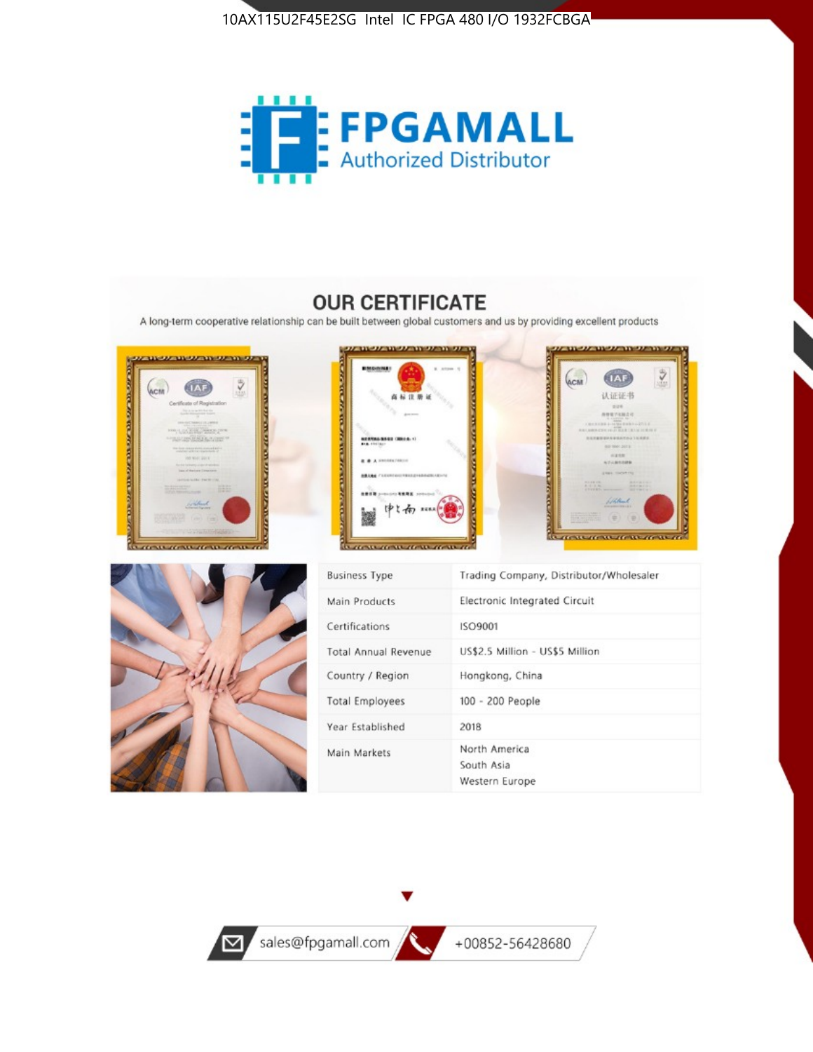FPGAMALL
Authorized Distributor

## OUR CERTIFICATE

A long-term cooperative relationship can be built between global customers and us by providing excellent products

| | |
|---|---|
| Business Type | Trading Company, Distributor/Wholesaler |
| Main Products | Electronic Integrated Circuit |
| Certifications | ISO9001 |
| Total Annual Revenue | US$2.5 Million - US$5 Million |
| Country / Region | Hongkong, China |
| Total Employees | 100 - 200 People |
| Year Established | 2018 |
| Main Markets | North America<br>South Asia<br>Western Europe |

sales@fpgamall.com

+00852-56428680